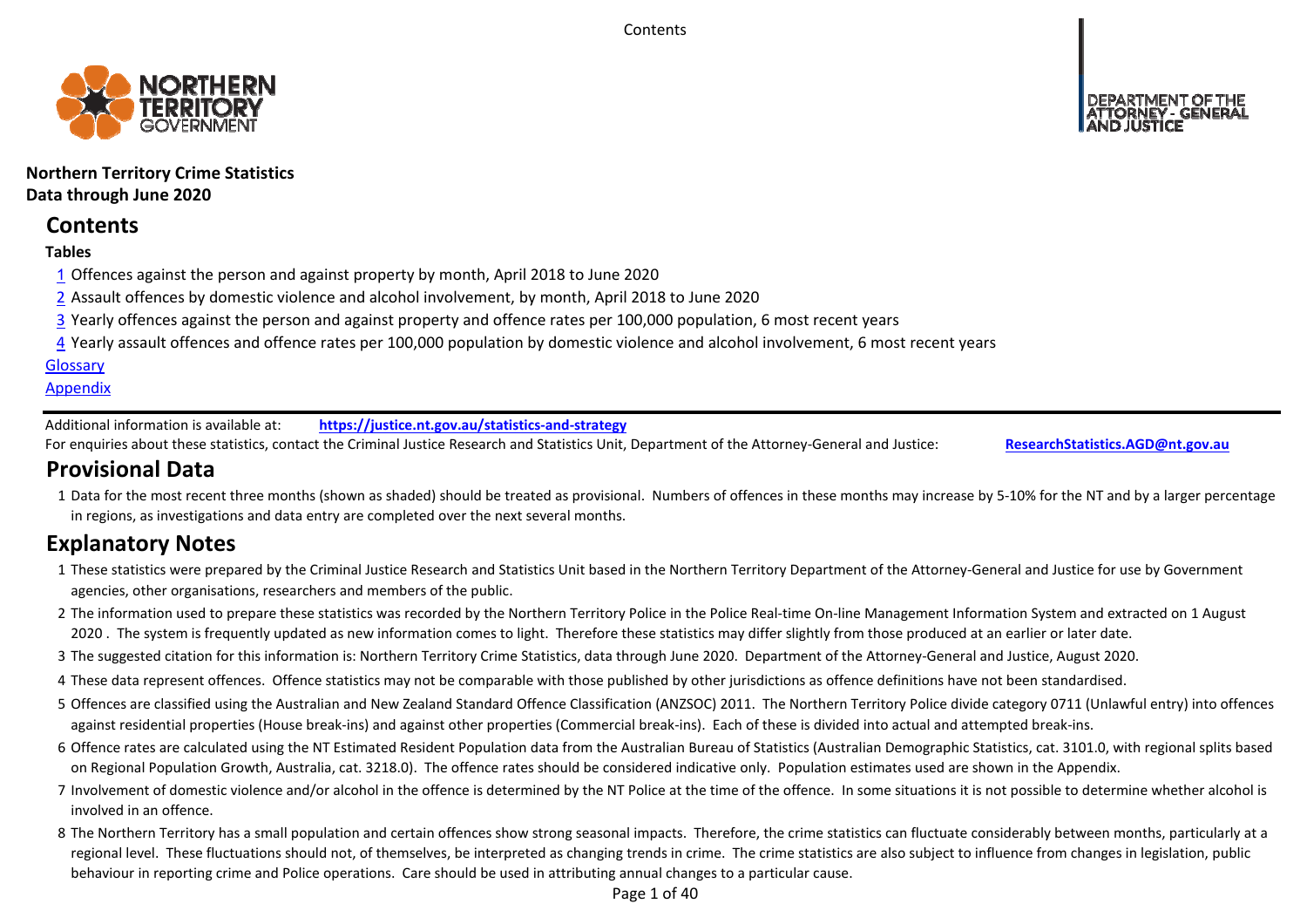**Northern Territory Crime Statistics**
**Data through June 2020**

## Contents

**Tables**

1 Offences against the person and against property by month, April 2018 to June 2020

2 Assault offences by domestic violence and alcohol involvement, by month, April 2018 to June 2020

3 Yearly offences against the person and against property and offence rates per 100,000 population, 6 most recent years

4 Yearly assault offences and offence rates per 100,000 population by domestic violence and alcohol involvement, 6 most recent years

Glossary

Appendix

Additional information is available at: **https://justice.nt.gov.au/statistics-and-strategy**

For enquiries about these statistics, contact the Criminal Justice Research and Statistics Unit, Department of the Attorney-General and Justice: **ResearchStatistics.AGD@nt.gov.au**

## Provisional Data

1 Data for the most recent three months (shown as shaded) should be treated as provisional. Numbers of offences in these months may increase by 5-10% for the NT and by a larger percentage in regions, as investigations and data entry are completed over the next several months.

## Explanatory Notes

1 These statistics were prepared by the Criminal Justice Research and Statistics Unit based in the Northern Territory Department of the Attorney-General and Justice for use by Government agencies, other organisations, researchers and members of the public.

2 The information used to prepare these statistics was recorded by the Northern Territory Police in the Police Real-time On-line Management Information System and extracted on 1 August 2020 . The system is frequently updated as new information comes to light. Therefore these statistics may differ slightly from those produced at an earlier or later date.

3 The suggested citation for this information is: Northern Territory Crime Statistics, data through June 2020. Department of the Attorney-General and Justice, August 2020.

4 These data represent offences. Offence statistics may not be comparable with those published by other jurisdictions as offence definitions have not been standardised.

5 Offences are classified using the Australian and New Zealand Standard Offence Classification (ANZSOC) 2011. The Northern Territory Police divide category 0711 (Unlawful entry) into offences against residential properties (House break-ins) and against other properties (Commercial break-ins). Each of these is divided into actual and attempted break-ins.

6 Offence rates are calculated using the NT Estimated Resident Population data from the Australian Bureau of Statistics (Australian Demographic Statistics, cat. 3101.0, with regional splits based on Regional Population Growth, Australia, cat. 3218.0). The offence rates should be considered indicative only. Population estimates used are shown in the Appendix.

7 Involvement of domestic violence and/or alcohol in the offence is determined by the NT Police at the time of the offence. In some situations it is not possible to determine whether alcohol is involved in an offence.

8 The Northern Territory has a small population and certain offences show strong seasonal impacts. Therefore, the crime statistics can fluctuate considerably between months, particularly at a regional level. These fluctuations should not, of themselves, be interpreted as changing trends in crime. The crime statistics are also subject to influence from changes in legislation, public behaviour in reporting crime and Police operations. Care should be used in attributing annual changes to a particular cause.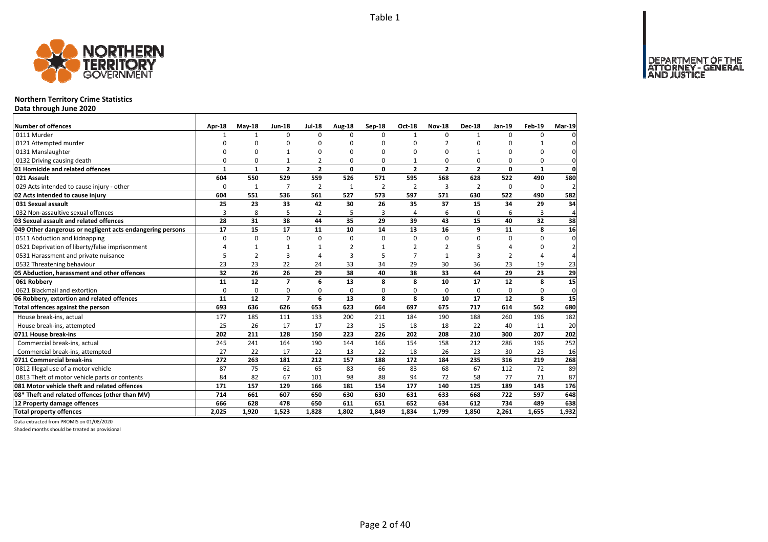Table 1

# Northern Territory Crime Statistics

## Data through June 2020

| Number of offences | Apr-18 | May-18 | Jun-18 | Jul-18 | Aug-18 | Sep-18 | Oct-18 | Nov-18 | Dec-18 | Jan-19 | Feb-19 | Mar-19 |
|---|---|---|---|---|---|---|---|---|---|---|---|---|
| 0111 Murder | 1 | 1 | 0 | 0 | 0 | 0 | 1 | 0 | 1 | 0 | 0 | 0 |
| 0121 Attempted murder | 0 | 0 | 0 | 0 | 0 | 0 | 0 | 2 | 0 | 0 | 1 | 0 |
| 0131 Manslaughter | 0 | 0 | 1 | 0 | 0 | 0 | 0 | 0 | 1 | 0 | 0 | 0 |
| 0132 Driving causing death | 0 | 0 | 1 | 2 | 0 | 0 | 1 | 0 | 0 | 0 | 0 | 0 |
| **01 Homicide and related offences** | **1** | **1** | **2** | **2** | **0** | **0** | **2** | **2** | **2** | **0** | **1** | **0** |
| **021 Assault** | **604** | **550** | **529** | **559** | **526** | **571** | **595** | **568** | **628** | **522** | **490** | **580** |
| 029 Acts intended to cause injury - other | 0 | 1 | 7 | 2 | 1 | 2 | 2 | 3 | 2 | 0 | 0 | 2 |
| **02 Acts intended to cause injury** | **604** | **551** | **536** | **561** | **527** | **573** | **597** | **571** | **630** | **522** | **490** | **582** |
| **031 Sexual assault** | **25** | **23** | **33** | **42** | **30** | **26** | **35** | **37** | **15** | **34** | **29** | **34** |
| 032 Non-assaultive sexual offences | 3 | 8 | 5 | 2 | 5 | 3 | 4 | 6 | 0 | 6 | 3 | 4 |
| **03 Sexual assault and related offences** | **28** | **31** | **38** | **44** | **35** | **29** | **39** | **43** | **15** | **40** | **32** | **38** |
| **049 Other dangerous or negligent acts endangering persons** | **17** | **15** | **17** | **11** | **10** | **14** | **13** | **16** | **9** | **11** | **8** | **16** |
| 0511 Abduction and kidnapping | 0 | 0 | 0 | 0 | 0 | 0 | 0 | 0 | 0 | 0 | 0 | 0 |
| 0521 Deprivation of liberty/false imprisonment | 4 | 1 | 1 | 1 | 2 | 1 | 2 | 2 | 5 | 4 | 0 | 2 |
| 0531 Harassment and private nuisance | 5 | 2 | 3 | 4 | 3 | 5 | 7 | 1 | 3 | 2 | 4 | 4 |
| 0532 Threatening behaviour | 23 | 23 | 22 | 24 | 33 | 34 | 29 | 30 | 36 | 23 | 19 | 23 |
| **05 Abduction, harassment and other offences** | **32** | **26** | **26** | **29** | **38** | **40** | **38** | **33** | **44** | **29** | **23** | **29** |
| **061 Robbery** | **11** | **12** | **7** | **6** | **13** | **8** | **8** | **10** | **17** | **12** | **8** | **15** |
| 0621 Blackmail and extortion | 0 | 0 | 0 | 0 | 0 | 0 | 0 | 0 | 0 | 0 | 0 | 0 |
| **06 Robbery, extortion and related offences** | **11** | **12** | **7** | **6** | **13** | **8** | **8** | **10** | **17** | **12** | **8** | **15** |
| **Total offences against the person** | **693** | **636** | **626** | **653** | **623** | **664** | **697** | **675** | **717** | **614** | **562** | **680** |
| House break-ins, actual | 177 | 185 | 111 | 133 | 200 | 211 | 184 | 190 | 188 | 260 | 196 | 182 |
| House break-ins, attempted | 25 | 26 | 17 | 17 | 23 | 15 | 18 | 18 | 22 | 40 | 11 | 20 |
| **0711 House break-ins** | **202** | **211** | **128** | **150** | **223** | **226** | **202** | **208** | **210** | **300** | **207** | **202** |
| Commercial break-ins, actual | 245 | 241 | 164 | 190 | 144 | 166 | 154 | 158 | 212 | 286 | 196 | 252 |
| Commercial break-ins, attempted | 27 | 22 | 17 | 22 | 13 | 22 | 18 | 26 | 23 | 30 | 23 | 16 |
| **0711 Commercial break-ins** | **272** | **263** | **181** | **212** | **157** | **188** | **172** | **184** | **235** | **316** | **219** | **268** |
| 0812 Illegal use of a motor vehicle | 87 | 75 | 62 | 65 | 83 | 66 | 83 | 68 | 67 | 112 | 72 | 89 |
| 0813 Theft of motor vehicle parts or contents | 84 | 82 | 67 | 101 | 98 | 88 | 94 | 72 | 58 | 77 | 71 | 87 |
| **081 Motor vehicle theft and related offences** | **171** | **157** | **129** | **166** | **181** | **154** | **177** | **140** | **125** | **189** | **143** | **176** |
| **08* Theft and related offences (other than MV)** | **714** | **661** | **607** | **650** | **630** | **630** | **631** | **633** | **668** | **722** | **597** | **648** |
| **12 Property damage offences** | **666** | **628** | **478** | **650** | **611** | **651** | **652** | **634** | **612** | **734** | **489** | **638** |
| **Total property offences** | **2,025** | **1,920** | **1,523** | **1,828** | **1,802** | **1,849** | **1,834** | **1,799** | **1,850** | **2,261** | **1,655** | **1,932** |

Data extracted from PROMIS on 01/08/2020

Shaded months should be treated as provisional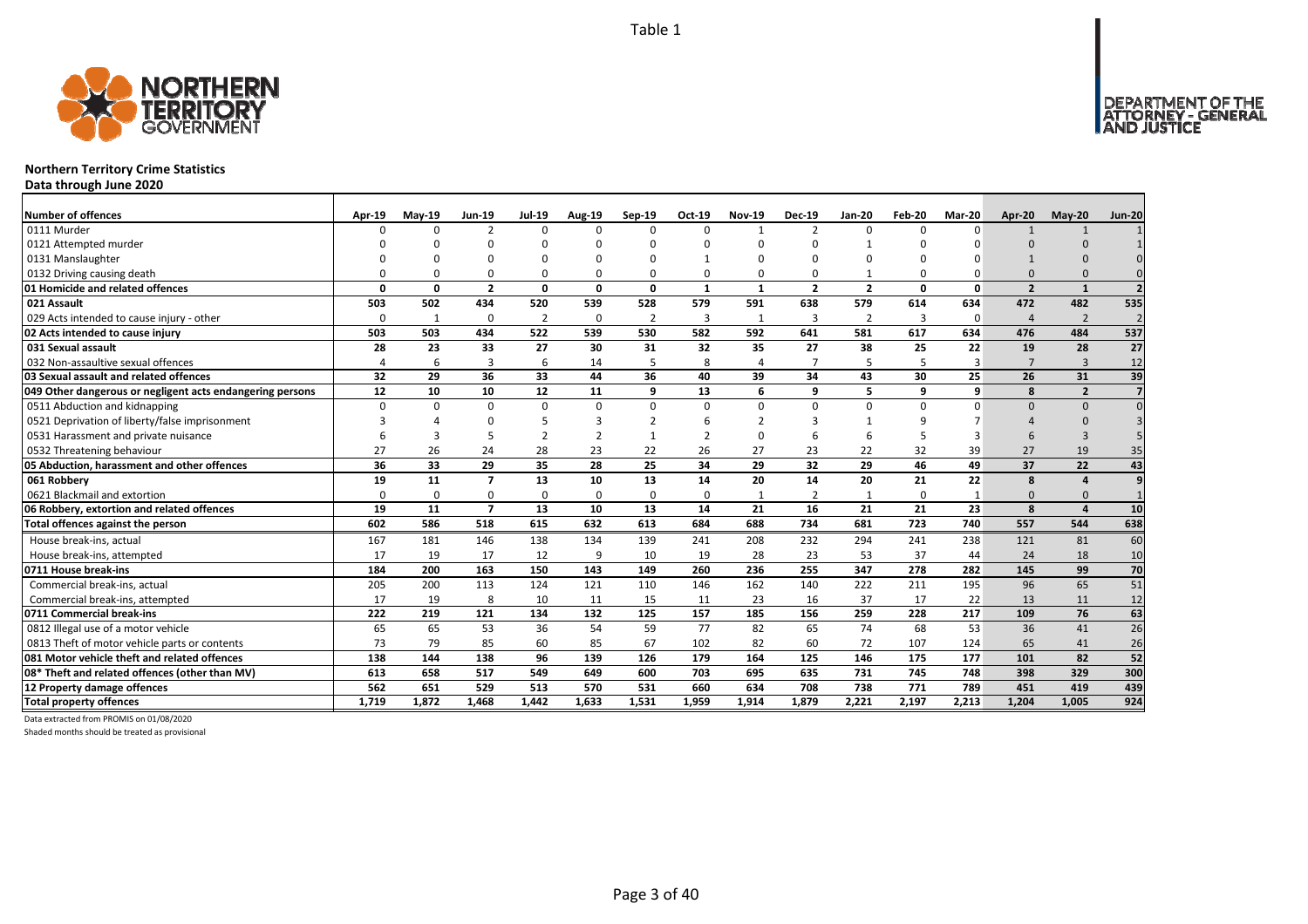Table 1

# Northern Territory Crime Statistics

**Data through June 2020**

| Number of offences | Apr-19 | May-19 | Jun-19 | Jul-19 | Aug-19 | Sep-19 | Oct-19 | Nov-19 | Dec-19 | Jan-20 | Feb-20 | Mar-20 | Apr-20 | May-20 | Jun-20 |
|---|---|---|---|---|---|---|---|---|---|---|---|---|---|---|---|
| 0111 Murder | 0 | 0 | 2 | 0 | 0 | 0 | 0 | 1 | 2 | 0 | 0 | 0 | 1 | 1 | 1 |
| 0121 Attempted murder | 0 | 0 | 0 | 0 | 0 | 0 | 0 | 0 | 0 | 1 | 0 | 0 | 0 | 0 | 1 |
| 0131 Manslaughter | 0 | 0 | 0 | 0 | 0 | 0 | 1 | 0 | 0 | 0 | 0 | 0 | 1 | 0 | 0 |
| 0132 Driving causing death | 0 | 0 | 0 | 0 | 0 | 0 | 0 | 0 | 0 | 1 | 0 | 0 | 0 | 0 | 0 |
| **01 Homicide and related offences** | **0** | **0** | **2** | **0** | **0** | **0** | **1** | **1** | **2** | **2** | **0** | **0** | **2** | **1** | **2** |
| **021 Assault** | **503** | **502** | **434** | **520** | **539** | **528** | **579** | **591** | **638** | **579** | **614** | **634** | **472** | **482** | **535** |
| 029 Acts intended to cause injury - other | 0 | 1 | 0 | 2 | 0 | 2 | 3 | 1 | 3 | 2 | 3 | 0 | 4 | 2 | 2 |
| **02 Acts intended to cause injury** | **503** | **503** | **434** | **522** | **539** | **530** | **582** | **592** | **641** | **581** | **617** | **634** | **476** | **484** | **537** |
| **031 Sexual assault** | **28** | **23** | **33** | **27** | **30** | **31** | **32** | **35** | **27** | **38** | **25** | **22** | **19** | **28** | **27** |
| 032 Non-assaultive sexual offences | 4 | 6 | 3 | 6 | 14 | 5 | 8 | 4 | 7 | 5 | 5 | 3 | 7 | 3 | 12 |
| **03 Sexual assault and related offences** | **32** | **29** | **36** | **33** | **44** | **36** | **40** | **39** | **34** | **43** | **30** | **25** | **26** | **31** | **39** |
| **049 Other dangerous or negligent acts endangering persons** | **12** | **10** | **10** | **12** | **11** | **9** | **13** | **6** | **9** | **5** | **9** | **9** | **8** | **2** | **7** |
| 0511 Abduction and kidnapping | 0 | 0 | 0 | 0 | 0 | 0 | 0 | 0 | 0 | 0 | 0 | 0 | 0 | 0 | 0 |
| 0521 Deprivation of liberty/false imprisonment | 3 | 4 | 0 | 5 | 3 | 2 | 6 | 2 | 3 | 1 | 9 | 7 | 4 | 0 | 3 |
| 0531 Harassment and private nuisance | 6 | 3 | 5 | 2 | 2 | 1 | 2 | 0 | 6 | 6 | 5 | 3 | 6 | 3 | 5 |
| 0532 Threatening behaviour | 27 | 26 | 24 | 28 | 23 | 22 | 26 | 27 | 23 | 22 | 32 | 39 | 27 | 19 | 35 |
| **05 Abduction, harassment and other offences** | **36** | **33** | **29** | **35** | **28** | **25** | **34** | **29** | **32** | **29** | **46** | **49** | **37** | **22** | **43** |
| **061 Robbery** | **19** | **11** | **7** | **13** | **10** | **13** | **14** | **20** | **14** | **20** | **21** | **22** | **8** | **4** | **9** |
| 0621 Blackmail and extortion | 0 | 0 | 0 | 0 | 0 | 0 | 0 | 1 | 2 | 1 | 0 | 1 | 0 | 0 | 1 |
| **06 Robbery, extortion and related offences** | **19** | **11** | **7** | **13** | **10** | **13** | **14** | **21** | **16** | **21** | **21** | **23** | **8** | **4** | **10** |
| **Total offences against the person** | **602** | **586** | **518** | **615** | **632** | **613** | **684** | **688** | **734** | **681** | **723** | **740** | **557** | **544** | **638** |
| House break-ins, actual | 167 | 181 | 146 | 138 | 134 | 139 | 241 | 208 | 232 | 294 | 241 | 238 | 121 | 81 | 60 |
| House break-ins, attempted | 17 | 19 | 17 | 12 | 9 | 10 | 19 | 28 | 23 | 53 | 37 | 44 | 24 | 18 | 10 |
| **0711 House break-ins** | **184** | **200** | **163** | **150** | **143** | **149** | **260** | **236** | **255** | **347** | **278** | **282** | **145** | **99** | **70** |
| Commercial break-ins, actual | 205 | 200 | 113 | 124 | 121 | 110 | 146 | 162 | 140 | 222 | 211 | 195 | 96 | 65 | 51 |
| Commercial break-ins, attempted | 17 | 19 | 8 | 10 | 11 | 15 | 11 | 23 | 16 | 37 | 17 | 22 | 13 | 11 | 12 |
| **0711 Commercial break-ins** | **222** | **219** | **121** | **134** | **132** | **125** | **157** | **185** | **156** | **259** | **228** | **217** | **109** | **76** | **63** |
| 0812 Illegal use of a motor vehicle | 65 | 65 | 53 | 36 | 54 | 59 | 77 | 82 | 65 | 74 | 68 | 53 | 36 | 41 | 26 |
| 0813 Theft of motor vehicle parts or contents | 73 | 79 | 85 | 60 | 85 | 67 | 102 | 82 | 60 | 72 | 107 | 124 | 65 | 41 | 26 |
| **081 Motor vehicle theft and related offences** | **138** | **144** | **138** | **96** | **139** | **126** | **179** | **164** | **125** | **146** | **175** | **177** | **101** | **82** | **52** |
| **08* Theft and related offences (other than MV)** | **613** | **658** | **517** | **549** | **649** | **600** | **703** | **695** | **635** | **731** | **745** | **748** | **398** | **329** | **300** |
| **12 Property damage offences** | **562** | **651** | **529** | **513** | **570** | **531** | **660** | **634** | **708** | **738** | **771** | **789** | **451** | **419** | **439** |
| **Total property offences** | **1,719** | **1,872** | **1,468** | **1,442** | **1,633** | **1,531** | **1,959** | **1,914** | **1,879** | **2,221** | **2,197** | **2,213** | **1,204** | **1,005** | **924** |

Data extracted from PROMIS on 01/08/2020

Shaded months should be treated as provisional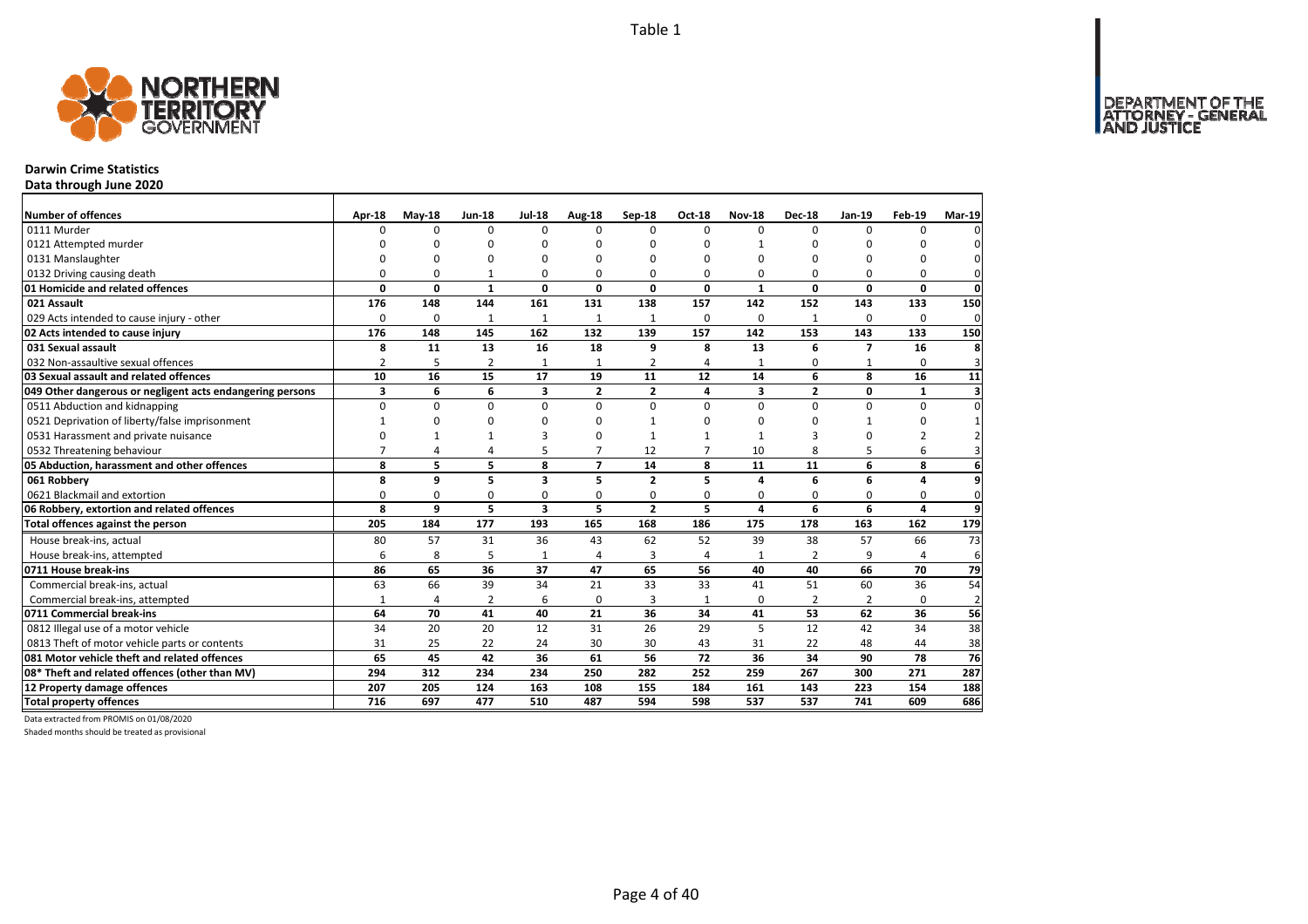Table 1

# Darwin Crime Statistics

**Data through June 2020**

| Number of offences | Apr-18 | May-18 | Jun-18 | Jul-18 | Aug-18 | Sep-18 | Oct-18 | Nov-18 | Dec-18 | Jan-19 | Feb-19 | Mar-19 |
|---|---|---|---|---|---|---|---|---|---|---|---|---|
| 0111 Murder | 0 | 0 | 0 | 0 | 0 | 0 | 0 | 0 | 0 | 0 | 0 | 0 |
| 0121 Attempted murder | 0 | 0 | 0 | 0 | 0 | 0 | 0 | 1 | 0 | 0 | 0 | 0 |
| 0131 Manslaughter | 0 | 0 | 0 | 0 | 0 | 0 | 0 | 0 | 0 | 0 | 0 | 0 |
| 0132 Driving causing death | 0 | 0 | 1 | 0 | 0 | 0 | 0 | 0 | 0 | 0 | 0 | 0 |
| **01 Homicide and related offences** | **0** | **0** | **1** | **0** | **0** | **0** | **0** | **1** | **0** | **0** | **0** | **0** |
| **021 Assault** | **176** | **148** | **144** | **161** | **131** | **138** | **157** | **142** | **152** | **143** | **133** | **150** |
| 029 Acts intended to cause injury - other | 0 | 0 | 1 | 1 | 1 | 1 | 0 | 0 | 1 | 0 | 0 | 0 |
| **02 Acts intended to cause injury** | **176** | **148** | **145** | **162** | **132** | **139** | **157** | **142** | **153** | **143** | **133** | **150** |
| **031 Sexual assault** | **8** | **11** | **13** | **16** | **18** | **9** | **8** | **13** | **6** | **7** | **16** | **8** |
| 032 Non-assaultive sexual offences | 2 | 5 | 2 | 1 | 1 | 2 | 4 | 1 | 0 | 1 | 0 | 3 |
| **03 Sexual assault and related offences** | **10** | **16** | **15** | **17** | **19** | **11** | **12** | **14** | **6** | **8** | **16** | **11** |
| **049 Other dangerous or negligent acts endangering persons** | **3** | **6** | **6** | **3** | **2** | **2** | **4** | **3** | **2** | **0** | **1** | **3** |
| 0511 Abduction and kidnapping | 0 | 0 | 0 | 0 | 0 | 0 | 0 | 0 | 0 | 0 | 0 | 0 |
| 0521 Deprivation of liberty/false imprisonment | 1 | 0 | 0 | 0 | 0 | 1 | 0 | 0 | 0 | 1 | 0 | 1 |
| 0531 Harassment and private nuisance | 0 | 1 | 1 | 3 | 0 | 1 | 1 | 1 | 3 | 0 | 2 | 2 |
| 0532 Threatening behaviour | 7 | 4 | 4 | 5 | 7 | 12 | 7 | 10 | 8 | 5 | 6 | 3 |
| **05 Abduction, harassment and other offences** | **8** | **5** | **5** | **8** | **7** | **14** | **8** | **11** | **11** | **6** | **8** | **6** |
| **061 Robbery** | **8** | **9** | **5** | **3** | **5** | **2** | **5** | **4** | **6** | **6** | **4** | **9** |
| 0621 Blackmail and extortion | 0 | 0 | 0 | 0 | 0 | 0 | 0 | 0 | 0 | 0 | 0 | 0 |
| **06 Robbery, extortion and related offences** | **8** | **9** | **5** | **3** | **5** | **2** | **5** | **4** | **6** | **6** | **4** | **9** |
| **Total offences against the person** | **205** | **184** | **177** | **193** | **165** | **168** | **186** | **175** | **178** | **163** | **162** | **179** |
| House break-ins, actual | 80 | 57 | 31 | 36 | 43 | 62 | 52 | 39 | 38 | 57 | 66 | 73 |
| House break-ins, attempted | 6 | 8 | 5 | 1 | 4 | 3 | 4 | 1 | 2 | 9 | 4 | 6 |
| **0711 House break-ins** | **86** | **65** | **36** | **37** | **47** | **65** | **56** | **40** | **40** | **66** | **70** | **79** |
| Commercial break-ins, actual | 63 | 66 | 39 | 34 | 21 | 33 | 33 | 41 | 51 | 60 | 36 | 54 |
| Commercial break-ins, attempted | 1 | 4 | 2 | 6 | 0 | 3 | 1 | 0 | 2 | 2 | 0 | 2 |
| **0711 Commercial break-ins** | **64** | **70** | **41** | **40** | **21** | **36** | **34** | **41** | **53** | **62** | **36** | **56** |
| 0812 Illegal use of a motor vehicle | 34 | 20 | 20 | 12 | 31 | 26 | 29 | 5 | 12 | 42 | 34 | 38 |
| 0813 Theft of motor vehicle parts or contents | 31 | 25 | 22 | 24 | 30 | 30 | 43 | 31 | 22 | 48 | 44 | 38 |
| **081 Motor vehicle theft and related offences** | **65** | **45** | **42** | **36** | **61** | **56** | **72** | **36** | **34** | **90** | **78** | **76** |
| **08* Theft and related offences (other than MV)** | **294** | **312** | **234** | **234** | **250** | **282** | **252** | **259** | **267** | **300** | **271** | **287** |
| **12 Property damage offences** | **207** | **205** | **124** | **163** | **108** | **155** | **184** | **161** | **143** | **223** | **154** | **188** |
| **Total property offences** | **716** | **697** | **477** | **510** | **487** | **594** | **598** | **537** | **537** | **741** | **609** | **686** |

Data extracted from PROMIS on 01/08/2020

Shaded months should be treated as provisional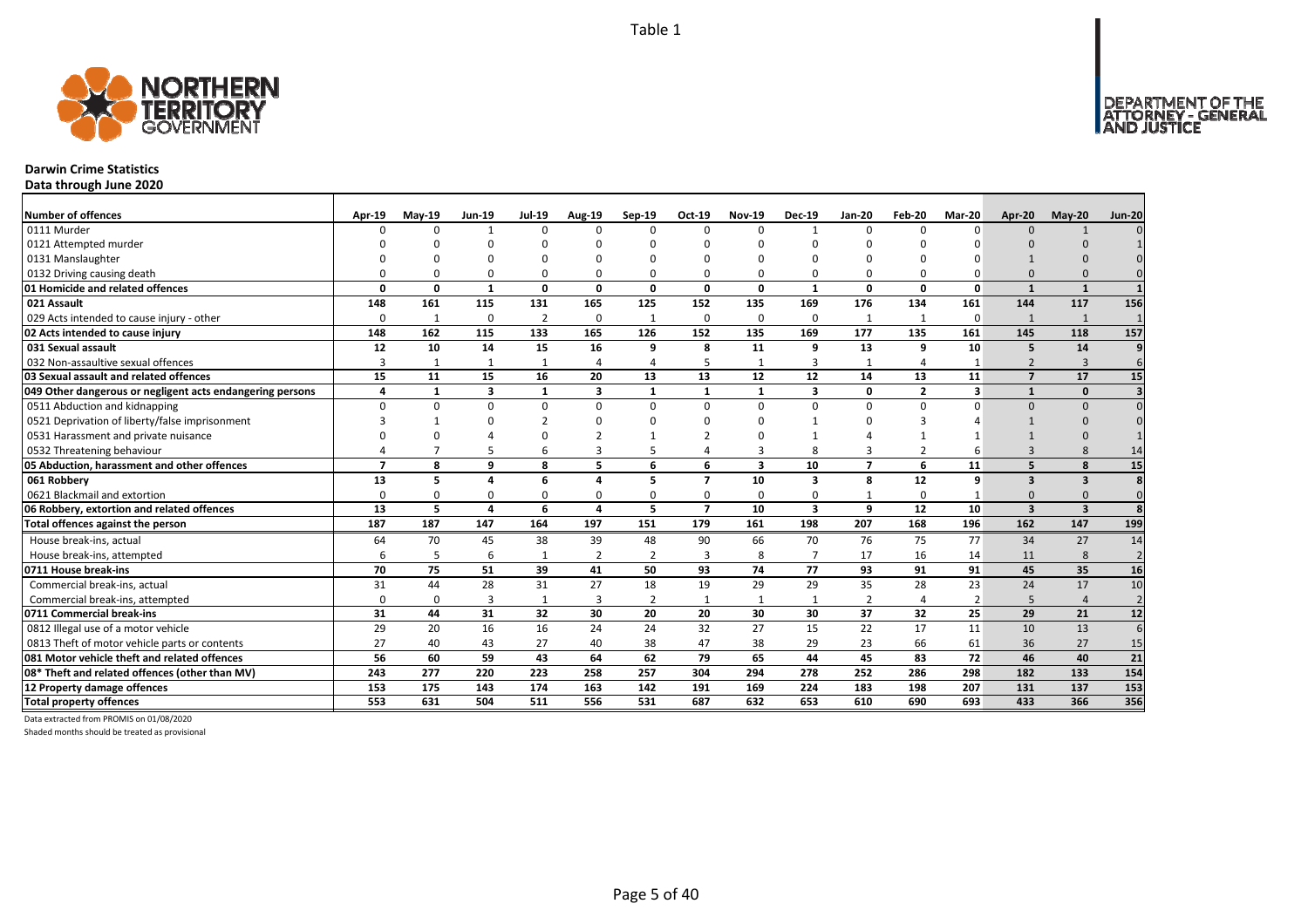Table 1

# Darwin Crime Statistics

**Data through June 2020**

| Number of offences | Apr-19 | May-19 | Jun-19 | Jul-19 | Aug-19 | Sep-19 | Oct-19 | Nov-19 | Dec-19 | Jan-20 | Feb-20 | Mar-20 | Apr-20 | May-20 | Jun-20 |
|---|---|---|---|---|---|---|---|---|---|---|---|---|---|---|---|
| 0111 Murder | 0 | 0 | 1 | 0 | 0 | 0 | 0 | 0 | 1 | 0 | 0 | 0 | 0 | 1 | 0 |
| 0121 Attempted murder | 0 | 0 | 0 | 0 | 0 | 0 | 0 | 0 | 0 | 0 | 0 | 0 | 0 | 0 | 1 |
| 0131 Manslaughter | 0 | 0 | 0 | 0 | 0 | 0 | 0 | 0 | 0 | 0 | 0 | 0 | 1 | 0 | 0 |
| 0132 Driving causing death | 0 | 0 | 0 | 0 | 0 | 0 | 0 | 0 | 0 | 0 | 0 | 0 | 0 | 0 | 0 |
| **01 Homicide and related offences** | **0** | **0** | **1** | **0** | **0** | **0** | **0** | **0** | **1** | **0** | **0** | **0** | **1** | **1** | **1** |
| **021 Assault** | **148** | **161** | **115** | **131** | **165** | **125** | **152** | **135** | **169** | **176** | **134** | **161** | **144** | **117** | **156** |
| 029 Acts intended to cause injury - other | 0 | 1 | 0 | 2 | 0 | 1 | 0 | 0 | 0 | 1 | 1 | 0 | 1 | 1 | 1 |
| **02 Acts intended to cause injury** | **148** | **162** | **115** | **133** | **165** | **126** | **152** | **135** | **169** | **177** | **135** | **161** | **145** | **118** | **157** |
| **031 Sexual assault** | **12** | **10** | **14** | **15** | **16** | **9** | **8** | **11** | **9** | **13** | **9** | **10** | **5** | **14** | **9** |
| 032 Non-assaultive sexual offences | 3 | 1 | 1 | 1 | 4 | 4 | 5 | 1 | 3 | 1 | 4 | 1 | 2 | 3 | 6 |
| **03 Sexual assault and related offences** | **15** | **11** | **15** | **16** | **20** | **13** | **13** | **12** | **12** | **14** | **13** | **11** | **7** | **17** | **15** |
| **049 Other dangerous or negligent acts endangering persons** | **4** | **1** | **3** | **1** | **3** | **1** | **1** | **1** | **3** | **0** | **2** | **3** | **1** | **0** | **3** |
| 0511 Abduction and kidnapping | 0 | 0 | 0 | 0 | 0 | 0 | 0 | 0 | 0 | 0 | 0 | 0 | 0 | 0 | 0 |
| 0521 Deprivation of liberty/false imprisonment | 3 | 1 | 0 | 2 | 0 | 0 | 0 | 0 | 1 | 0 | 3 | 4 | 1 | 0 | 0 |
| 0531 Harassment and private nuisance | 0 | 0 | 4 | 0 | 2 | 1 | 2 | 0 | 1 | 4 | 1 | 1 | 1 | 0 | 1 |
| 0532 Threatening behaviour | 4 | 7 | 5 | 6 | 3 | 5 | 4 | 3 | 8 | 3 | 2 | 6 | 3 | 8 | 14 |
| **05 Abduction, harassment and other offences** | **7** | **8** | **9** | **8** | **5** | **6** | **6** | **3** | **10** | **7** | **6** | **11** | **5** | **8** | **15** |
| **061 Robbery** | **13** | **5** | **4** | **6** | **4** | **5** | **7** | **10** | **3** | **8** | **12** | **9** | **3** | **3** | **8** |
| 0621 Blackmail and extortion | 0 | 0 | 0 | 0 | 0 | 0 | 0 | 0 | 0 | 1 | 0 | 1 | 0 | 0 | 0 |
| **06 Robbery, extortion and related offences** | **13** | **5** | **4** | **6** | **4** | **5** | **7** | **10** | **3** | **9** | **12** | **10** | **3** | **3** | **8** |
| **Total offences against the person** | **187** | **187** | **147** | **164** | **197** | **151** | **179** | **161** | **198** | **207** | **168** | **196** | **162** | **147** | **199** |
| House break-ins, actual | 64 | 70 | 45 | 38 | 39 | 48 | 90 | 66 | 70 | 76 | 75 | 77 | 34 | 27 | 14 |
| House break-ins, attempted | 6 | 5 | 6 | 1 | 2 | 2 | 3 | 8 | 7 | 17 | 16 | 14 | 11 | 8 | 2 |
| **0711 House break-ins** | **70** | **75** | **51** | **39** | **41** | **50** | **93** | **74** | **77** | **93** | **91** | **91** | **45** | **35** | **16** |
| Commercial break-ins, actual | 31 | 44 | 28 | 31 | 27 | 18 | 19 | 29 | 29 | 35 | 28 | 23 | 24 | 17 | 10 |
| Commercial break-ins, attempted | 0 | 0 | 3 | 1 | 3 | 2 | 1 | 1 | 1 | 2 | 4 | 2 | 5 | 4 | 2 |
| **0711 Commercial break-ins** | **31** | **44** | **31** | **32** | **30** | **20** | **20** | **30** | **30** | **37** | **32** | **25** | **29** | **21** | **12** |
| 0812 Illegal use of a motor vehicle | 29 | 20 | 16 | 16 | 24 | 24 | 32 | 27 | 15 | 22 | 17 | 11 | 10 | 13 | 6 |
| 0813 Theft of motor vehicle parts or contents | 27 | 40 | 43 | 27 | 40 | 38 | 47 | 38 | 29 | 23 | 66 | 61 | 36 | 27 | 15 |
| **081 Motor vehicle theft and related offences** | **56** | **60** | **59** | **43** | **64** | **62** | **79** | **65** | **44** | **45** | **83** | **72** | **46** | **40** | **21** |
| **08* Theft and related offences (other than MV)** | **243** | **277** | **220** | **223** | **258** | **257** | **304** | **294** | **278** | **252** | **286** | **298** | **182** | **133** | **154** |
| **12 Property damage offences** | **153** | **175** | **143** | **174** | **163** | **142** | **191** | **169** | **224** | **183** | **198** | **207** | **131** | **137** | **153** |
| **Total property offences** | **553** | **631** | **504** | **511** | **556** | **531** | **687** | **632** | **653** | **610** | **690** | **693** | **433** | **366** | **356** |

Data extracted from PROMIS on 01/08/2020

Shaded months should be treated as provisional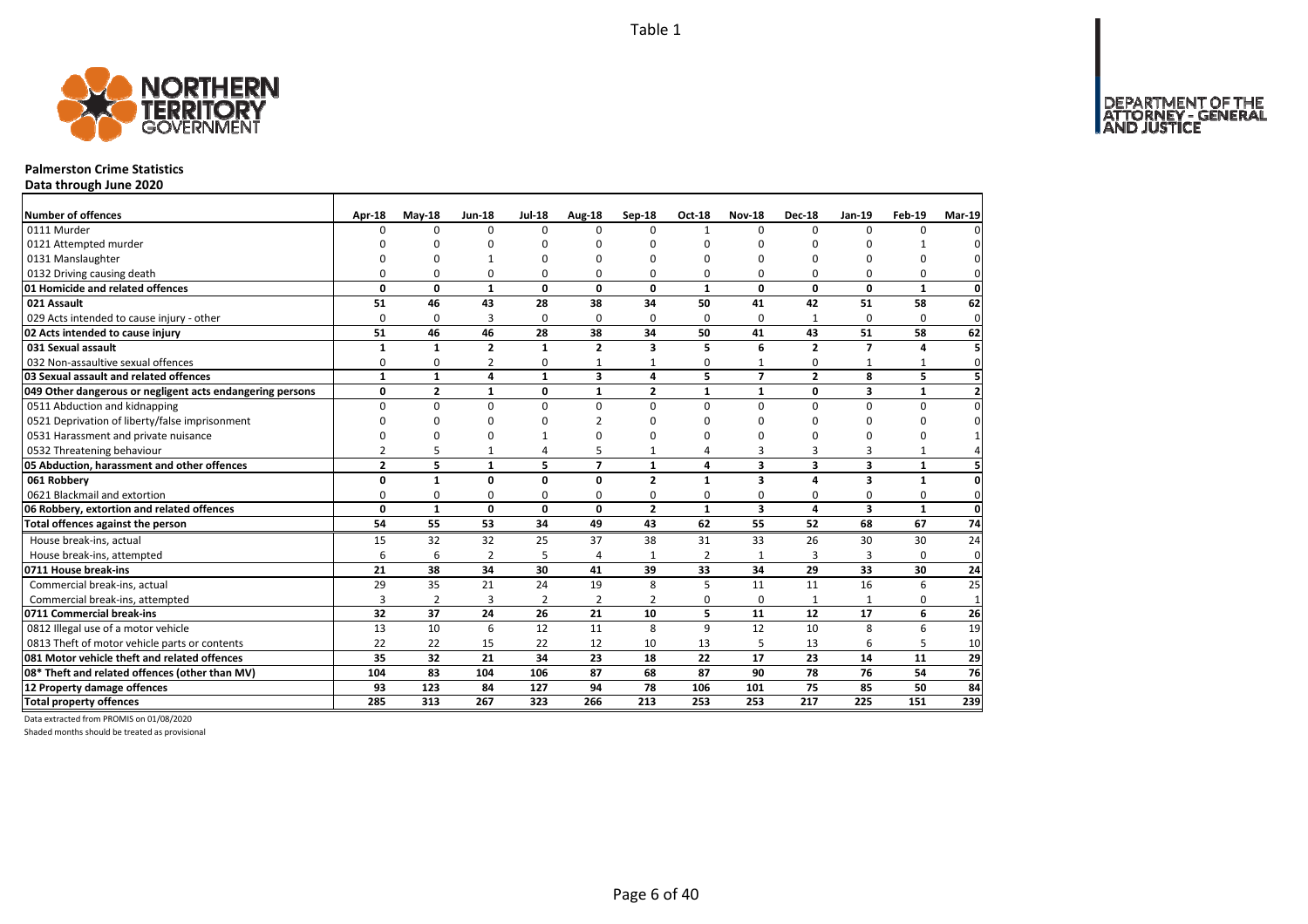Table 1

# Palmerston Crime Statistics

Data through June 2020

| Number of offences | Apr-18 | May-18 | Jun-18 | Jul-18 | Aug-18 | Sep-18 | Oct-18 | Nov-18 | Dec-18 | Jan-19 | Feb-19 | Mar-19 |
|---|---|---|---|---|---|---|---|---|---|---|---|---|
| 0111 Murder | 0 | 0 | 0 | 0 | 0 | 0 | 1 | 0 | 0 | 0 | 0 | 0 |
| 0121 Attempted murder | 0 | 0 | 0 | 0 | 0 | 0 | 0 | 0 | 0 | 0 | 1 | 0 |
| 0131 Manslaughter | 0 | 0 | 1 | 0 | 0 | 0 | 0 | 0 | 0 | 0 | 0 | 0 |
| 0132 Driving causing death | 0 | 0 | 0 | 0 | 0 | 0 | 0 | 0 | 0 | 0 | 0 | 0 |
| **01 Homicide and related offences** | **0** | **0** | **1** | **0** | **0** | **0** | **1** | **0** | **0** | **0** | **1** | **0** |
| **021 Assault** | **51** | **46** | **43** | **28** | **38** | **34** | **50** | **41** | **42** | **51** | **58** | **62** |
| 029 Acts intended to cause injury - other | 0 | 0 | 3 | 0 | 0 | 0 | 0 | 0 | 1 | 0 | 0 | 0 |
| **02 Acts intended to cause injury** | **51** | **46** | **46** | **28** | **38** | **34** | **50** | **41** | **43** | **51** | **58** | **62** |
| **031 Sexual assault** | **1** | **1** | **2** | **1** | **2** | **3** | **5** | **6** | **2** | **7** | **4** | **5** |
| 032 Non-assaultive sexual offences | 0 | 0 | 2 | 0 | 1 | 1 | 0 | 1 | 0 | 1 | 1 | 0 |
| **03 Sexual assault and related offences** | **1** | **1** | **4** | **1** | **3** | **4** | **5** | **7** | **2** | **8** | **5** | **5** |
| **049 Other dangerous or negligent acts endangering persons** | **0** | **2** | **1** | **0** | **1** | **2** | **1** | **1** | **0** | **3** | **1** | **2** |
| 0511 Abduction and kidnapping | 0 | 0 | 0 | 0 | 0 | 0 | 0 | 0 | 0 | 0 | 0 | 0 |
| 0521 Deprivation of liberty/false imprisonment | 0 | 0 | 0 | 0 | 2 | 0 | 0 | 0 | 0 | 0 | 0 | 0 |
| 0531 Harassment and private nuisance | 0 | 0 | 0 | 1 | 0 | 0 | 0 | 0 | 0 | 0 | 0 | 1 |
| 0532 Threatening behaviour | 2 | 5 | 1 | 4 | 5 | 1 | 4 | 3 | 3 | 3 | 1 | 4 |
| **05 Abduction, harassment and other offences** | **2** | **5** | **1** | **5** | **7** | **1** | **4** | **3** | **3** | **3** | **1** | **5** |
| **061 Robbery** | **0** | **1** | **0** | **0** | **0** | **2** | **1** | **3** | **4** | **3** | **1** | **0** |
| 0621 Blackmail and extortion | 0 | 0 | 0 | 0 | 0 | 0 | 0 | 0 | 0 | 0 | 0 | 0 |
| **06 Robbery, extortion and related offences** | **0** | **1** | **0** | **0** | **0** | **2** | **1** | **3** | **4** | **3** | **1** | **0** |
| **Total offences against the person** | **54** | **55** | **53** | **34** | **49** | **43** | **62** | **55** | **52** | **68** | **67** | **74** |
| House break-ins, actual | 15 | 32 | 32 | 25 | 37 | 38 | 31 | 33 | 26 | 30 | 30 | 24 |
| House break-ins, attempted | 6 | 6 | 2 | 5 | 4 | 1 | 2 | 1 | 3 | 3 | 0 | 0 |
| **0711 House break-ins** | **21** | **38** | **34** | **30** | **41** | **39** | **33** | **34** | **29** | **33** | **30** | **24** |
| Commercial break-ins, actual | 29 | 35 | 21 | 24 | 19 | 8 | 5 | 11 | 11 | 16 | 6 | 25 |
| Commercial break-ins, attempted | 3 | 2 | 3 | 2 | 2 | 2 | 0 | 0 | 1 | 1 | 0 | 1 |
| **0711 Commercial break-ins** | **32** | **37** | **24** | **26** | **21** | **10** | **5** | **11** | **12** | **17** | **6** | **26** |
| 0812 Illegal use of a motor vehicle | 13 | 10 | 6 | 12 | 11 | 8 | 9 | 12 | 10 | 8 | 6 | 19 |
| 0813 Theft of motor vehicle parts or contents | 22 | 22 | 15 | 22 | 12 | 10 | 13 | 5 | 13 | 6 | 5 | 10 |
| **081 Motor vehicle theft and related offences** | **35** | **32** | **21** | **34** | **23** | **18** | **22** | **17** | **23** | **14** | **11** | **29** |
| **08* Theft and related offences (other than MV)** | **104** | **83** | **104** | **106** | **87** | **68** | **87** | **90** | **78** | **76** | **54** | **76** |
| **12 Property damage offences** | **93** | **123** | **84** | **127** | **94** | **78** | **106** | **101** | **75** | **85** | **50** | **84** |
| **Total property offences** | **285** | **313** | **267** | **323** | **266** | **213** | **253** | **253** | **217** | **225** | **151** | **239** |

Data extracted from PROMIS on 01/08/2020

Shaded months should be treated as provisional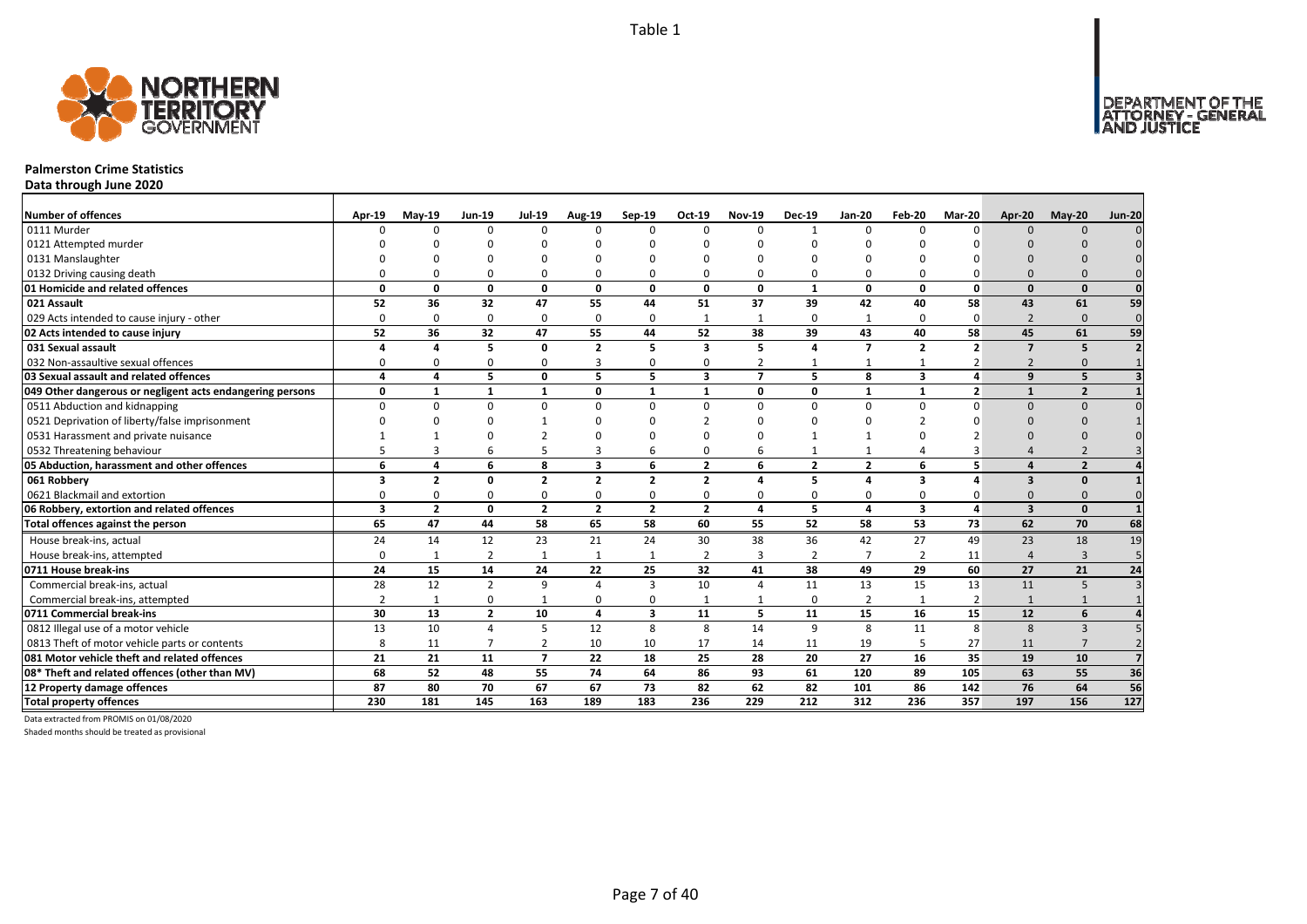Table 1

# Palmerston Crime Statistics

**Data through June 2020**

| Number of offences | Apr-19 | May-19 | Jun-19 | Jul-19 | Aug-19 | Sep-19 | Oct-19 | Nov-19 | Dec-19 | Jan-20 | Feb-20 | Mar-20 | Apr-20 | May-20 | Jun-20 |
|---|---|---|---|---|---|---|---|---|---|---|---|---|---|---|---|
| 0111 Murder | 0 | 0 | 0 | 0 | 0 | 0 | 0 | 0 | 1 | 0 | 0 | 0 | 0 | 0 | 0 |
| 0121 Attempted murder | 0 | 0 | 0 | 0 | 0 | 0 | 0 | 0 | 0 | 0 | 0 | 0 | 0 | 0 | 0 |
| 0131 Manslaughter | 0 | 0 | 0 | 0 | 0 | 0 | 0 | 0 | 0 | 0 | 0 | 0 | 0 | 0 | 0 |
| 0132 Driving causing death | 0 | 0 | 0 | 0 | 0 | 0 | 0 | 0 | 0 | 0 | 0 | 0 | 0 | 0 | 0 |
| **01 Homicide and related offences** | **0** | **0** | **0** | **0** | **0** | **0** | **0** | **0** | **1** | **0** | **0** | **0** | **0** | **0** | **0** |
| **021 Assault** | **52** | **36** | **32** | **47** | **55** | **44** | **51** | **37** | **39** | **42** | **40** | **58** | **43** | **61** | **59** |
| 029 Acts intended to cause injury - other | 0 | 0 | 0 | 0 | 0 | 0 | 1 | 1 | 0 | 1 | 0 | 0 | 2 | 0 | 0 |
| **02 Acts intended to cause injury** | **52** | **36** | **32** | **47** | **55** | **44** | **52** | **38** | **39** | **43** | **40** | **58** | **45** | **61** | **59** |
| **031 Sexual assault** | **4** | **4** | **5** | **0** | **2** | **5** | **3** | **5** | **4** | **7** | **2** | **2** | **7** | **5** | **2** |
| 032 Non-assaultive sexual offences | 0 | 0 | 0 | 0 | 3 | 0 | 0 | 2 | 1 | 1 | 1 | 2 | 2 | 0 | 1 |
| **03 Sexual assault and related offences** | **4** | **4** | **5** | **0** | **5** | **5** | **3** | **7** | **5** | **8** | **3** | **4** | **9** | **5** | **3** |
| **049 Other dangerous or negligent acts endangering persons** | **0** | **1** | **1** | **1** | **0** | **1** | **1** | **0** | **0** | **1** | **1** | **2** | **1** | **2** | **1** |
| 0511 Abduction and kidnapping | 0 | 0 | 0 | 0 | 0 | 0 | 0 | 0 | 0 | 0 | 0 | 0 | 0 | 0 | 0 |
| 0521 Deprivation of liberty/false imprisonment | 0 | 0 | 0 | 1 | 0 | 0 | 2 | 0 | 0 | 0 | 2 | 0 | 0 | 0 | 1 |
| 0531 Harassment and private nuisance | 1 | 1 | 0 | 2 | 0 | 0 | 0 | 0 | 1 | 1 | 0 | 2 | 0 | 0 | 0 |
| 0532 Threatening behaviour | 5 | 3 | 6 | 5 | 3 | 6 | 0 | 6 | 1 | 1 | 4 | 3 | 4 | 2 | 3 |
| **05 Abduction, harassment and other offences** | **6** | **4** | **6** | **8** | **3** | **6** | **2** | **6** | **2** | **2** | **6** | **5** | **4** | **2** | **4** |
| **061 Robbery** | **3** | **2** | **0** | **2** | **2** | **2** | **2** | **4** | **5** | **4** | **3** | **4** | **3** | **0** | **1** |
| 0621 Blackmail and extortion | 0 | 0 | 0 | 0 | 0 | 0 | 0 | 0 | 0 | 0 | 0 | 0 | 0 | 0 | 0 |
| **06 Robbery, extortion and related offences** | **3** | **2** | **0** | **2** | **2** | **2** | **2** | **4** | **5** | **4** | **3** | **4** | **3** | **0** | **1** |
| **Total offences against the person** | **65** | **47** | **44** | **58** | **65** | **58** | **60** | **55** | **52** | **58** | **53** | **73** | **62** | **70** | **68** |
| House break-ins, actual | 24 | 14 | 12 | 23 | 21 | 24 | 30 | 38 | 36 | 42 | 27 | 49 | 23 | 18 | 19 |
| House break-ins, attempted | 0 | 1 | 2 | 1 | 1 | 1 | 2 | 3 | 2 | 7 | 2 | 11 | 4 | 3 | 5 |
| **0711 House break-ins** | **24** | **15** | **14** | **24** | **22** | **25** | **32** | **41** | **38** | **49** | **29** | **60** | **27** | **21** | **24** |
| Commercial break-ins, actual | 28 | 12 | 2 | 9 | 4 | 3 | 10 | 4 | 11 | 13 | 15 | 13 | 11 | 5 | 3 |
| Commercial break-ins, attempted | 2 | 1 | 0 | 1 | 0 | 0 | 1 | 1 | 0 | 2 | 1 | 2 | 1 | 1 | 1 |
| **0711 Commercial break-ins** | **30** | **13** | **2** | **10** | **4** | **3** | **11** | **5** | **11** | **15** | **16** | **15** | **12** | **6** | **4** |
| 0812 Illegal use of a motor vehicle | 13 | 10 | 4 | 5 | 12 | 8 | 8 | 14 | 9 | 8 | 11 | 8 | 8 | 3 | 5 |
| 0813 Theft of motor vehicle parts or contents | 8 | 11 | 7 | 2 | 10 | 10 | 17 | 14 | 11 | 19 | 5 | 27 | 11 | 7 | 2 |
| **081 Motor vehicle theft and related offences** | **21** | **21** | **11** | **7** | **22** | **18** | **25** | **28** | **20** | **27** | **16** | **35** | **19** | **10** | **7** |
| **08* Theft and related offences (other than MV)** | **68** | **52** | **48** | **55** | **74** | **64** | **86** | **93** | **61** | **120** | **89** | **105** | **63** | **55** | **36** |
| **12 Property damage offences** | **87** | **80** | **70** | **67** | **67** | **73** | **82** | **62** | **82** | **101** | **86** | **142** | **76** | **64** | **56** |
| **Total property offences** | **230** | **181** | **145** | **163** | **189** | **183** | **236** | **229** | **212** | **312** | **236** | **357** | **197** | **156** | **127** |

Data extracted from PROMIS on 01/08/2020

Shaded months should be treated as provisional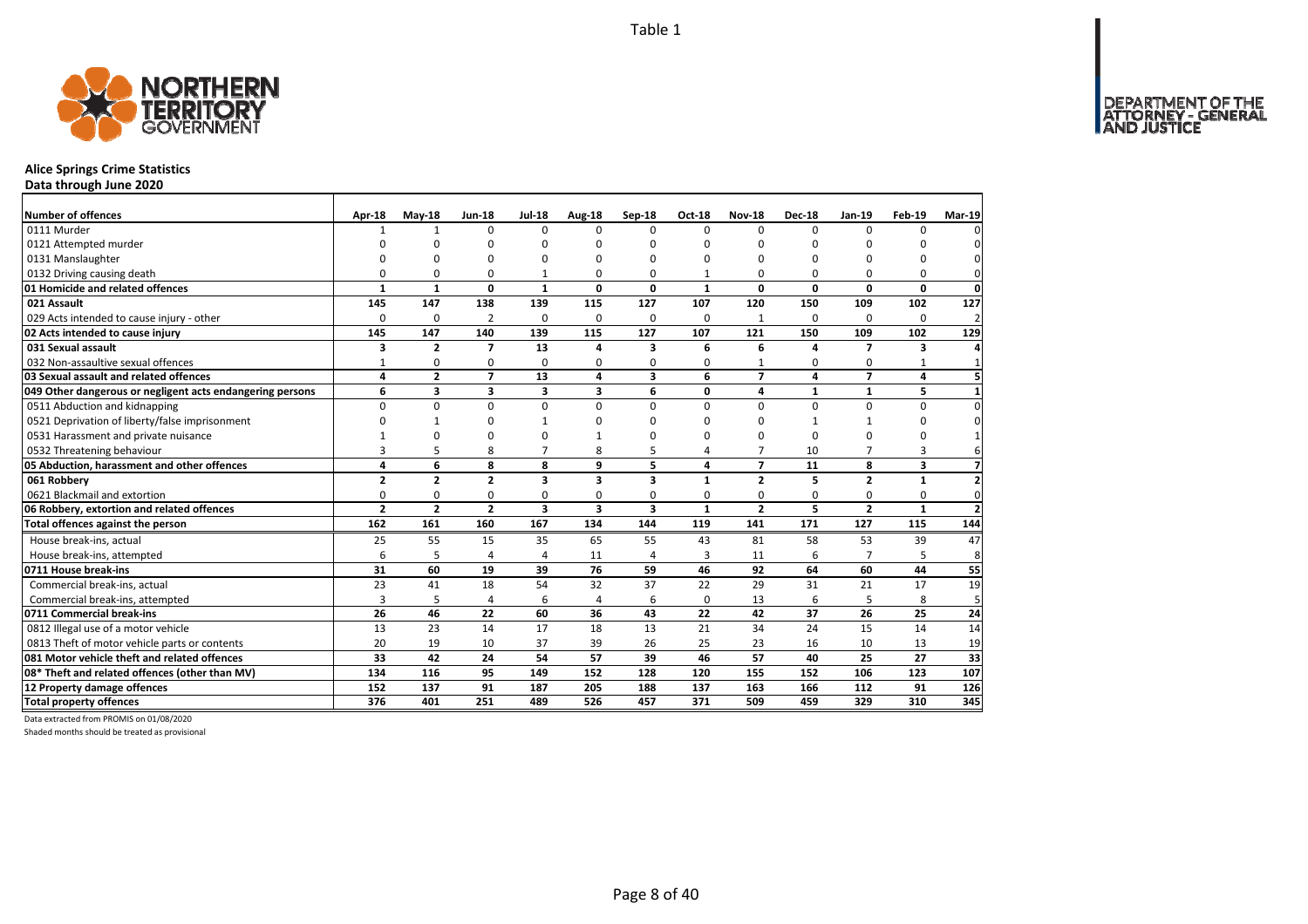Table 1

# Alice Springs Crime Statistics

**Data through June 2020**

| Number of offences | Apr-18 | May-18 | Jun-18 | Jul-18 | Aug-18 | Sep-18 | Oct-18 | Nov-18 | Dec-18 | Jan-19 | Feb-19 | Mar-19 |
|---|---|---|---|---|---|---|---|---|---|---|---|---|
| 0111 Murder | 1 | 1 | 0 | 0 | 0 | 0 | 0 | 0 | 0 | 0 | 0 | 0 |
| 0121 Attempted murder | 0 | 0 | 0 | 0 | 0 | 0 | 0 | 0 | 0 | 0 | 0 | 0 |
| 0131 Manslaughter | 0 | 0 | 0 | 0 | 0 | 0 | 0 | 0 | 0 | 0 | 0 | 0 |
| 0132 Driving causing death | 0 | 0 | 0 | 1 | 0 | 0 | 1 | 0 | 0 | 0 | 0 | 0 |
| **01 Homicide and related offences** | **1** | **1** | **0** | **1** | **0** | **0** | **1** | **0** | **0** | **0** | **0** | **0** |
| **021 Assault** | **145** | **147** | **138** | **139** | **115** | **127** | **107** | **120** | **150** | **109** | **102** | **127** |
| 029 Acts intended to cause injury - other | 0 | 0 | 2 | 0 | 0 | 0 | 0 | 1 | 0 | 0 | 0 | 2 |
| **02 Acts intended to cause injury** | **145** | **147** | **140** | **139** | **115** | **127** | **107** | **121** | **150** | **109** | **102** | **129** |
| **031 Sexual assault** | **3** | **2** | **7** | **13** | **4** | **3** | **6** | **6** | **4** | **7** | **3** | **4** |
| 032 Non-assaultive sexual offences | 1 | 0 | 0 | 0 | 0 | 0 | 0 | 1 | 0 | 0 | 1 | 1 |
| **03 Sexual assault and related offences** | **4** | **2** | **7** | **13** | **4** | **3** | **6** | **7** | **4** | **7** | **4** | **5** |
| **049 Other dangerous or negligent acts endangering persons** | **6** | **3** | **3** | **3** | **3** | **6** | **0** | **4** | **1** | **1** | **5** | **1** |
| 0511 Abduction and kidnapping | 0 | 0 | 0 | 0 | 0 | 0 | 0 | 0 | 0 | 0 | 0 | 0 |
| 0521 Deprivation of liberty/false imprisonment | 0 | 1 | 0 | 1 | 0 | 0 | 0 | 0 | 1 | 1 | 0 | 0 |
| 0531 Harassment and private nuisance | 1 | 0 | 0 | 0 | 1 | 0 | 0 | 0 | 0 | 0 | 0 | 1 |
| 0532 Threatening behaviour | 3 | 5 | 8 | 7 | 8 | 5 | 4 | 7 | 10 | 7 | 3 | 6 |
| **05 Abduction, harassment and other offences** | **4** | **6** | **8** | **8** | **9** | **5** | **4** | **7** | **11** | **8** | **3** | **7** |
| **061 Robbery** | **2** | **2** | **2** | **3** | **3** | **3** | **1** | **2** | **5** | **2** | **1** | **2** |
| 0621 Blackmail and extortion | 0 | 0 | 0 | 0 | 0 | 0 | 0 | 0 | 0 | 0 | 0 | 0 |
| **06 Robbery, extortion and related offences** | **2** | **2** | **2** | **3** | **3** | **3** | **1** | **2** | **5** | **2** | **1** | **2** |
| **Total offences against the person** | **162** | **161** | **160** | **167** | **134** | **144** | **119** | **141** | **171** | **127** | **115** | **144** |
| House break-ins, actual | 25 | 55 | 15 | 35 | 65 | 55 | 43 | 81 | 58 | 53 | 39 | 47 |
| House break-ins, attempted | 6 | 5 | 4 | 4 | 11 | 4 | 3 | 11 | 6 | 7 | 5 | 8 |
| **0711 House break-ins** | **31** | **60** | **19** | **39** | **76** | **59** | **46** | **92** | **64** | **60** | **44** | **55** |
| Commercial break-ins, actual | 23 | 41 | 18 | 54 | 32 | 37 | 22 | 29 | 31 | 21 | 17 | 19 |
| Commercial break-ins, attempted | 3 | 5 | 4 | 6 | 4 | 6 | 0 | 13 | 6 | 5 | 8 | 5 |
| **0711 Commercial break-ins** | **26** | **46** | **22** | **60** | **36** | **43** | **22** | **42** | **37** | **26** | **25** | **24** |
| 0812 Illegal use of a motor vehicle | 13 | 23 | 14 | 17 | 18 | 13 | 21 | 34 | 24 | 15 | 14 | 14 |
| 0813 Theft of motor vehicle parts or contents | 20 | 19 | 10 | 37 | 39 | 26 | 25 | 23 | 16 | 10 | 13 | 19 |
| **081 Motor vehicle theft and related offences** | **33** | **42** | **24** | **54** | **57** | **39** | **46** | **57** | **40** | **25** | **27** | **33** |
| **08* Theft and related offences (other than MV)** | **134** | **116** | **95** | **149** | **152** | **128** | **120** | **155** | **152** | **106** | **123** | **107** |
| **12 Property damage offences** | **152** | **137** | **91** | **187** | **205** | **188** | **137** | **163** | **166** | **112** | **91** | **126** |
| **Total property offences** | **376** | **401** | **251** | **489** | **526** | **457** | **371** | **509** | **459** | **329** | **310** | **345** |

Data extracted from PROMIS on 01/08/2020

Shaded months should be treated as provisional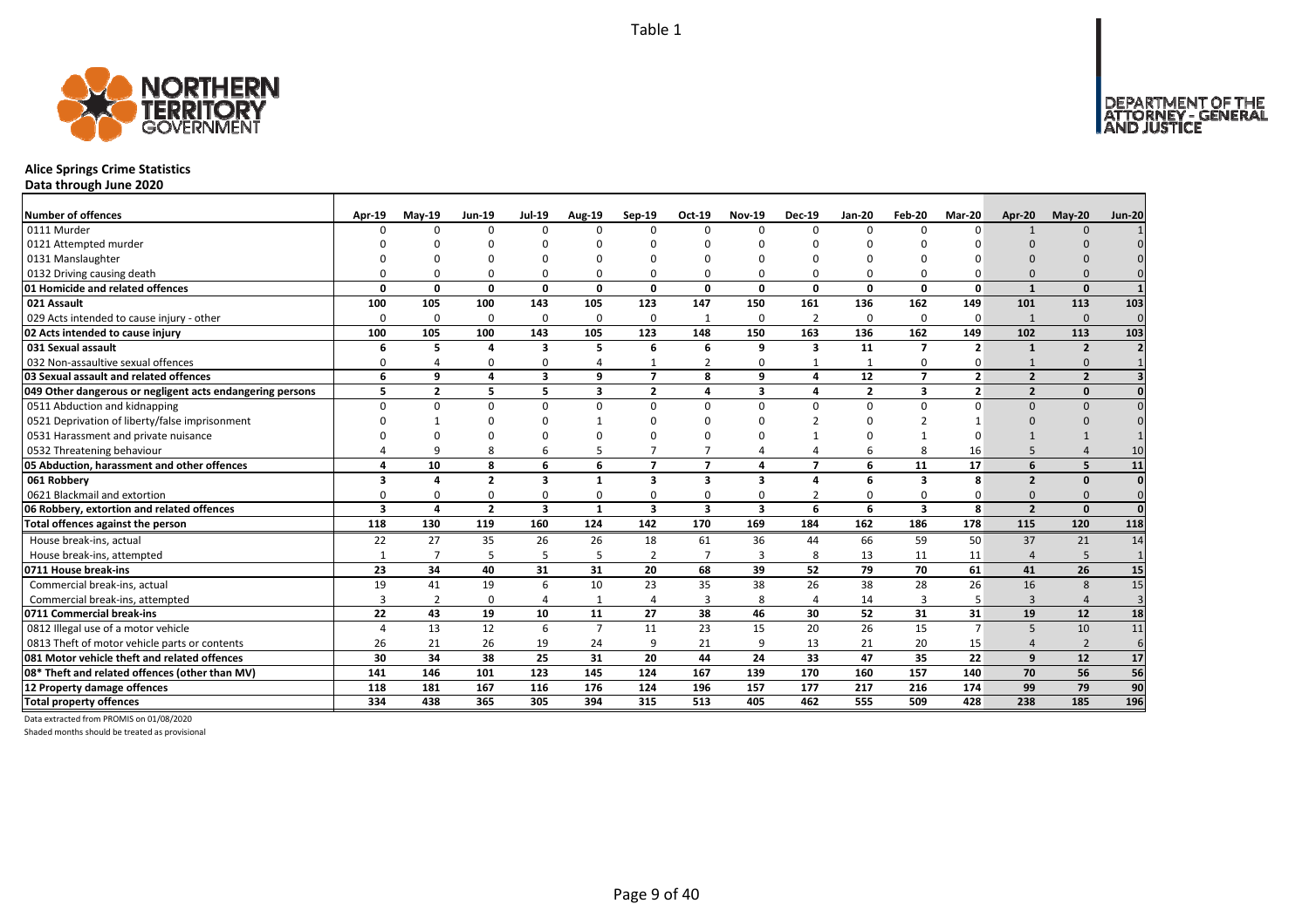Table 1

# Alice Springs Crime Statistics

**Data through June 2020**

| Number of offences | Apr-19 | May-19 | Jun-19 | Jul-19 | Aug-19 | Sep-19 | Oct-19 | Nov-19 | Dec-19 | Jan-20 | Feb-20 | Mar-20 | Apr-20 | May-20 | Jun-20 |
|---|---|---|---|---|---|---|---|---|---|---|---|---|---|---|---|
| 0111 Murder | 0 | 0 | 0 | 0 | 0 | 0 | 0 | 0 | 0 | 0 | 0 | 0 | 1 | 0 | 1 |
| 0121 Attempted murder | 0 | 0 | 0 | 0 | 0 | 0 | 0 | 0 | 0 | 0 | 0 | 0 | 0 | 0 | 0 |
| 0131 Manslaughter | 0 | 0 | 0 | 0 | 0 | 0 | 0 | 0 | 0 | 0 | 0 | 0 | 0 | 0 | 0 |
| 0132 Driving causing death | 0 | 0 | 0 | 0 | 0 | 0 | 0 | 0 | 0 | 0 | 0 | 0 | 0 | 0 | 0 |
| **01 Homicide and related offences** | **0** | **0** | **0** | **0** | **0** | **0** | **0** | **0** | **0** | **0** | **0** | **0** | **1** | **0** | **1** |
| **021 Assault** | **100** | **105** | **100** | **143** | **105** | **123** | **147** | **150** | **161** | **136** | **162** | **149** | **101** | **113** | **103** |
| 029 Acts intended to cause injury - other | 0 | 0 | 0 | 0 | 0 | 0 | 1 | 0 | 2 | 0 | 0 | 0 | 1 | 0 | 0 |
| **02 Acts intended to cause injury** | **100** | **105** | **100** | **143** | **105** | **123** | **148** | **150** | **163** | **136** | **162** | **149** | **102** | **113** | **103** |
| **031 Sexual assault** | **6** | **5** | **4** | **3** | **5** | **6** | **6** | **9** | **3** | **11** | **7** | **2** | **1** | **2** | **2** |
| 032 Non-assaultive sexual offences | 0 | 4 | 0 | 0 | 4 | 1 | 2 | 0 | 1 | 1 | 0 | 0 | 1 | 0 | 1 |
| **03 Sexual assault and related offences** | **6** | **9** | **4** | **3** | **9** | **7** | **8** | **9** | **4** | **12** | **7** | **2** | **2** | **2** | **3** |
| **049 Other dangerous or negligent acts endangering persons** | **5** | **2** | **5** | **5** | **3** | **2** | **4** | **3** | **4** | **2** | **3** | **2** | **2** | **0** | **0** |
| 0511 Abduction and kidnapping | 0 | 0 | 0 | 0 | 0 | 0 | 0 | 0 | 0 | 0 | 0 | 0 | 0 | 0 | 0 |
| 0521 Deprivation of liberty/false imprisonment | 0 | 1 | 0 | 0 | 1 | 0 | 0 | 0 | 2 | 0 | 2 | 1 | 0 | 0 | 0 |
| 0531 Harassment and private nuisance | 0 | 0 | 0 | 0 | 0 | 0 | 0 | 0 | 1 | 0 | 1 | 0 | 1 | 1 | 1 |
| 0532 Threatening behaviour | 4 | 9 | 8 | 6 | 5 | 7 | 7 | 4 | 4 | 6 | 8 | 16 | 5 | 4 | 10 |
| **05 Abduction, harassment and other offences** | **4** | **10** | **8** | **6** | **6** | **7** | **7** | **4** | **7** | **6** | **11** | **17** | **6** | **5** | **11** |
| **061 Robbery** | **3** | **4** | **2** | **3** | **1** | **3** | **3** | **3** | **4** | **6** | **3** | **8** | **2** | **0** | **0** |
| 0621 Blackmail and extortion | 0 | 0 | 0 | 0 | 0 | 0 | 0 | 0 | 2 | 0 | 0 | 0 | 0 | 0 | 0 |
| **06 Robbery, extortion and related offences** | **3** | **4** | **2** | **3** | **1** | **3** | **3** | **3** | **6** | **6** | **3** | **8** | **2** | **0** | **0** |
| **Total offences against the person** | **118** | **130** | **119** | **160** | **124** | **142** | **170** | **169** | **184** | **162** | **186** | **178** | **115** | **120** | **118** |
| House break-ins, actual | 22 | 27 | 35 | 26 | 26 | 18 | 61 | 36 | 44 | 66 | 59 | 50 | 37 | 21 | 14 |
| House break-ins, attempted | 1 | 7 | 5 | 5 | 5 | 2 | 7 | 3 | 8 | 13 | 11 | 11 | 4 | 5 | 1 |
| **0711 House break-ins** | **23** | **34** | **40** | **31** | **31** | **20** | **68** | **39** | **52** | **79** | **70** | **61** | **41** | **26** | **15** |
| Commercial break-ins, actual | 19 | 41 | 19 | 6 | 10 | 23 | 35 | 38 | 26 | 38 | 28 | 26 | 16 | 8 | 15 |
| Commercial break-ins, attempted | 3 | 2 | 0 | 4 | 1 | 4 | 3 | 8 | 4 | 14 | 3 | 5 | 3 | 4 | 3 |
| **0711 Commercial break-ins** | **22** | **43** | **19** | **10** | **11** | **27** | **38** | **46** | **30** | **52** | **31** | **31** | **19** | **12** | **18** |
| 0812 Illegal use of a motor vehicle | 4 | 13 | 12 | 6 | 7 | 11 | 23 | 15 | 20 | 26 | 15 | 7 | 5 | 10 | 11 |
| 0813 Theft of motor vehicle parts or contents | 26 | 21 | 26 | 19 | 24 | 9 | 21 | 9 | 13 | 21 | 20 | 15 | 4 | 2 | 6 |
| **081 Motor vehicle theft and related offences** | **30** | **34** | **38** | **25** | **31** | **20** | **44** | **24** | **33** | **47** | **35** | **22** | **9** | **12** | **17** |
| **08* Theft and related offences (other than MV)** | **141** | **146** | **101** | **123** | **145** | **124** | **167** | **139** | **170** | **160** | **157** | **140** | **70** | **56** | **56** |
| **12 Property damage offences** | **118** | **181** | **167** | **116** | **176** | **124** | **196** | **157** | **177** | **217** | **216** | **174** | **99** | **79** | **90** |
| **Total property offences** | **334** | **438** | **365** | **305** | **394** | **315** | **513** | **405** | **462** | **555** | **509** | **428** | **238** | **185** | **196** |

Data extracted from PROMIS on 01/08/2020

Shaded months should be treated as provisional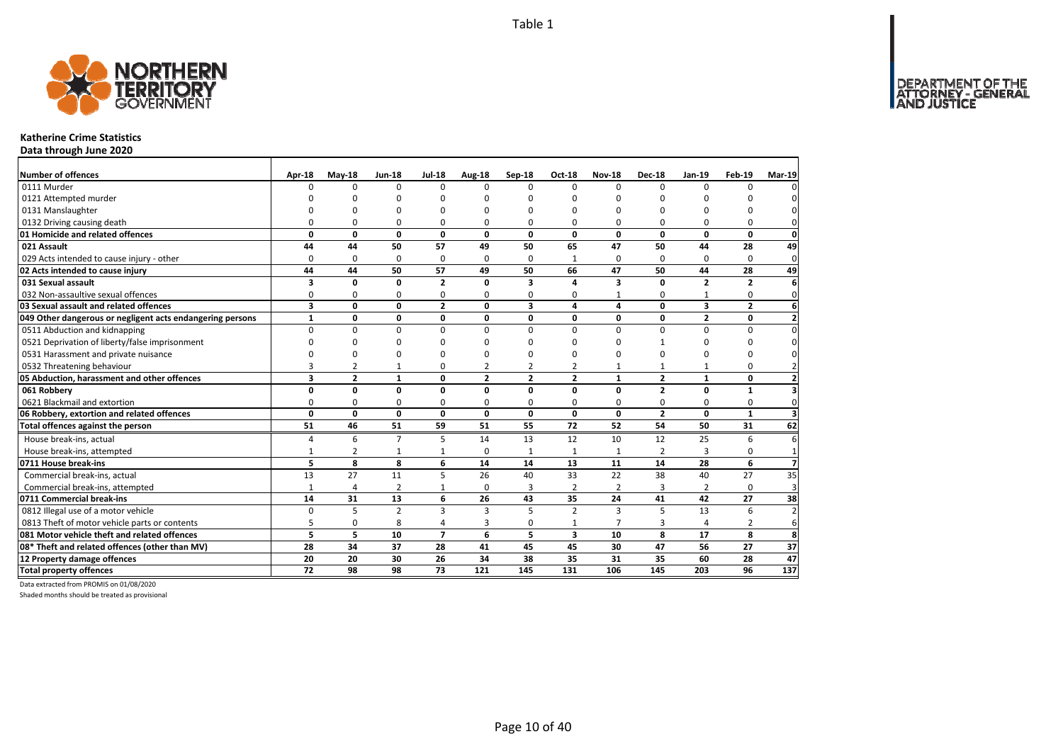Table 1

# Katherine Crime Statistics

## Data through June 2020

| Number of offences | Apr-18 | May-18 | Jun-18 | Jul-18 | Aug-18 | Sep-18 | Oct-18 | Nov-18 | Dec-18 | Jan-19 | Feb-19 | Mar-19 |
|---|---|---|---|---|---|---|---|---|---|---|---|---|
| 0111 Murder | 0 | 0 | 0 | 0 | 0 | 0 | 0 | 0 | 0 | 0 | 0 | 0 |
| 0121 Attempted murder | 0 | 0 | 0 | 0 | 0 | 0 | 0 | 0 | 0 | 0 | 0 | 0 |
| 0131 Manslaughter | 0 | 0 | 0 | 0 | 0 | 0 | 0 | 0 | 0 | 0 | 0 | 0 |
| 0132 Driving causing death | 0 | 0 | 0 | 0 | 0 | 0 | 0 | 0 | 0 | 0 | 0 | 0 |
| **01 Homicide and related offences** | **0** | **0** | **0** | **0** | **0** | **0** | **0** | **0** | **0** | **0** | **0** | **0** |
| **021 Assault** | **44** | **44** | **50** | **57** | **49** | **50** | **65** | **47** | **50** | **44** | **28** | **49** |
| 029 Acts intended to cause injury - other | 0 | 0 | 0 | 0 | 0 | 0 | 1 | 0 | 0 | 0 | 0 | 0 |
| **02 Acts intended to cause injury** | **44** | **44** | **50** | **57** | **49** | **50** | **66** | **47** | **50** | **44** | **28** | **49** |
| **031 Sexual assault** | **3** | **0** | **0** | **2** | **0** | **3** | **4** | **3** | **0** | **2** | **2** | **6** |
| 032 Non-assaultive sexual offences | 0 | 0 | 0 | 0 | 0 | 0 | 0 | 1 | 0 | 1 | 0 | 0 |
| **03 Sexual assault and related offences** | **3** | **0** | **0** | **2** | **0** | **3** | **4** | **4** | **0** | **3** | **2** | **6** |
| **049 Other dangerous or negligent acts endangering persons** | **1** | **0** | **0** | **0** | **0** | **0** | **0** | **0** | **0** | **2** | **0** | **2** |
| 0511 Abduction and kidnapping | 0 | 0 | 0 | 0 | 0 | 0 | 0 | 0 | 0 | 0 | 0 | 0 |
| 0521 Deprivation of liberty/false imprisonment | 0 | 0 | 0 | 0 | 0 | 0 | 0 | 0 | 1 | 0 | 0 | 0 |
| 0531 Harassment and private nuisance | 0 | 0 | 0 | 0 | 0 | 0 | 0 | 0 | 0 | 0 | 0 | 0 |
| 0532 Threatening behaviour | 3 | 2 | 1 | 0 | 2 | 2 | 2 | 1 | 1 | 1 | 0 | 2 |
| **05 Abduction, harassment and other offences** | **3** | **2** | **1** | **0** | **2** | **2** | **2** | **1** | **2** | **1** | **0** | **2** |
| **061 Robbery** | **0** | **0** | **0** | **0** | **0** | **0** | **0** | **0** | **2** | **0** | **1** | **3** |
| 0621 Blackmail and extortion | 0 | 0 | 0 | 0 | 0 | 0 | 0 | 0 | 0 | 0 | 0 | 0 |
| **06 Robbery, extortion and related offences** | **0** | **0** | **0** | **0** | **0** | **0** | **0** | **0** | **2** | **0** | **1** | **3** |
| **Total offences against the person** | **51** | **46** | **51** | **59** | **51** | **55** | **72** | **52** | **54** | **50** | **31** | **62** |
| House break-ins, actual | 4 | 6 | 7 | 5 | 14 | 13 | 12 | 10 | 12 | 25 | 6 | 6 |
| House break-ins, attempted | 1 | 2 | 1 | 1 | 0 | 1 | 1 | 1 | 2 | 3 | 0 | 1 |
| **0711 House break-ins** | **5** | **8** | **8** | **6** | **14** | **14** | **13** | **11** | **14** | **28** | **6** | **7** |
| Commercial break-ins, actual | 13 | 27 | 11 | 5 | 26 | 40 | 33 | 22 | 38 | 40 | 27 | 35 |
| Commercial break-ins, attempted | 1 | 4 | 2 | 1 | 0 | 3 | 2 | 2 | 3 | 2 | 0 | 3 |
| **0711 Commercial break-ins** | **14** | **31** | **13** | **6** | **26** | **43** | **35** | **24** | **41** | **42** | **27** | **38** |
| 0812 Illegal use of a motor vehicle | 0 | 5 | 2 | 3 | 3 | 5 | 2 | 3 | 5 | 13 | 6 | 2 |
| 0813 Theft of motor vehicle parts or contents | 5 | 0 | 8 | 4 | 3 | 0 | 1 | 7 | 3 | 4 | 2 | 6 |
| **081 Motor vehicle theft and related offences** | **5** | **5** | **10** | **7** | **6** | **5** | **3** | **10** | **8** | **17** | **8** | **8** |
| **08* Theft and related offences (other than MV)** | **28** | **34** | **37** | **28** | **41** | **45** | **45** | **30** | **47** | **56** | **27** | **37** |
| **12 Property damage offences** | **20** | **20** | **30** | **26** | **34** | **38** | **35** | **31** | **35** | **60** | **28** | **47** |
| **Total property offences** | **72** | **98** | **98** | **73** | **121** | **145** | **131** | **106** | **145** | **203** | **96** | **137** |

Data extracted from PROMIS on 01/08/2020

Shaded months should be treated as provisional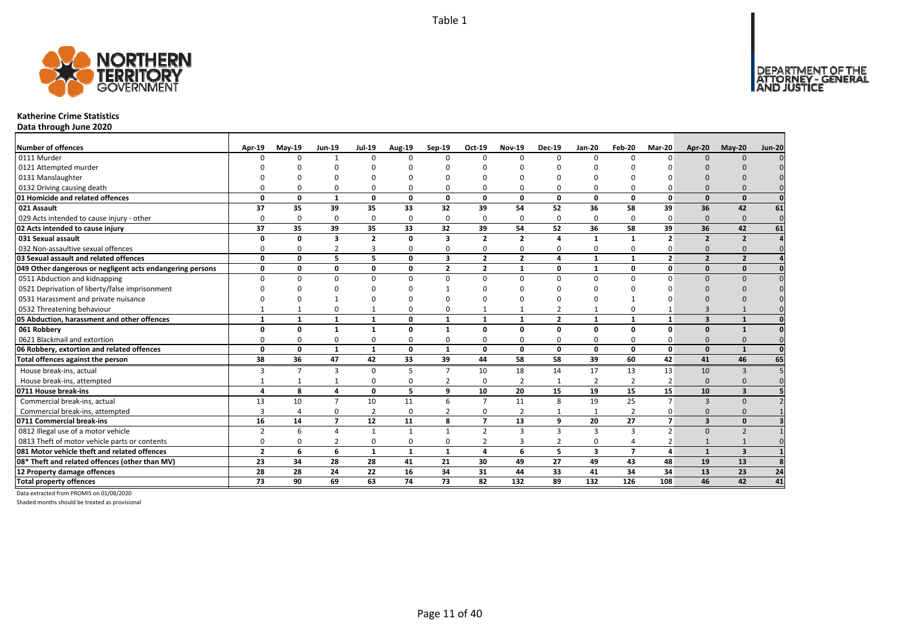Table 1

# Katherine Crime Statistics

**Data through June 2020**

| Number of offences | Apr-19 | May-19 | Jun-19 | Jul-19 | Aug-19 | Sep-19 | Oct-19 | Nov-19 | Dec-19 | Jan-20 | Feb-20 | Mar-20 | Apr-20 | May-20 | Jun-20 |
|---|---|---|---|---|---|---|---|---|---|---|---|---|---|---|---|
| 0111 Murder | 0 | 0 | 1 | 0 | 0 | 0 | 0 | 0 | 0 | 0 | 0 | 0 | 0 | 0 | 0 |
| 0121 Attempted murder | 0 | 0 | 0 | 0 | 0 | 0 | 0 | 0 | 0 | 0 | 0 | 0 | 0 | 0 | 0 |
| 0131 Manslaughter | 0 | 0 | 0 | 0 | 0 | 0 | 0 | 0 | 0 | 0 | 0 | 0 | 0 | 0 | 0 |
| 0132 Driving causing death | 0 | 0 | 0 | 0 | 0 | 0 | 0 | 0 | 0 | 0 | 0 | 0 | 0 | 0 | 0 |
| **01 Homicide and related offences** | **0** | **0** | **1** | **0** | **0** | **0** | **0** | **0** | **0** | **0** | **0** | **0** | **0** | **0** | **0** |
| **021 Assault** | **37** | **35** | **39** | **35** | **33** | **32** | **39** | **54** | **52** | **36** | **58** | **39** | **36** | **42** | **61** |
| 029 Acts intended to cause injury - other | 0 | 0 | 0 | 0 | 0 | 0 | 0 | 0 | 0 | 0 | 0 | 0 | 0 | 0 | 0 |
| **02 Acts intended to cause injury** | **37** | **35** | **39** | **35** | **33** | **32** | **39** | **54** | **52** | **36** | **58** | **39** | **36** | **42** | **61** |
| **031 Sexual assault** | **0** | **0** | **3** | **2** | **0** | **3** | **2** | **2** | **4** | **1** | **1** | **2** | **2** | **2** | **4** |
| 032 Non-assaultive sexual offences | 0 | 0 | 2 | 3 | 0 | 0 | 0 | 0 | 0 | 0 | 0 | 0 | 0 | 0 | 0 |
| **03 Sexual assault and related offences** | **0** | **0** | **5** | **5** | **0** | **3** | **2** | **2** | **4** | **1** | **1** | **2** | **2** | **2** | **4** |
| **049 Other dangerous or negligent acts endangering persons** | **0** | **0** | **0** | **0** | **0** | **2** | **2** | **1** | **0** | **1** | **0** | **0** | **0** | **0** | **0** |
| 0511 Abduction and kidnapping | 0 | 0 | 0 | 0 | 0 | 0 | 0 | 0 | 0 | 0 | 0 | 0 | 0 | 0 | 0 |
| 0521 Deprivation of liberty/false imprisonment | 0 | 0 | 0 | 0 | 0 | 1 | 0 | 0 | 0 | 0 | 0 | 0 | 0 | 0 | 0 |
| 0531 Harassment and private nuisance | 0 | 0 | 1 | 0 | 0 | 0 | 0 | 0 | 0 | 0 | 1 | 0 | 0 | 0 | 0 |
| 0532 Threatening behaviour | 1 | 1 | 0 | 1 | 0 | 0 | 1 | 1 | 2 | 1 | 0 | 1 | 3 | 1 | 0 |
| **05 Abduction, harassment and other offences** | **1** | **1** | **1** | **1** | **0** | **1** | **1** | **1** | **2** | **1** | **1** | **1** | **3** | **1** | **0** |
| **061 Robbery** | **0** | **0** | **1** | **1** | **0** | **1** | **0** | **0** | **0** | **0** | **0** | **0** | **0** | **1** | **0** |
| 0621 Blackmail and extortion | 0 | 0 | 0 | 0 | 0 | 0 | 0 | 0 | 0 | 0 | 0 | 0 | 0 | 0 | 0 |
| **06 Robbery, extortion and related offences** | **0** | **0** | **1** | **1** | **0** | **1** | **0** | **0** | **0** | **0** | **0** | **0** | **0** | **1** | **0** |
| **Total offences against the person** | **38** | **36** | **47** | **42** | **33** | **39** | **44** | **58** | **58** | **39** | **60** | **42** | **41** | **46** | **65** |
| House break-ins, actual | 3 | 7 | 3 | 0 | 5 | 7 | 10 | 18 | 14 | 17 | 13 | 13 | 10 | 3 | 5 |
| House break-ins, attempted | 1 | 1 | 1 | 0 | 0 | 2 | 0 | 2 | 1 | 2 | 2 | 2 | 0 | 0 | 0 |
| **0711 House break-ins** | **4** | **8** | **4** | **0** | **5** | **9** | **10** | **20** | **15** | **19** | **15** | **15** | **10** | **3** | **5** |
| Commercial break-ins, actual | 13 | 10 | 7 | 10 | 11 | 6 | 7 | 11 | 8 | 19 | 25 | 7 | 3 | 0 | 2 |
| Commercial break-ins, attempted | 3 | 4 | 0 | 2 | 0 | 2 | 0 | 2 | 1 | 1 | 2 | 0 | 0 | 0 | 1 |
| **0711 Commercial break-ins** | **16** | **14** | **7** | **12** | **11** | **8** | **7** | **13** | **9** | **20** | **27** | **7** | **3** | **0** | **3** |
| 0812 Illegal use of a motor vehicle | 2 | 6 | 4 | 1 | 1 | 1 | 2 | 3 | 3 | 3 | 3 | 2 | 0 | 2 | 1 |
| 0813 Theft of motor vehicle parts or contents | 0 | 0 | 2 | 0 | 0 | 0 | 2 | 3 | 2 | 0 | 4 | 2 | 1 | 1 | 0 |
| **081 Motor vehicle theft and related offences** | **2** | **6** | **6** | **1** | **1** | **1** | **4** | **6** | **5** | **3** | **7** | **4** | **1** | **3** | **1** |
| **08* Theft and related offences (other than MV)** | **23** | **34** | **28** | **28** | **41** | **21** | **30** | **49** | **27** | **49** | **43** | **48** | **19** | **13** | **8** |
| **12 Property damage offences** | **28** | **28** | **24** | **22** | **16** | **34** | **31** | **44** | **33** | **41** | **34** | **34** | **13** | **23** | **24** |
| **Total property offences** | **73** | **90** | **69** | **63** | **74** | **73** | **82** | **132** | **89** | **132** | **126** | **108** | **46** | **42** | **41** |

Data extracted from PROMIS on 01/08/2020

Shaded months should be treated as provisional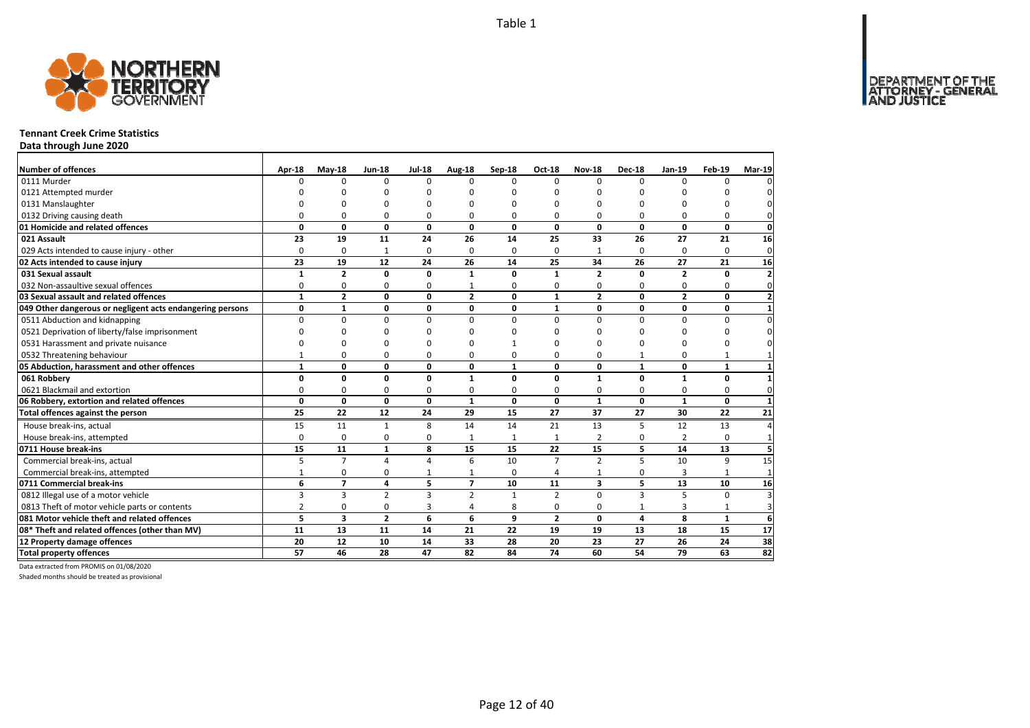Table 1

# Tennant Creek Crime Statistics

**Data through June 2020**

| Number of offences | Apr-18 | May-18 | Jun-18 | Jul-18 | Aug-18 | Sep-18 | Oct-18 | Nov-18 | Dec-18 | Jan-19 | Feb-19 | Mar-19 |
|---|---|---|---|---|---|---|---|---|---|---|---|---|
| 0111 Murder | 0 | 0 | 0 | 0 | 0 | 0 | 0 | 0 | 0 | 0 | 0 | 0 |
| 0121 Attempted murder | 0 | 0 | 0 | 0 | 0 | 0 | 0 | 0 | 0 | 0 | 0 | 0 |
| 0131 Manslaughter | 0 | 0 | 0 | 0 | 0 | 0 | 0 | 0 | 0 | 0 | 0 | 0 |
| 0132 Driving causing death | 0 | 0 | 0 | 0 | 0 | 0 | 0 | 0 | 0 | 0 | 0 | 0 |
| **01 Homicide and related offences** | **0** | **0** | **0** | **0** | **0** | **0** | **0** | **0** | **0** | **0** | **0** | **0** |
| **021 Assault** | **23** | **19** | **11** | **24** | **26** | **14** | **25** | **33** | **26** | **27** | **21** | **16** |
| 029 Acts intended to cause injury - other | 0 | 0 | 1 | 0 | 0 | 0 | 0 | 1 | 0 | 0 | 0 | 0 |
| **02 Acts intended to cause injury** | **23** | **19** | **12** | **24** | **26** | **14** | **25** | **34** | **26** | **27** | **21** | **16** |
| **031 Sexual assault** | **1** | **2** | **0** | **0** | **1** | **0** | **1** | **2** | **0** | **2** | **0** | **2** |
| 032 Non-assaultive sexual offences | 0 | 0 | 0 | 0 | 1 | 0 | 0 | 0 | 0 | 0 | 0 | 0 |
| **03 Sexual assault and related offences** | **1** | **2** | **0** | **0** | **2** | **0** | **1** | **2** | **0** | **2** | **0** | **2** |
| **049 Other dangerous or negligent acts endangering persons** | **0** | **1** | **0** | **0** | **0** | **0** | **1** | **0** | **0** | **0** | **0** | **1** |
| 0511 Abduction and kidnapping | 0 | 0 | 0 | 0 | 0 | 0 | 0 | 0 | 0 | 0 | 0 | 0 |
| 0521 Deprivation of liberty/false imprisonment | 0 | 0 | 0 | 0 | 0 | 0 | 0 | 0 | 0 | 0 | 0 | 0 |
| 0531 Harassment and private nuisance | 0 | 0 | 0 | 0 | 0 | 1 | 0 | 0 | 0 | 0 | 0 | 0 |
| 0532 Threatening behaviour | 1 | 0 | 0 | 0 | 0 | 0 | 0 | 0 | 1 | 0 | 1 | 1 |
| **05 Abduction, harassment and other offences** | **1** | **0** | **0** | **0** | **0** | **1** | **0** | **0** | **1** | **0** | **1** | **1** |
| **061 Robbery** | **0** | **0** | **0** | **0** | **1** | **0** | **0** | **1** | **0** | **1** | **0** | **1** |
| 0621 Blackmail and extortion | 0 | 0 | 0 | 0 | 0 | 0 | 0 | 0 | 0 | 0 | 0 | 0 |
| **06 Robbery, extortion and related offences** | **0** | **0** | **0** | **0** | **1** | **0** | **0** | **1** | **0** | **1** | **0** | **1** |
| **Total offences against the person** | **25** | **22** | **12** | **24** | **29** | **15** | **27** | **37** | **27** | **30** | **22** | **21** |
| House break-ins, actual | 15 | 11 | 1 | 8 | 14 | 14 | 21 | 13 | 5 | 12 | 13 | 4 |
| House break-ins, attempted | 0 | 0 | 0 | 0 | 1 | 1 | 1 | 2 | 0 | 2 | 0 | 1 |
| **0711 House break-ins** | **15** | **11** | **1** | **8** | **15** | **15** | **22** | **15** | **5** | **14** | **13** | **5** |
| Commercial break-ins, actual | 5 | 7 | 4 | 4 | 6 | 10 | 7 | 2 | 5 | 10 | 9 | 15 |
| Commercial break-ins, attempted | 1 | 0 | 0 | 1 | 1 | 0 | 4 | 1 | 0 | 3 | 1 | 1 |
| **0711 Commercial break-ins** | **6** | **7** | **4** | **5** | **7** | **10** | **11** | **3** | **5** | **13** | **10** | **16** |
| 0812 Illegal use of a motor vehicle | 3 | 3 | 2 | 3 | 2 | 1 | 2 | 0 | 3 | 5 | 0 | 3 |
| 0813 Theft of motor vehicle parts or contents | 2 | 0 | 0 | 3 | 4 | 8 | 0 | 0 | 1 | 3 | 1 | 3 |
| **081 Motor vehicle theft and related offences** | **5** | **3** | **2** | **6** | **6** | **9** | **2** | **0** | **4** | **8** | **1** | **6** |
| **08* Theft and related offences (other than MV)** | **11** | **13** | **11** | **14** | **21** | **22** | **19** | **19** | **13** | **18** | **15** | **17** |
| **12 Property damage offences** | **20** | **12** | **10** | **14** | **33** | **28** | **20** | **23** | **27** | **26** | **24** | **38** |
| **Total property offences** | **57** | **46** | **28** | **47** | **82** | **84** | **74** | **60** | **54** | **79** | **63** | **82** |

Data extracted from PROMIS on 01/08/2020

Shaded months should be treated as provisional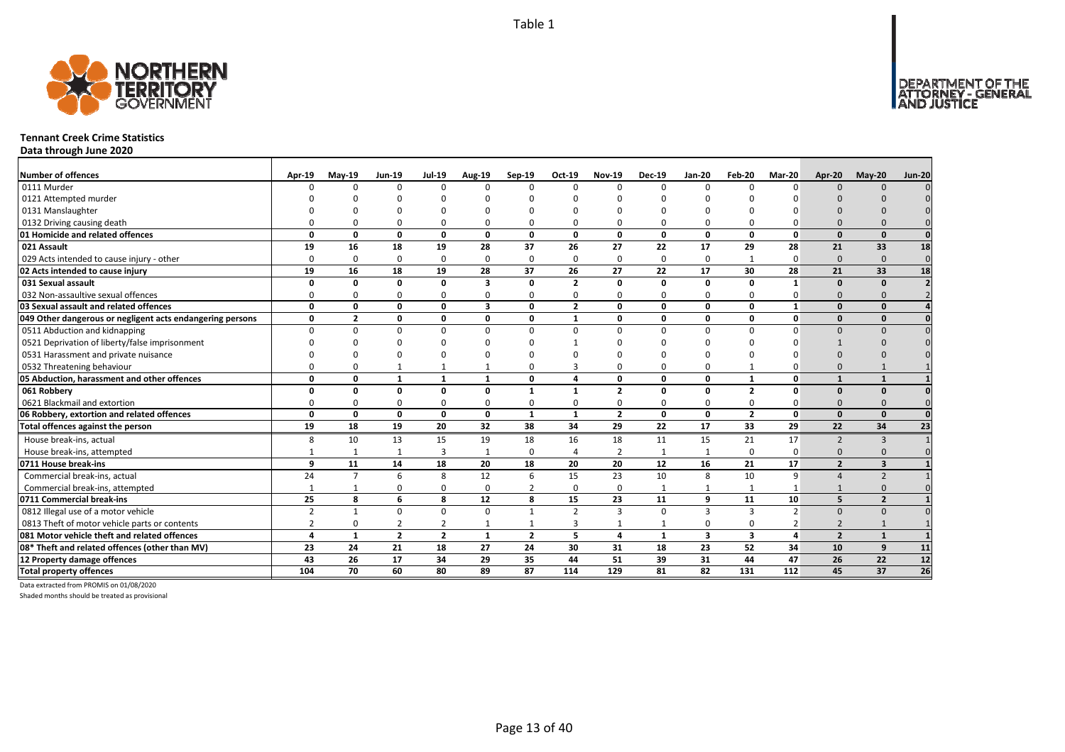Table 1

DEPARTMENT OF THE ATTORNEY - GENERAL AND JUSTICE

## Tennant Creek Crime Statistics

**Data through June 2020**

| Number of offences | Apr-19 | May-19 | Jun-19 | Jul-19 | Aug-19 | Sep-19 | Oct-19 | Nov-19 | Dec-19 | Jan-20 | Feb-20 | Mar-20 | Apr-20 | May-20 | Jun-20 |
|---|---|---|---|---|---|---|---|---|---|---|---|---|---|---|---|
| 0111 Murder | 0 | 0 | 0 | 0 | 0 | 0 | 0 | 0 | 0 | 0 | 0 | 0 | 0 | 0 | 0 |
| 0121 Attempted murder | 0 | 0 | 0 | 0 | 0 | 0 | 0 | 0 | 0 | 0 | 0 | 0 | 0 | 0 | 0 |
| 0131 Manslaughter | 0 | 0 | 0 | 0 | 0 | 0 | 0 | 0 | 0 | 0 | 0 | 0 | 0 | 0 | 0 |
| 0132 Driving causing death | 0 | 0 | 0 | 0 | 0 | 0 | 0 | 0 | 0 | 0 | 0 | 0 | 0 | 0 | 0 |
| **01 Homicide and related offences** | **0** | **0** | **0** | **0** | **0** | **0** | **0** | **0** | **0** | **0** | **0** | **0** | **0** | **0** | **0** |
| **021 Assault** | **19** | **16** | **18** | **19** | **28** | **37** | **26** | **27** | **22** | **17** | **29** | **28** | **21** | **33** | **18** |
| 029 Acts intended to cause injury - other | 0 | 0 | 0 | 0 | 0 | 0 | 0 | 0 | 0 | 0 | 1 | 0 | 0 | 0 | 0 |
| **02 Acts intended to cause injury** | **19** | **16** | **18** | **19** | **28** | **37** | **26** | **27** | **22** | **17** | **30** | **28** | **21** | **33** | **18** |
| **031 Sexual assault** | **0** | **0** | **0** | **0** | **3** | **0** | **2** | **0** | **0** | **0** | **0** | **1** | **0** | **0** | **2** |
| 032 Non-assaultive sexual offences | 0 | 0 | 0 | 0 | 0 | 0 | 0 | 0 | 0 | 0 | 0 | 0 | 0 | 0 | 2 |
| **03 Sexual assault and related offences** | **0** | **0** | **0** | **0** | **3** | **0** | **2** | **0** | **0** | **0** | **0** | **1** | **0** | **0** | **4** |
| **049 Other dangerous or negligent acts endangering persons** | **0** | **2** | **0** | **0** | **0** | **0** | **1** | **0** | **0** | **0** | **0** | **0** | **0** | **0** | **0** |
| 0511 Abduction and kidnapping | 0 | 0 | 0 | 0 | 0 | 0 | 0 | 0 | 0 | 0 | 0 | 0 | 0 | 0 | 0 |
| 0521 Deprivation of liberty/false imprisonment | 0 | 0 | 0 | 0 | 0 | 0 | 1 | 0 | 0 | 0 | 0 | 0 | 1 | 0 | 0 |
| 0531 Harassment and private nuisance | 0 | 0 | 0 | 0 | 0 | 0 | 0 | 0 | 0 | 0 | 0 | 0 | 0 | 0 | 0 |
| 0532 Threatening behaviour | 0 | 0 | 1 | 1 | 1 | 0 | 3 | 0 | 0 | 0 | 1 | 0 | 0 | 1 | 1 |
| **05 Abduction, harassment and other offences** | **0** | **0** | **1** | **1** | **1** | **0** | **4** | **0** | **0** | **0** | **1** | **0** | **1** | **1** | **1** |
| **061 Robbery** | **0** | **0** | **0** | **0** | **0** | **1** | **1** | **2** | **0** | **0** | **2** | **0** | **0** | **0** | **0** |
| 0621 Blackmail and extortion | 0 | 0 | 0 | 0 | 0 | 0 | 0 | 0 | 0 | 0 | 0 | 0 | 0 | 0 | 0 |
| **06 Robbery, extortion and related offences** | **0** | **0** | **0** | **0** | **0** | **1** | **1** | **2** | **0** | **0** | **2** | **0** | **0** | **0** | **0** |
| **Total offences against the person** | **19** | **18** | **19** | **20** | **32** | **38** | **34** | **29** | **22** | **17** | **33** | **29** | **22** | **34** | **23** |
| House break-ins, actual | 8 | 10 | 13 | 15 | 19 | 18 | 16 | 18 | 11 | 15 | 21 | 17 | 2 | 3 | 1 |
| House break-ins, attempted | 1 | 1 | 1 | 3 | 1 | 0 | 4 | 2 | 1 | 1 | 0 | 0 | 0 | 0 | 0 |
| **0711 House break-ins** | **9** | **11** | **14** | **18** | **20** | **18** | **20** | **20** | **12** | **16** | **21** | **17** | **2** | **3** | **1** |
| Commercial break-ins, actual | 24 | 7 | 6 | 8 | 12 | 6 | 15 | 23 | 10 | 8 | 10 | 9 | 4 | 2 | 1 |
| Commercial break-ins, attempted | 1 | 1 | 0 | 0 | 0 | 2 | 0 | 0 | 1 | 1 | 1 | 1 | 1 | 0 | 0 |
| **0711 Commercial break-ins** | **25** | **8** | **6** | **8** | **12** | **8** | **15** | **23** | **11** | **9** | **11** | **10** | **5** | **2** | **1** |
| 0812 Illegal use of a motor vehicle | 2 | 1 | 0 | 0 | 0 | 1 | 2 | 3 | 0 | 3 | 3 | 2 | 0 | 0 | 0 |
| 0813 Theft of motor vehicle parts or contents | 2 | 0 | 2 | 2 | 1 | 1 | 3 | 1 | 1 | 0 | 0 | 2 | 2 | 1 | 1 |
| **081 Motor vehicle theft and related offences** | **4** | **1** | **2** | **2** | **1** | **2** | **5** | **4** | **1** | **3** | **3** | **4** | **2** | **1** | **1** |
| **08* Theft and related offences (other than MV)** | **23** | **24** | **21** | **18** | **27** | **24** | **30** | **31** | **18** | **23** | **52** | **34** | **10** | **9** | **11** |
| **12 Property damage offences** | **43** | **26** | **17** | **34** | **29** | **35** | **44** | **51** | **39** | **31** | **44** | **47** | **26** | **22** | **12** |
| **Total property offences** | **104** | **70** | **60** | **80** | **89** | **87** | **114** | **129** | **81** | **82** | **131** | **112** | **45** | **37** | **26** |

Data extracted from PROMIS on 01/08/2020

Shaded months should be treated as provisional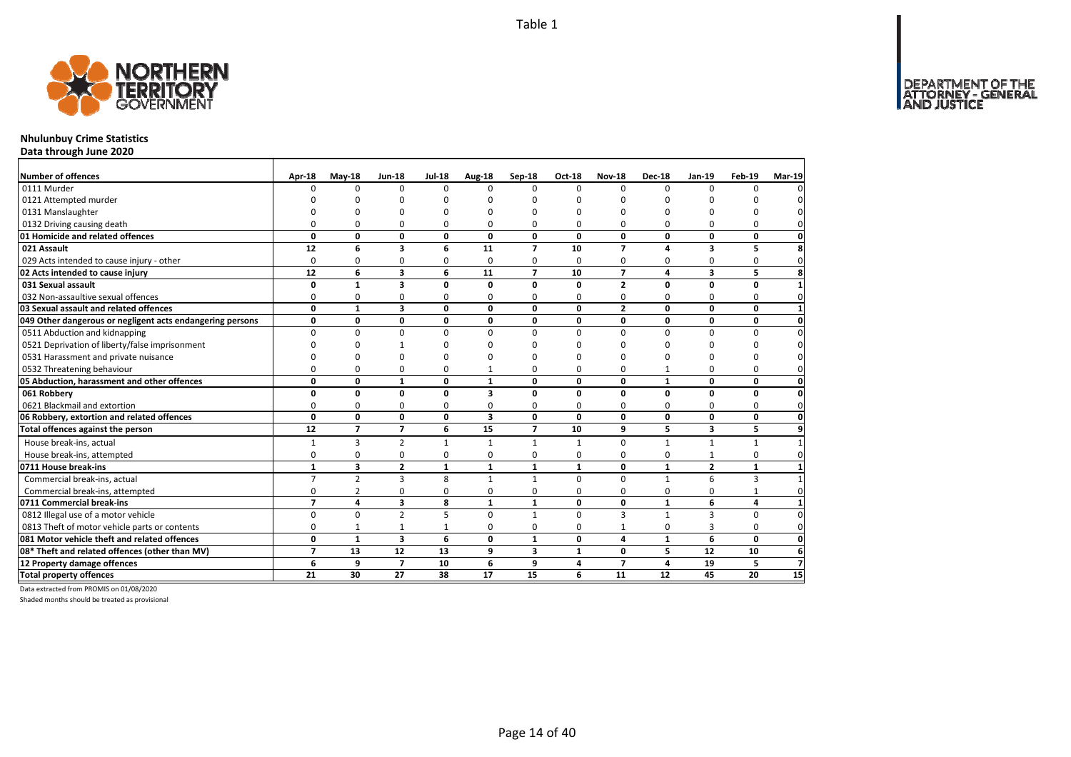Table 1

# Nhulunbuy Crime Statistics

**Data through June 2020**

| Number of offences | Apr-18 | May-18 | Jun-18 | Jul-18 | Aug-18 | Sep-18 | Oct-18 | Nov-18 | Dec-18 | Jan-19 | Feb-19 | Mar-19 |
|---|---|---|---|---|---|---|---|---|---|---|---|---|
| 0111 Murder | 0 | 0 | 0 | 0 | 0 | 0 | 0 | 0 | 0 | 0 | 0 | 0 |
| 0121 Attempted murder | 0 | 0 | 0 | 0 | 0 | 0 | 0 | 0 | 0 | 0 | 0 | 0 |
| 0131 Manslaughter | 0 | 0 | 0 | 0 | 0 | 0 | 0 | 0 | 0 | 0 | 0 | 0 |
| 0132 Driving causing death | 0 | 0 | 0 | 0 | 0 | 0 | 0 | 0 | 0 | 0 | 0 | 0 |
| **01 Homicide and related offences** | **0** | **0** | **0** | **0** | **0** | **0** | **0** | **0** | **0** | **0** | **0** | **0** |
| **021 Assault** | **12** | **6** | **3** | **6** | **11** | **7** | **10** | **7** | **4** | **3** | **5** | **8** |
| 029 Acts intended to cause injury - other | 0 | 0 | 0 | 0 | 0 | 0 | 0 | 0 | 0 | 0 | 0 | 0 |
| **02 Acts intended to cause injury** | **12** | **6** | **3** | **6** | **11** | **7** | **10** | **7** | **4** | **3** | **5** | **8** |
| **031 Sexual assault** | **0** | **1** | **3** | **0** | **0** | **0** | **0** | **2** | **0** | **0** | **0** | **1** |
| 032 Non-assaultive sexual offences | 0 | 0 | 0 | 0 | 0 | 0 | 0 | 0 | 0 | 0 | 0 | 0 |
| **03 Sexual assault and related offences** | **0** | **1** | **3** | **0** | **0** | **0** | **0** | **2** | **0** | **0** | **0** | **1** |
| **049 Other dangerous or negligent acts endangering persons** | **0** | **0** | **0** | **0** | **0** | **0** | **0** | **0** | **0** | **0** | **0** | **0** |
| 0511 Abduction and kidnapping | 0 | 0 | 0 | 0 | 0 | 0 | 0 | 0 | 0 | 0 | 0 | 0 |
| 0521 Deprivation of liberty/false imprisonment | 0 | 0 | 1 | 0 | 0 | 0 | 0 | 0 | 0 | 0 | 0 | 0 |
| 0531 Harassment and private nuisance | 0 | 0 | 0 | 0 | 0 | 0 | 0 | 0 | 0 | 0 | 0 | 0 |
| 0532 Threatening behaviour | 0 | 0 | 0 | 0 | 1 | 0 | 0 | 0 | 1 | 0 | 0 | 0 |
| **05 Abduction, harassment and other offences** | **0** | **0** | **1** | **0** | **1** | **0** | **0** | **0** | **1** | **0** | **0** | **0** |
| **061 Robbery** | **0** | **0** | **0** | **0** | **3** | **0** | **0** | **0** | **0** | **0** | **0** | **0** |
| 0621 Blackmail and extortion | 0 | 0 | 0 | 0 | 0 | 0 | 0 | 0 | 0 | 0 | 0 | 0 |
| **06 Robbery, extortion and related offences** | **0** | **0** | **0** | **0** | **3** | **0** | **0** | **0** | **0** | **0** | **0** | **0** |
| **Total offences against the person** | **12** | **7** | **7** | **6** | **15** | **7** | **10** | **9** | **5** | **3** | **5** | **9** |
| House break-ins, actual | 1 | 3 | 2 | 1 | 1 | 1 | 1 | 0 | 1 | 1 | 1 | 1 |
| House break-ins, attempted | 0 | 0 | 0 | 0 | 0 | 0 | 0 | 0 | 0 | 1 | 0 | 0 |
| **0711 House break-ins** | **1** | **3** | **2** | **1** | **1** | **1** | **1** | **0** | **1** | **2** | **1** | **1** |
| Commercial break-ins, actual | 7 | 2 | 3 | 8 | 1 | 1 | 0 | 0 | 1 | 6 | 3 | 1 |
| Commercial break-ins, attempted | 0 | 2 | 0 | 0 | 0 | 0 | 0 | 0 | 0 | 0 | 1 | 0 |
| **0711 Commercial break-ins** | **7** | **4** | **3** | **8** | **1** | **1** | **0** | **0** | **1** | **6** | **4** | **1** |
| 0812 Illegal use of a motor vehicle | 0 | 0 | 2 | 5 | 0 | 1 | 0 | 3 | 1 | 3 | 0 | 0 |
| 0813 Theft of motor vehicle parts or contents | 0 | 1 | 1 | 1 | 0 | 0 | 0 | 1 | 0 | 3 | 0 | 0 |
| **081 Motor vehicle theft and related offences** | **0** | **1** | **3** | **6** | **0** | **1** | **0** | **4** | **1** | **6** | **0** | **0** |
| **08* Theft and related offences (other than MV)** | **7** | **13** | **12** | **13** | **9** | **3** | **1** | **0** | **5** | **12** | **10** | **6** |
| **12 Property damage offences** | **6** | **9** | **7** | **10** | **6** | **9** | **4** | **7** | **4** | **19** | **5** | **7** |
| **Total property offences** | **21** | **30** | **27** | **38** | **17** | **15** | **6** | **11** | **12** | **45** | **20** | **15** |

Data extracted from PROMIS on 01/08/2020

Shaded months should be treated as provisional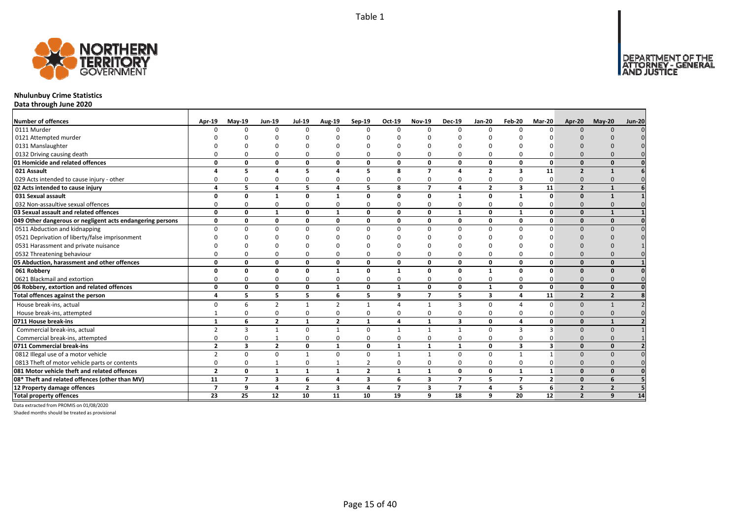Table 1

# Nhulunbuy Crime Statistics

**Data through June 2020**

| Number of offences | Apr-19 | May-19 | Jun-19 | Jul-19 | Aug-19 | Sep-19 | Oct-19 | Nov-19 | Dec-19 | Jan-20 | Feb-20 | Mar-20 | Apr-20 | May-20 | Jun-20 |
|---|---|---|---|---|---|---|---|---|---|---|---|---|---|---|---|
| 0111 Murder | 0 | 0 | 0 | 0 | 0 | 0 | 0 | 0 | 0 | 0 | 0 | 0 | 0 | 0 | 0 |
| 0121 Attempted murder | 0 | 0 | 0 | 0 | 0 | 0 | 0 | 0 | 0 | 0 | 0 | 0 | 0 | 0 | 0 |
| 0131 Manslaughter | 0 | 0 | 0 | 0 | 0 | 0 | 0 | 0 | 0 | 0 | 0 | 0 | 0 | 0 | 0 |
| 0132 Driving causing death | 0 | 0 | 0 | 0 | 0 | 0 | 0 | 0 | 0 | 0 | 0 | 0 | 0 | 0 | 0 |
| **01 Homicide and related offences** | **0** | **0** | **0** | **0** | **0** | **0** | **0** | **0** | **0** | **0** | **0** | **0** | **0** | **0** | **0** |
| **021 Assault** | **4** | **5** | **4** | **5** | **4** | **5** | **8** | **7** | **4** | **2** | **3** | **11** | **2** | **1** | **6** |
| 029 Acts intended to cause injury - other | 0 | 0 | 0 | 0 | 0 | 0 | 0 | 0 | 0 | 0 | 0 | 0 | 0 | 0 | 0 |
| **02 Acts intended to cause injury** | **4** | **5** | **4** | **5** | **4** | **5** | **8** | **7** | **4** | **2** | **3** | **11** | **2** | **1** | **6** |
| **031 Sexual assault** | **0** | **0** | **1** | **0** | **1** | **0** | **0** | **0** | **1** | **0** | **1** | **0** | **0** | **1** | **1** |
| 032 Non-assaultive sexual offences | 0 | 0 | 0 | 0 | 0 | 0 | 0 | 0 | 0 | 0 | 0 | 0 | 0 | 0 | 0 |
| **03 Sexual assault and related offences** | **0** | **0** | **1** | **0** | **1** | **0** | **0** | **0** | **1** | **0** | **1** | **0** | **0** | **1** | **1** |
| **049 Other dangerous or negligent acts endangering persons** | **0** | **0** | **0** | **0** | **0** | **0** | **0** | **0** | **0** | **0** | **0** | **0** | **0** | **0** | **0** |
| 0511 Abduction and kidnapping | 0 | 0 | 0 | 0 | 0 | 0 | 0 | 0 | 0 | 0 | 0 | 0 | 0 | 0 | 0 |
| 0521 Deprivation of liberty/false imprisonment | 0 | 0 | 0 | 0 | 0 | 0 | 0 | 0 | 0 | 0 | 0 | 0 | 0 | 0 | 0 |
| 0531 Harassment and private nuisance | 0 | 0 | 0 | 0 | 0 | 0 | 0 | 0 | 0 | 0 | 0 | 0 | 0 | 0 | 1 |
| 0532 Threatening behaviour | 0 | 0 | 0 | 0 | 0 | 0 | 0 | 0 | 0 | 0 | 0 | 0 | 0 | 0 | 0 |
| **05 Abduction, harassment and other offences** | **0** | **0** | **0** | **0** | **0** | **0** | **0** | **0** | **0** | **0** | **0** | **0** | **0** | **0** | **1** |
| **061 Robbery** | **0** | **0** | **0** | **0** | **1** | **0** | **1** | **0** | **0** | **1** | **0** | **0** | **0** | **0** | **0** |
| 0621 Blackmail and extortion | 0 | 0 | 0 | 0 | 0 | 0 | 0 | 0 | 0 | 0 | 0 | 0 | 0 | 0 | 0 |
| **06 Robbery, extortion and related offences** | **0** | **0** | **0** | **0** | **1** | **0** | **1** | **0** | **0** | **1** | **0** | **0** | **0** | **0** | **0** |
| **Total offences against the person** | **4** | **5** | **5** | **5** | **6** | **5** | **9** | **7** | **5** | **3** | **4** | **11** | **2** | **2** | **8** |
| House break-ins, actual | 0 | 6 | 2 | 1 | 2 | 1 | 4 | 1 | 3 | 0 | 4 | 0 | 0 | 1 | 2 |
| House break-ins, attempted | 1 | 0 | 0 | 0 | 0 | 0 | 0 | 0 | 0 | 0 | 0 | 0 | 0 | 0 | 0 |
| **0711 House break-ins** | **1** | **6** | **2** | **1** | **2** | **1** | **4** | **1** | **3** | **0** | **4** | **0** | **0** | **1** | **2** |
| Commercial break-ins, actual | 2 | 3 | 1 | 0 | 1 | 0 | 1 | 1 | 1 | 0 | 3 | 3 | 0 | 0 | 1 |
| Commercial break-ins, attempted | 0 | 0 | 1 | 0 | 0 | 0 | 0 | 0 | 0 | 0 | 0 | 0 | 0 | 0 | 1 |
| **0711 Commercial break-ins** | **2** | **3** | **2** | **0** | **1** | **0** | **1** | **1** | **1** | **0** | **3** | **3** | **0** | **0** | **2** |
| 0812 Illegal use of a motor vehicle | 2 | 0 | 0 | 1 | 0 | 0 | 1 | 1 | 0 | 0 | 1 | 1 | 0 | 0 | 0 |
| 0813 Theft of motor vehicle parts or contents | 0 | 0 | 1 | 0 | 1 | 2 | 0 | 0 | 0 | 0 | 0 | 0 | 0 | 0 | 0 |
| **081 Motor vehicle theft and related offences** | **2** | **0** | **1** | **1** | **1** | **2** | **1** | **1** | **0** | **0** | **1** | **1** | **0** | **0** | **0** |
| **08\* Theft and related offences (other than MV)** | **11** | **7** | **3** | **6** | **4** | **3** | **6** | **3** | **7** | **5** | **7** | **2** | **0** | **6** | **5** |
| **12 Property damage offences** | **7** | **9** | **4** | **2** | **3** | **4** | **7** | **3** | **7** | **4** | **5** | **6** | **2** | **2** | **5** |
| **Total property offences** | **23** | **25** | **12** | **10** | **11** | **10** | **19** | **9** | **18** | **9** | **20** | **12** | **2** | **9** | **14** |

Data extracted from PROMIS on 01/08/2020

Shaded months should be treated as provisional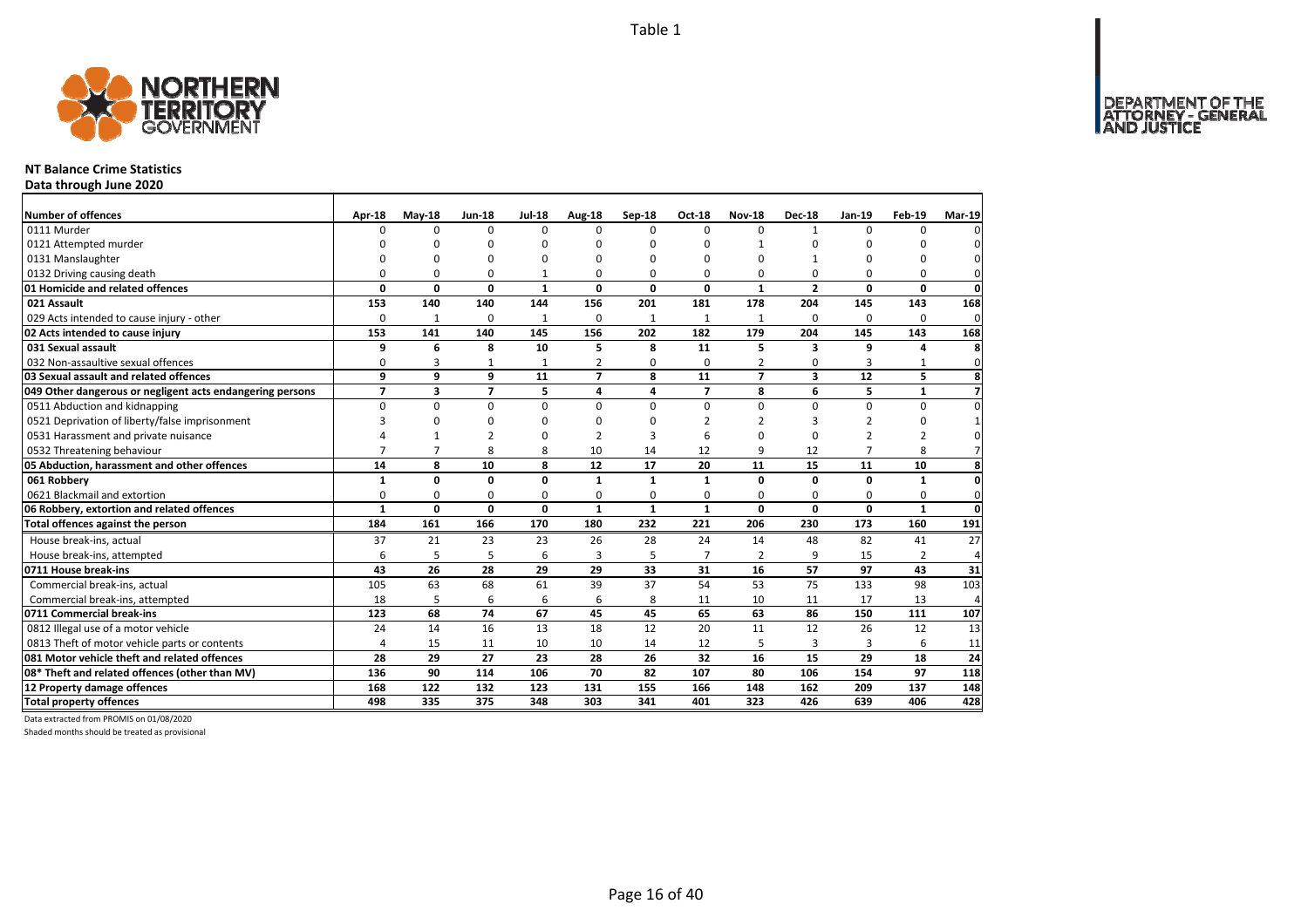Table 1

## NT Balance Crime Statistics

**Data through June 2020**

| Number of offences | Apr-18 | May-18 | Jun-18 | Jul-18 | Aug-18 | Sep-18 | Oct-18 | Nov-18 | Dec-18 | Jan-19 | Feb-19 | Mar-19 |
|---|---|---|---|---|---|---|---|---|---|---|---|---|
| 0111 Murder | 0 | 0 | 0 | 0 | 0 | 0 | 0 | 0 | 1 | 0 | 0 | 0 |
| 0121 Attempted murder | 0 | 0 | 0 | 0 | 0 | 0 | 0 | 1 | 0 | 0 | 0 | 0 |
| 0131 Manslaughter | 0 | 0 | 0 | 0 | 0 | 0 | 0 | 0 | 1 | 0 | 0 | 0 |
| 0132 Driving causing death | 0 | 0 | 0 | 1 | 0 | 0 | 0 | 0 | 0 | 0 | 0 | 0 |
| **01 Homicide and related offences** | **0** | **0** | **0** | **1** | **0** | **0** | **0** | **1** | **2** | **0** | **0** | **0** |
| **021 Assault** | **153** | **140** | **140** | **144** | **156** | **201** | **181** | **178** | **204** | **145** | **143** | **168** |
| 029 Acts intended to cause injury - other | 0 | 1 | 0 | 1 | 0 | 1 | 1 | 1 | 0 | 0 | 0 | 0 |
| **02 Acts intended to cause injury** | **153** | **141** | **140** | **145** | **156** | **202** | **182** | **179** | **204** | **145** | **143** | **168** |
| **031 Sexual assault** | **9** | **6** | **8** | **10** | **5** | **8** | **11** | **5** | **3** | **9** | **4** | **8** |
| 032 Non-assaultive sexual offences | 0 | 3 | 1 | 1 | 2 | 0 | 0 | 2 | 0 | 3 | 1 | 0 |
| **03 Sexual assault and related offences** | **9** | **9** | **9** | **11** | **7** | **8** | **11** | **7** | **3** | **12** | **5** | **8** |
| **049 Other dangerous or negligent acts endangering persons** | **7** | **3** | **7** | **5** | **4** | **4** | **7** | **8** | **6** | **5** | **1** | **7** |
| 0511 Abduction and kidnapping | 0 | 0 | 0 | 0 | 0 | 0 | 0 | 0 | 0 | 0 | 0 | 0 |
| 0521 Deprivation of liberty/false imprisonment | 3 | 0 | 0 | 0 | 0 | 0 | 2 | 2 | 3 | 2 | 0 | 1 |
| 0531 Harassment and private nuisance | 4 | 1 | 2 | 0 | 2 | 3 | 6 | 0 | 0 | 2 | 2 | 0 |
| 0532 Threatening behaviour | 7 | 7 | 8 | 8 | 10 | 14 | 12 | 9 | 12 | 7 | 8 | 7 |
| **05 Abduction, harassment and other offences** | **14** | **8** | **10** | **8** | **12** | **17** | **20** | **11** | **15** | **11** | **10** | **8** |
| **061 Robbery** | **1** | **0** | **0** | **0** | **1** | **1** | **1** | **0** | **0** | **0** | **1** | **0** |
| 0621 Blackmail and extortion | 0 | 0 | 0 | 0 | 0 | 0 | 0 | 0 | 0 | 0 | 0 | 0 |
| **06 Robbery, extortion and related offences** | **1** | **0** | **0** | **0** | **1** | **1** | **1** | **0** | **0** | **0** | **1** | **0** |
| **Total offences against the person** | **184** | **161** | **166** | **170** | **180** | **232** | **221** | **206** | **230** | **173** | **160** | **191** |
| House break-ins, actual | 37 | 21 | 23 | 23 | 26 | 28 | 24 | 14 | 48 | 82 | 41 | 27 |
| House break-ins, attempted | 6 | 5 | 5 | 6 | 3 | 5 | 7 | 2 | 9 | 15 | 2 | 4 |
| **0711 House break-ins** | **43** | **26** | **28** | **29** | **29** | **33** | **31** | **16** | **57** | **97** | **43** | **31** |
| Commercial break-ins, actual | 105 | 63 | 68 | 61 | 39 | 37 | 54 | 53 | 75 | 133 | 98 | 103 |
| Commercial break-ins, attempted | 18 | 5 | 6 | 6 | 6 | 8 | 11 | 10 | 11 | 17 | 13 | 4 |
| **0711 Commercial break-ins** | **123** | **68** | **74** | **67** | **45** | **45** | **65** | **63** | **86** | **150** | **111** | **107** |
| 0812 Illegal use of a motor vehicle | 24 | 14 | 16 | 13 | 18 | 12 | 20 | 11 | 12 | 26 | 12 | 13 |
| 0813 Theft of motor vehicle parts or contents | 4 | 15 | 11 | 10 | 10 | 14 | 12 | 5 | 3 | 3 | 6 | 11 |
| **081 Motor vehicle theft and related offences** | **28** | **29** | **27** | **23** | **28** | **26** | **32** | **16** | **15** | **29** | **18** | **24** |
| **08* Theft and related offences (other than MV)** | **136** | **90** | **114** | **106** | **70** | **82** | **107** | **80** | **106** | **154** | **97** | **118** |
| **12 Property damage offences** | **168** | **122** | **132** | **123** | **131** | **155** | **166** | **148** | **162** | **209** | **137** | **148** |
| **Total property offences** | **498** | **335** | **375** | **348** | **303** | **341** | **401** | **323** | **426** | **639** | **406** | **428** |

Data extracted from PROMIS on 01/08/2020

Shaded months should be treated as provisional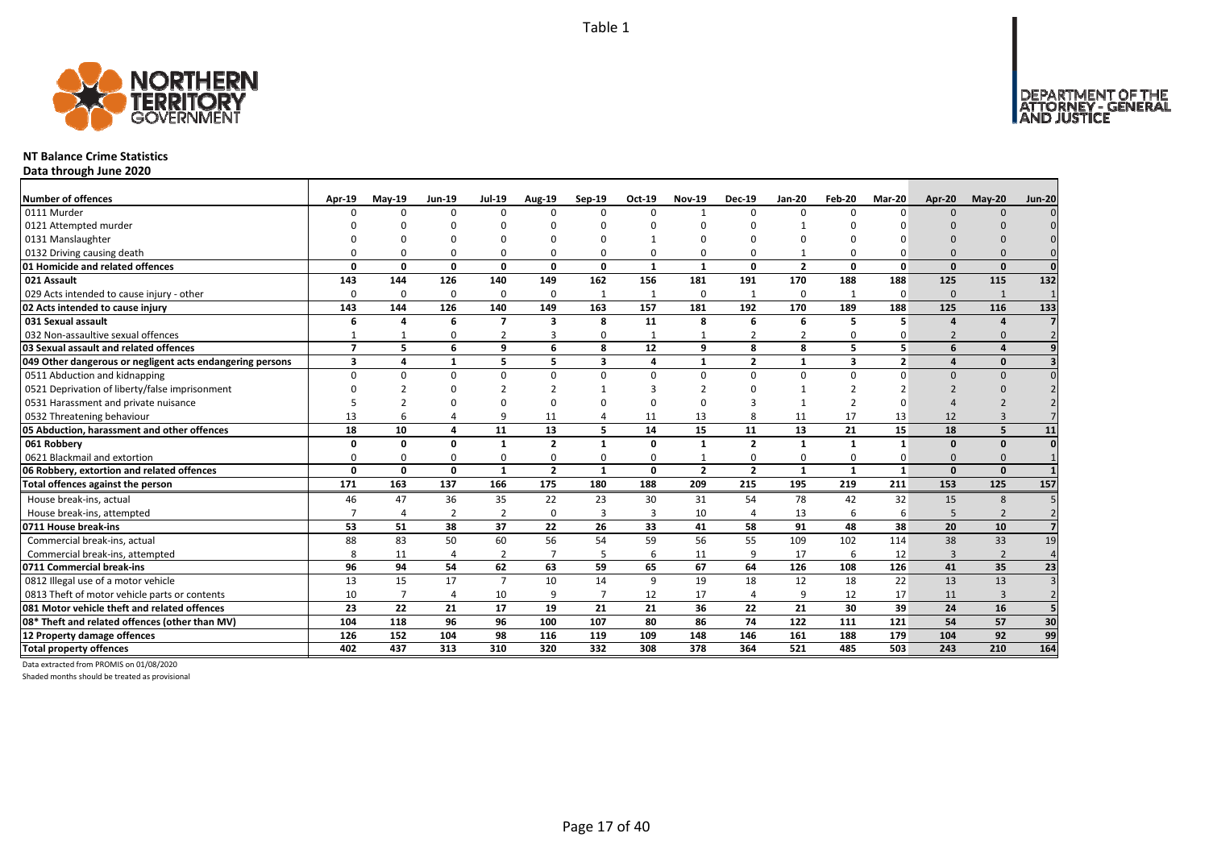Table 1

# NT Balance Crime Statistics

**Data through June 2020**

| Number of offences | Apr-19 | May-19 | Jun-19 | Jul-19 | Aug-19 | Sep-19 | Oct-19 | Nov-19 | Dec-19 | Jan-20 | Feb-20 | Mar-20 | Apr-20 | May-20 | Jun-20 |
|---|---|---|---|---|---|---|---|---|---|---|---|---|---|---|---|
| 0111 Murder | 0 | 0 | 0 | 0 | 0 | 0 | 0 | 1 | 0 | 0 | 0 | 0 | 0 | 0 | 0 |
| 0121 Attempted murder | 0 | 0 | 0 | 0 | 0 | 0 | 0 | 0 | 0 | 1 | 0 | 0 | 0 | 0 | 0 |
| 0131 Manslaughter | 0 | 0 | 0 | 0 | 0 | 0 | 1 | 0 | 0 | 0 | 0 | 0 | 0 | 0 | 0 |
| 0132 Driving causing death | 0 | 0 | 0 | 0 | 0 | 0 | 0 | 0 | 0 | 1 | 0 | 0 | 0 | 0 | 0 |
| **01 Homicide and related offences** | **0** | **0** | **0** | **0** | **0** | **0** | **1** | **1** | **0** | **2** | **0** | **0** | **0** | **0** | **0** |
| **021 Assault** | **143** | **144** | **126** | **140** | **149** | **162** | **156** | **181** | **191** | **170** | **188** | **188** | **125** | **115** | **132** |
| 029 Acts intended to cause injury - other | 0 | 0 | 0 | 0 | 0 | 1 | 1 | 0 | 1 | 0 | 1 | 0 | 0 | 1 | 1 |
| **02 Acts intended to cause injury** | **143** | **144** | **126** | **140** | **149** | **163** | **157** | **181** | **192** | **170** | **189** | **188** | **125** | **116** | **133** |
| **031 Sexual assault** | **6** | **4** | **6** | **7** | **3** | **8** | **11** | **8** | **6** | **6** | **5** | **5** | **4** | **4** | **7** |
| 032 Non-assaultive sexual offences | 1 | 1 | 0 | 2 | 3 | 0 | 1 | 1 | 2 | 2 | 0 | 0 | 2 | 0 | 2 |
| **03 Sexual assault and related offences** | **7** | **5** | **6** | **9** | **6** | **8** | **12** | **9** | **8** | **8** | **5** | **5** | **6** | **4** | **9** |
| **049 Other dangerous or negligent acts endangering persons** | **3** | **4** | **1** | **5** | **5** | **3** | **4** | **1** | **2** | **1** | **3** | **2** | **4** | **0** | **3** |
| 0511 Abduction and kidnapping | 0 | 0 | 0 | 0 | 0 | 0 | 0 | 0 | 0 | 0 | 0 | 0 | 0 | 0 | 0 |
| 0521 Deprivation of liberty/false imprisonment | 0 | 2 | 0 | 2 | 2 | 1 | 3 | 2 | 0 | 1 | 2 | 2 | 2 | 0 | 2 |
| 0531 Harassment and private nuisance | 5 | 2 | 0 | 0 | 0 | 0 | 0 | 0 | 3 | 1 | 2 | 0 | 4 | 2 | 2 |
| 0532 Threatening behaviour | 13 | 6 | 4 | 9 | 11 | 4 | 11 | 13 | 8 | 11 | 17 | 13 | 12 | 3 | 7 |
| **05 Abduction, harassment and other offences** | **18** | **10** | **4** | **11** | **13** | **5** | **14** | **15** | **11** | **13** | **21** | **15** | **18** | **5** | **11** |
| **061 Robbery** | **0** | **0** | **0** | **1** | **2** | **1** | **0** | **1** | **2** | **1** | **1** | **1** | **0** | **0** | **0** |
| 0621 Blackmail and extortion | 0 | 0 | 0 | 0 | 0 | 0 | 0 | 1 | 0 | 0 | 0 | 0 | 0 | 0 | 1 |
| **06 Robbery, extortion and related offences** | **0** | **0** | **0** | **1** | **2** | **1** | **0** | **2** | **2** | **1** | **1** | **1** | **0** | **0** | **1** |
| **Total offences against the person** | **171** | **163** | **137** | **166** | **175** | **180** | **188** | **209** | **215** | **195** | **219** | **211** | **153** | **125** | **157** |
| House break-ins, actual | 46 | 47 | 36 | 35 | 22 | 23 | 30 | 31 | 54 | 78 | 42 | 32 | 15 | 8 | 5 |
| House break-ins, attempted | 7 | 4 | 2 | 2 | 0 | 3 | 3 | 10 | 4 | 13 | 6 | 6 | 5 | 2 | 2 |
| **0711 House break-ins** | **53** | **51** | **38** | **37** | **22** | **26** | **33** | **41** | **58** | **91** | **48** | **38** | **20** | **10** | **7** |
| Commercial break-ins, actual | 88 | 83 | 50 | 60 | 56 | 54 | 59 | 56 | 55 | 109 | 102 | 114 | 38 | 33 | 19 |
| Commercial break-ins, attempted | 8 | 11 | 4 | 2 | 7 | 5 | 6 | 11 | 9 | 17 | 6 | 12 | 3 | 2 | 4 |
| **0711 Commercial break-ins** | **96** | **94** | **54** | **62** | **63** | **59** | **65** | **67** | **64** | **126** | **108** | **126** | **41** | **35** | **23** |
| 0812 Illegal use of a motor vehicle | 13 | 15 | 17 | 7 | 10 | 14 | 9 | 19 | 18 | 12 | 18 | 22 | 13 | 13 | 3 |
| 0813 Theft of motor vehicle parts or contents | 10 | 7 | 4 | 10 | 9 | 7 | 12 | 17 | 4 | 9 | 12 | 17 | 11 | 3 | 2 |
| **081 Motor vehicle theft and related offences** | **23** | **22** | **21** | **17** | **19** | **21** | **21** | **36** | **22** | **21** | **30** | **39** | **24** | **16** | **5** |
| **08* Theft and related offences (other than MV)** | **104** | **118** | **96** | **96** | **100** | **107** | **80** | **86** | **74** | **122** | **111** | **121** | **54** | **57** | **30** |
| **12 Property damage offences** | **126** | **152** | **104** | **98** | **116** | **119** | **109** | **148** | **146** | **161** | **188** | **179** | **104** | **92** | **99** |
| **Total property offences** | **402** | **437** | **313** | **310** | **320** | **332** | **308** | **378** | **364** | **521** | **485** | **503** | **243** | **210** | **164** |

Data extracted from PROMIS on 01/08/2020

Shaded months should be treated as provisional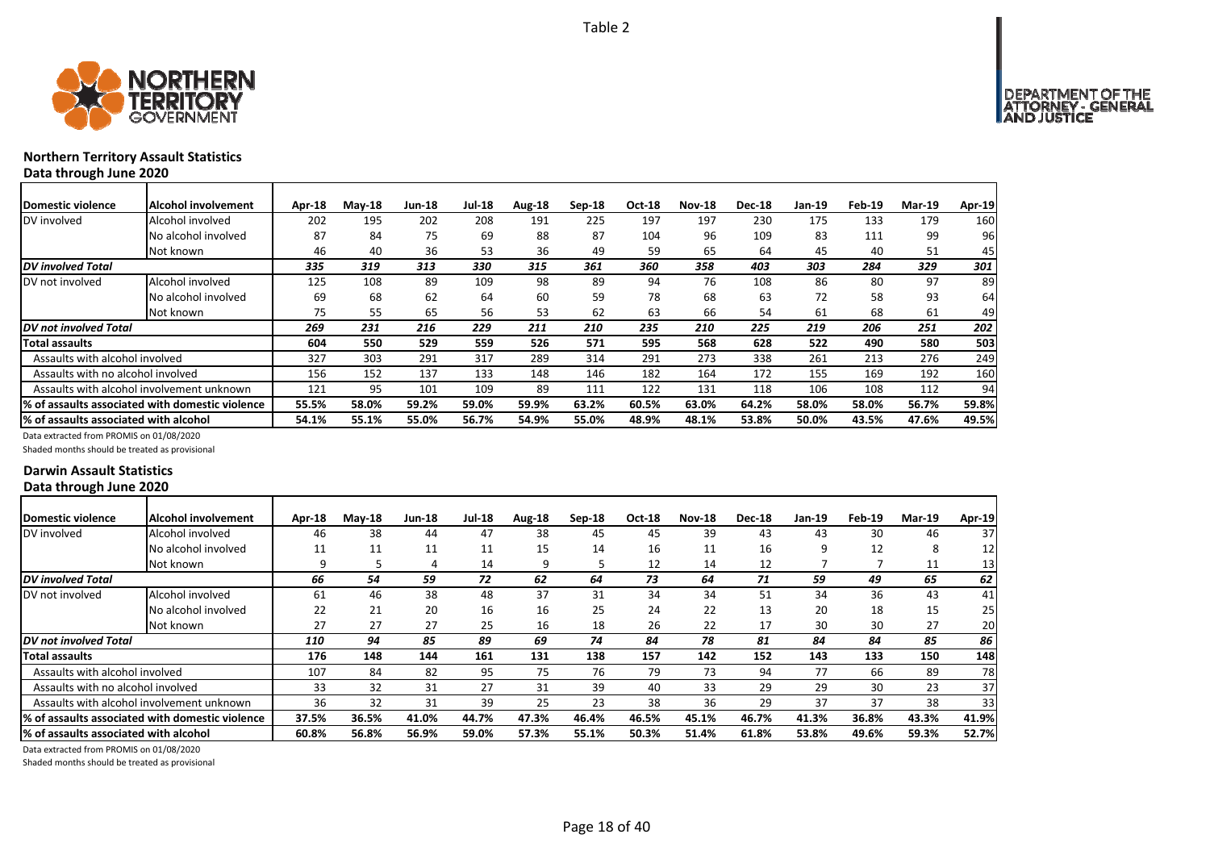Table 2

## Northern Territory Assault Statistics

**Data through June 2020**

| Domestic violence | Alcohol involvement | Apr-18 | May-18 | Jun-18 | Jul-18 | Aug-18 | Sep-18 | Oct-18 | Nov-18 | Dec-18 | Jan-19 | Feb-19 | Mar-19 | Apr-19 |
|---|---|---|---|---|---|---|---|---|---|---|---|---|---|---|
| DV involved | Alcohol involved | 202 | 195 | 202 | 208 | 191 | 225 | 197 | 197 | 230 | 175 | 133 | 179 | 160 |
| | No alcohol involved | 87 | 84 | 75 | 69 | 88 | 87 | 104 | 96 | 109 | 83 | 111 | 99 | 96 |
| | Not known | 46 | 40 | 36 | 53 | 36 | 49 | 59 | 65 | 64 | 45 | 40 | 51 | 45 |
| ***DV involved Total*** | | *335* | *319* | *313* | *330* | *315* | *361* | *360* | *358* | *403* | *303* | *284* | *329* | *301* |
| DV not involved | Alcohol involved | 125 | 108 | 89 | 109 | 98 | 89 | 94 | 76 | 108 | 86 | 80 | 97 | 89 |
| | No alcohol involved | 69 | 68 | 62 | 64 | 60 | 59 | 78 | 68 | 63 | 72 | 58 | 93 | 64 |
| | Not known | 75 | 55 | 65 | 56 | 53 | 62 | 63 | 66 | 54 | 61 | 68 | 61 | 49 |
| ***DV not involved Total*** | | *269* | *231* | *216* | *229* | *211* | *210* | *235* | *210* | *225* | *219* | *206* | *251* | *202* |
| **Total assaults** | | **604** | **550** | **529** | **559** | **526** | **571** | **595** | **568** | **628** | **522** | **490** | **580** | **503** |
| Assaults with alcohol involved | | 327 | 303 | 291 | 317 | 289 | 314 | 291 | 273 | 338 | 261 | 213 | 276 | 249 |
| Assaults with no alcohol involved | | 156 | 152 | 137 | 133 | 148 | 146 | 182 | 164 | 172 | 155 | 169 | 192 | 160 |
| Assaults with alcohol involvement unknown | | 121 | 95 | 101 | 109 | 89 | 111 | 122 | 131 | 118 | 106 | 108 | 112 | 94 |
| **% of assaults associated with domestic violence** | | **55.5%** | **58.0%** | **59.2%** | **59.0%** | **59.9%** | **63.2%** | **60.5%** | **63.0%** | **64.2%** | **58.0%** | **58.0%** | **56.7%** | **59.8%** |
| **% of assaults associated with alcohol** | | **54.1%** | **55.1%** | **55.0%** | **56.7%** | **54.9%** | **55.0%** | **48.9%** | **48.1%** | **53.8%** | **50.0%** | **43.5%** | **47.6%** | **49.5%** |

Data extracted from PROMIS on 01/08/2020

Shaded months should be treated as provisional

## Darwin Assault Statistics

**Data through June 2020**

| Domestic violence | Alcohol involvement | Apr-18 | May-18 | Jun-18 | Jul-18 | Aug-18 | Sep-18 | Oct-18 | Nov-18 | Dec-18 | Jan-19 | Feb-19 | Mar-19 | Apr-19 |
|---|---|---|---|---|---|---|---|---|---|---|---|---|---|---|
| DV involved | Alcohol involved | 46 | 38 | 44 | 47 | 38 | 45 | 45 | 39 | 43 | 43 | 30 | 46 | 37 |
| | No alcohol involved | 11 | 11 | 11 | 11 | 15 | 14 | 16 | 11 | 16 | 9 | 12 | 8 | 12 |
| | Not known | 9 | 5 | 4 | 14 | 9 | 5 | 12 | 14 | 12 | 7 | 7 | 11 | 13 |
| ***DV involved Total*** | | *66* | *54* | *59* | *72* | *62* | *64* | *73* | *64* | *71* | *59* | *49* | *65* | *62* |
| DV not involved | Alcohol involved | 61 | 46 | 38 | 48 | 37 | 31 | 34 | 34 | 51 | 34 | 36 | 43 | 41 |
| | No alcohol involved | 22 | 21 | 20 | 16 | 16 | 25 | 24 | 22 | 13 | 20 | 18 | 15 | 25 |
| | Not known | 27 | 27 | 27 | 25 | 16 | 18 | 26 | 22 | 17 | 30 | 30 | 27 | 20 |
| ***DV not involved Total*** | | *110* | *94* | *85* | *89* | *69* | *74* | *84* | *78* | *81* | *84* | *84* | *85* | *86* |
| **Total assaults** | | **176** | **148** | **144** | **161** | **131** | **138** | **157** | **142** | **152** | **143** | **133** | **150** | **148** |
| Assaults with alcohol involved | | 107 | 84 | 82 | 95 | 75 | 76 | 79 | 73 | 94 | 77 | 66 | 89 | 78 |
| Assaults with no alcohol involved | | 33 | 32 | 31 | 27 | 31 | 39 | 40 | 33 | 29 | 29 | 30 | 23 | 37 |
| Assaults with alcohol involvement unknown | | 36 | 32 | 31 | 39 | 25 | 23 | 38 | 36 | 29 | 37 | 37 | 38 | 33 |
| **% of assaults associated with domestic violence** | | **37.5%** | **36.5%** | **41.0%** | **44.7%** | **47.3%** | **46.4%** | **46.5%** | **45.1%** | **46.7%** | **41.3%** | **36.8%** | **43.3%** | **41.9%** |
| **% of assaults associated with alcohol** | | **60.8%** | **56.8%** | **56.9%** | **59.0%** | **57.3%** | **55.1%** | **50.3%** | **51.4%** | **61.8%** | **53.8%** | **49.6%** | **59.3%** | **52.7%** |

Data extracted from PROMIS on 01/08/2020

Shaded months should be treated as provisional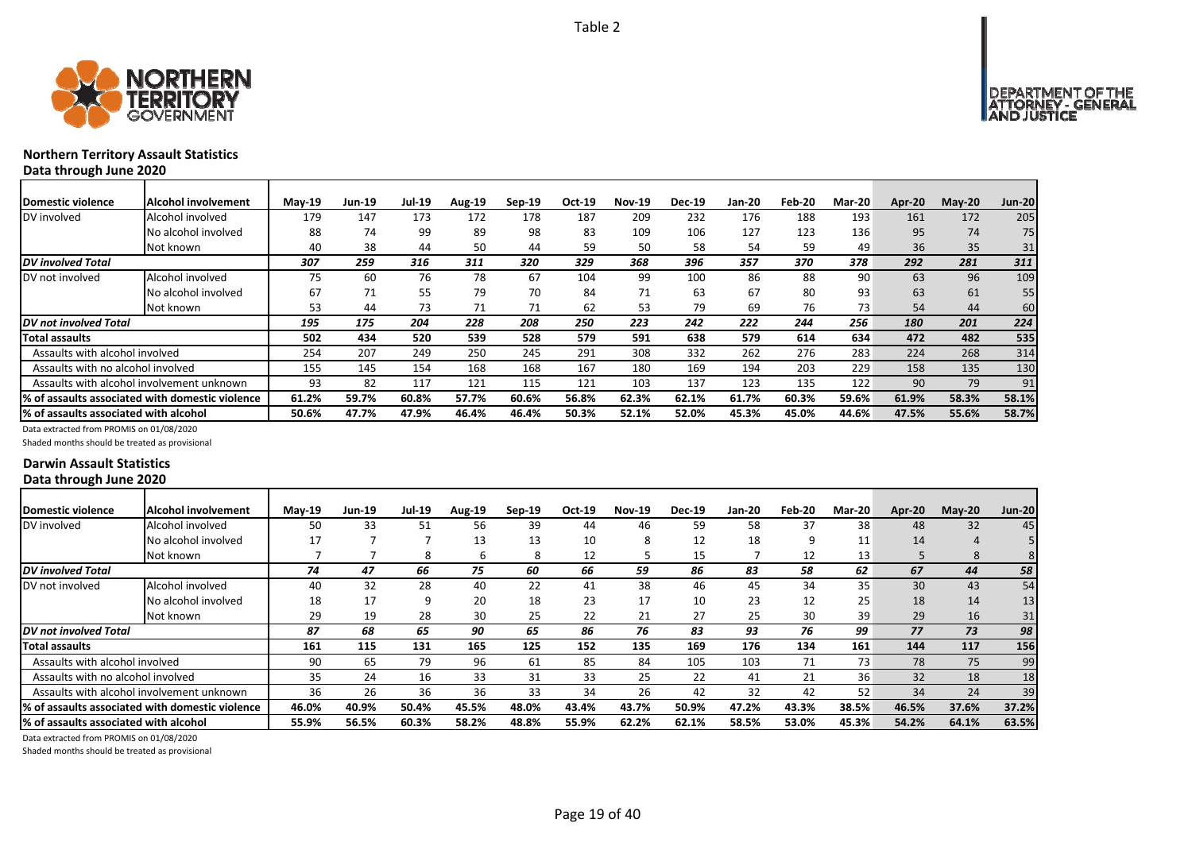Table 2

## Northern Territory Assault Statistics

**Data through June 2020**

| Domestic violence | Alcohol involvement | May-19 | Jun-19 | Jul-19 | Aug-19 | Sep-19 | Oct-19 | Nov-19 | Dec-19 | Jan-20 | Feb-20 | Mar-20 | Apr-20 | May-20 | Jun-20 |
|---|---|---|---|---|---|---|---|---|---|---|---|---|---|---|---|
| DV involved | Alcohol involved | 179 | 147 | 173 | 172 | 178 | 187 | 209 | 232 | 176 | 188 | 193 | 161 | 172 | 205 |
| | No alcohol involved | 88 | 74 | 99 | 89 | 98 | 83 | 109 | 106 | 127 | 123 | 136 | 95 | 74 | 75 |
| | Not known | 40 | 38 | 44 | 50 | 44 | 59 | 50 | 58 | 54 | 59 | 49 | 36 | 35 | 31 |
| ***DV involved Total*** | | *307* | *259* | *316* | *311* | *320* | *329* | *368* | *396* | *357* | *370* | *378* | *292* | *281* | *311* |
| DV not involved | Alcohol involved | 75 | 60 | 76 | 78 | 67 | 104 | 99 | 100 | 86 | 88 | 90 | 63 | 96 | 109 |
| | No alcohol involved | 67 | 71 | 55 | 79 | 70 | 84 | 71 | 63 | 67 | 80 | 93 | 63 | 61 | 55 |
| | Not known | 53 | 44 | 73 | 71 | 71 | 62 | 53 | 79 | 69 | 76 | 73 | 54 | 44 | 60 |
| ***DV not involved Total*** | | *195* | *175* | *204* | *228* | *208* | *250* | *223* | *242* | *222* | *244* | *256* | *180* | *201* | *224* |
| **Total assaults** | | **502** | **434** | **520** | **539** | **528** | **579** | **591** | **638** | **579** | **614** | **634** | **472** | **482** | **535** |
| Assaults with alcohol involved | | 254 | 207 | 249 | 250 | 245 | 291 | 308 | 332 | 262 | 276 | 283 | 224 | 268 | 314 |
| Assaults with no alcohol involved | | 155 | 145 | 154 | 168 | 168 | 167 | 180 | 169 | 194 | 203 | 229 | 158 | 135 | 130 |
| Assaults with alcohol involvement unknown | | 93 | 82 | 117 | 121 | 115 | 121 | 103 | 137 | 123 | 135 | 122 | 90 | 79 | 91 |
| **% of assaults associated with domestic violence** | | **61.2%** | **59.7%** | **60.8%** | **57.7%** | **60.6%** | **56.8%** | **62.3%** | **62.1%** | **61.7%** | **60.3%** | **59.6%** | **61.9%** | **58.3%** | **58.1%** |
| **% of assaults associated with alcohol** | | **50.6%** | **47.7%** | **47.9%** | **46.4%** | **46.4%** | **50.3%** | **52.1%** | **52.0%** | **45.3%** | **45.0%** | **44.6%** | **47.5%** | **55.6%** | **58.7%** |

Data extracted from PROMIS on 01/08/2020

Shaded months should be treated as provisional

## Darwin Assault Statistics

**Data through June 2020**

| Domestic violence | Alcohol involvement | May-19 | Jun-19 | Jul-19 | Aug-19 | Sep-19 | Oct-19 | Nov-19 | Dec-19 | Jan-20 | Feb-20 | Mar-20 | Apr-20 | May-20 | Jun-20 |
|---|---|---|---|---|---|---|---|---|---|---|---|---|---|---|---|
| DV involved | Alcohol involved | 50 | 33 | 51 | 56 | 39 | 44 | 46 | 59 | 58 | 37 | 38 | 48 | 32 | 45 |
| | No alcohol involved | 17 | 7 | 7 | 13 | 13 | 10 | 8 | 12 | 18 | 9 | 11 | 14 | 4 | 5 |
| | Not known | 7 | 7 | 8 | 6 | 8 | 12 | 5 | 15 | 7 | 12 | 13 | 5 | 8 | 8 |
| ***DV involved Total*** | | *74* | *47* | *66* | *75* | *60* | *66* | *59* | *86* | *83* | *58* | *62* | *67* | *44* | *58* |
| DV not involved | Alcohol involved | 40 | 32 | 28 | 40 | 22 | 41 | 38 | 46 | 45 | 34 | 35 | 30 | 43 | 54 |
| | No alcohol involved | 18 | 17 | 9 | 20 | 18 | 23 | 17 | 10 | 23 | 12 | 25 | 18 | 14 | 13 |
| | Not known | 29 | 19 | 28 | 30 | 25 | 22 | 21 | 27 | 25 | 30 | 39 | 29 | 16 | 31 |
| ***DV not involved Total*** | | *87* | *68* | *65* | *90* | *65* | *86* | *76* | *83* | *93* | *76* | *99* | *77* | *73* | *98* |
| **Total assaults** | | **161** | **115** | **131** | **165** | **125** | **152** | **135** | **169** | **176** | **134** | **161** | **144** | **117** | **156** |
| Assaults with alcohol involved | | 90 | 65 | 79 | 96 | 61 | 85 | 84 | 105 | 103 | 71 | 73 | 78 | 75 | 99 |
| Assaults with no alcohol involved | | 35 | 24 | 16 | 33 | 31 | 33 | 25 | 22 | 41 | 21 | 36 | 32 | 18 | 18 |
| Assaults with alcohol involvement unknown | | 36 | 26 | 36 | 36 | 33 | 34 | 26 | 42 | 32 | 42 | 52 | 34 | 24 | 39 |
| **% of assaults associated with domestic violence** | | **46.0%** | **40.9%** | **50.4%** | **45.5%** | **48.0%** | **43.4%** | **43.7%** | **50.9%** | **47.2%** | **43.3%** | **38.5%** | **46.5%** | **37.6%** | **37.2%** |
| **% of assaults associated with alcohol** | | **55.9%** | **56.5%** | **60.3%** | **58.2%** | **48.8%** | **55.9%** | **62.2%** | **62.1%** | **58.5%** | **53.0%** | **45.3%** | **54.2%** | **64.1%** | **63.5%** |

Data extracted from PROMIS on 01/08/2020

Shaded months should be treated as provisional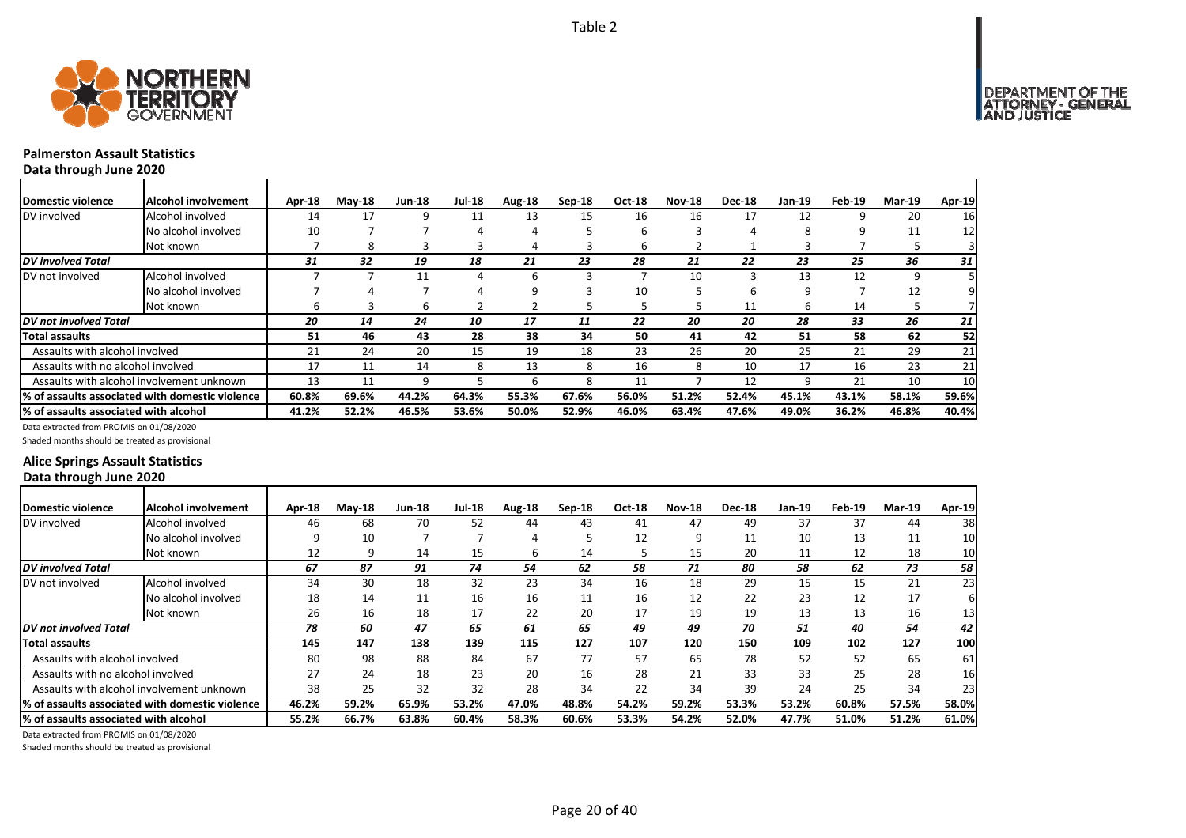Table 2

## Palmerston Assault Statistics

**Data through June 2020**

| Domestic violence | Alcohol involvement | Apr-18 | May-18 | Jun-18 | Jul-18 | Aug-18 | Sep-18 | Oct-18 | Nov-18 | Dec-18 | Jan-19 | Feb-19 | Mar-19 | Apr-19 |
|---|---|---|---|---|---|---|---|---|---|---|---|---|---|---|
| DV involved | Alcohol involved | 14 | 17 | 9 | 11 | 13 | 15 | 16 | 16 | 17 | 12 | 9 | 20 | 16 |
| | No alcohol involved | 10 | 7 | 7 | 4 | 4 | 5 | 6 | 3 | 4 | 8 | 9 | 11 | 12 |
| | Not known | 7 | 8 | 3 | 3 | 4 | 3 | 6 | 2 | 1 | 3 | 7 | 5 | 3 |
| ***DV involved Total*** | | *31* | *32* | *19* | *18* | *21* | *23* | *28* | *21* | *22* | *23* | *25* | *36* | *31* |
| DV not involved | Alcohol involved | 7 | 7 | 11 | 4 | 6 | 3 | 7 | 10 | 3 | 13 | 12 | 9 | 5 |
| | No alcohol involved | 7 | 4 | 7 | 4 | 9 | 3 | 10 | 5 | 6 | 9 | 7 | 12 | 9 |
| | Not known | 6 | 3 | 6 | 2 | 2 | 5 | 5 | 5 | 11 | 6 | 14 | 5 | 7 |
| ***DV not involved Total*** | | *20* | *14* | *24* | *10* | *17* | *11* | *22* | *20* | *20* | *28* | *33* | *26* | *21* |
| **Total assaults** | | **51** | **46** | **43** | **28** | **38** | **34** | **50** | **41** | **42** | **51** | **58** | **62** | **52** |
| Assaults with alcohol involved | | 21 | 24 | 20 | 15 | 19 | 18 | 23 | 26 | 20 | 25 | 21 | 29 | 21 |
| Assaults with no alcohol involved | | 17 | 11 | 14 | 8 | 13 | 8 | 16 | 8 | 10 | 17 | 16 | 23 | 21 |
| Assaults with alcohol involvement unknown | | 13 | 11 | 9 | 5 | 6 | 8 | 11 | 7 | 12 | 9 | 21 | 10 | 10 |
| **% of assaults associated with domestic violence** | | **60.8%** | **69.6%** | **44.2%** | **64.3%** | **55.3%** | **67.6%** | **56.0%** | **51.2%** | **52.4%** | **45.1%** | **43.1%** | **58.1%** | **59.6%** |
| **% of assaults associated with alcohol** | | **41.2%** | **52.2%** | **46.5%** | **53.6%** | **50.0%** | **52.9%** | **46.0%** | **63.4%** | **47.6%** | **49.0%** | **36.2%** | **46.8%** | **40.4%** |

Data extracted from PROMIS on 01/08/2020

Shaded months should be treated as provisional

## Alice Springs Assault Statistics

**Data through June 2020**

| Domestic violence | Alcohol involvement | Apr-18 | May-18 | Jun-18 | Jul-18 | Aug-18 | Sep-18 | Oct-18 | Nov-18 | Dec-18 | Jan-19 | Feb-19 | Mar-19 | Apr-19 |
|---|---|---|---|---|---|---|---|---|---|---|---|---|---|---|
| DV involved | Alcohol involved | 46 | 68 | 70 | 52 | 44 | 43 | 41 | 47 | 49 | 37 | 37 | 44 | 38 |
| | No alcohol involved | 9 | 10 | 7 | 7 | 4 | 5 | 12 | 9 | 11 | 10 | 13 | 11 | 10 |
| | Not known | 12 | 9 | 14 | 15 | 6 | 14 | 5 | 15 | 20 | 11 | 12 | 18 | 10 |
| ***DV involved Total*** | | *67* | *87* | *91* | *74* | *54* | *62* | *58* | *71* | *80* | *58* | *62* | *73* | *58* |
| DV not involved | Alcohol involved | 34 | 30 | 18 | 32 | 23 | 34 | 16 | 18 | 29 | 15 | 15 | 21 | 23 |
| | No alcohol involved | 18 | 14 | 11 | 16 | 16 | 11 | 16 | 12 | 22 | 23 | 12 | 17 | 6 |
| | Not known | 26 | 16 | 18 | 17 | 22 | 20 | 17 | 19 | 19 | 13 | 13 | 16 | 13 |
| ***DV not involved Total*** | | *78* | *60* | *47* | *65* | *61* | *65* | *49* | *49* | *70* | *51* | *40* | *54* | *42* |
| **Total assaults** | | **145** | **147** | **138** | **139** | **115** | **127** | **107** | **120** | **150** | **109** | **102** | **127** | **100** |
| Assaults with alcohol involved | | 80 | 98 | 88 | 84 | 67 | 77 | 57 | 65 | 78 | 52 | 52 | 65 | 61 |
| Assaults with no alcohol involved | | 27 | 24 | 18 | 23 | 20 | 16 | 28 | 21 | 33 | 33 | 25 | 28 | 16 |
| Assaults with alcohol involvement unknown | | 38 | 25 | 32 | 32 | 28 | 34 | 22 | 34 | 39 | 24 | 25 | 34 | 23 |
| **% of assaults associated with domestic violence** | | **46.2%** | **59.2%** | **65.9%** | **53.2%** | **47.0%** | **48.8%** | **54.2%** | **59.2%** | **53.3%** | **53.2%** | **60.8%** | **57.5%** | **58.0%** |
| **% of assaults associated with alcohol** | | **55.2%** | **66.7%** | **63.8%** | **60.4%** | **58.3%** | **60.6%** | **53.3%** | **54.2%** | **52.0%** | **47.7%** | **51.0%** | **51.2%** | **61.0%** |

Data extracted from PROMIS on 01/08/2020

Shaded months should be treated as provisional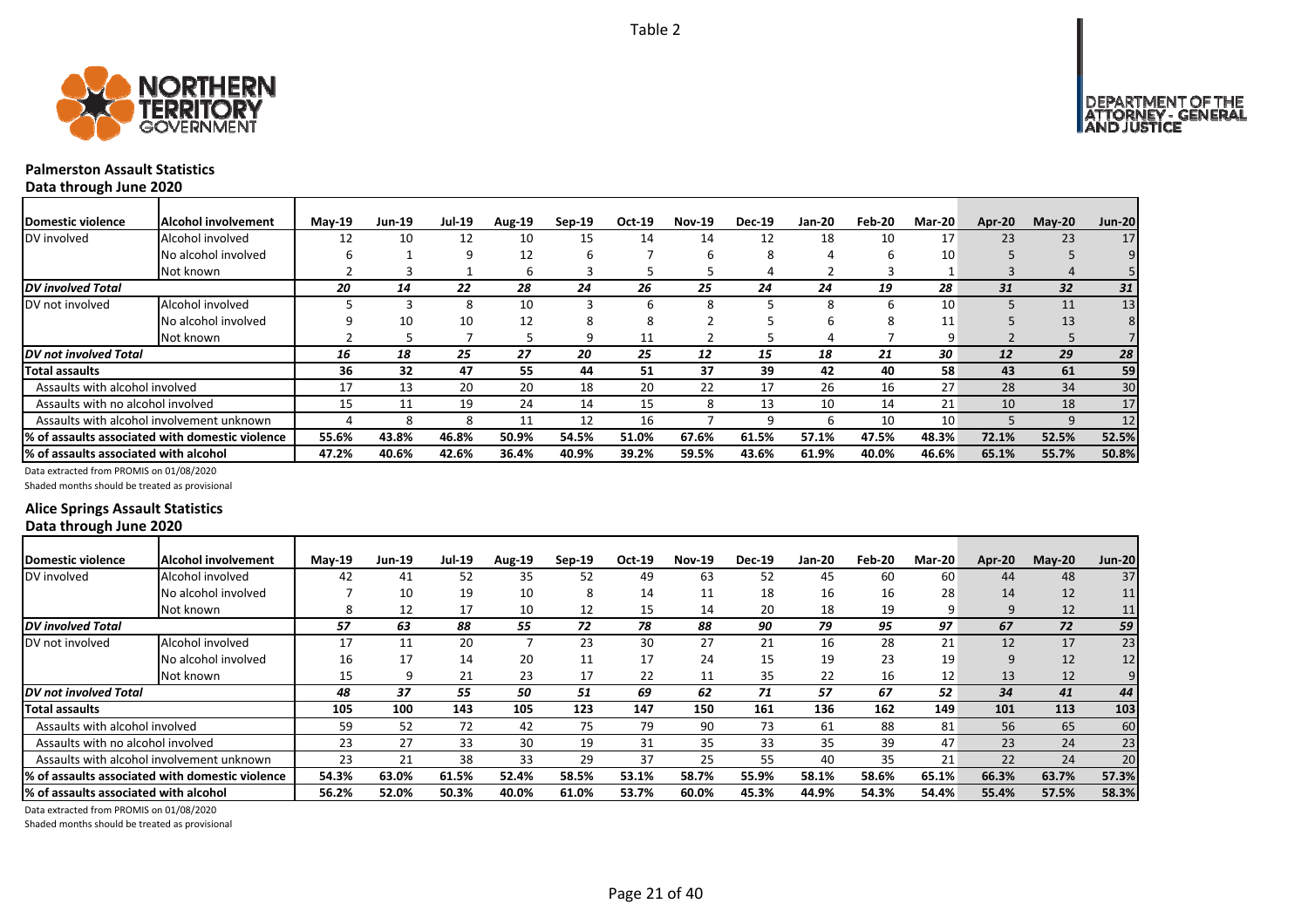Table 2

## Palmerston Assault Statistics

### Data through June 2020

| Domestic violence | Alcohol involvement | May-19 | Jun-19 | Jul-19 | Aug-19 | Sep-19 | Oct-19 | Nov-19 | Dec-19 | Jan-20 | Feb-20 | Mar-20 | Apr-20 | May-20 | Jun-20 |
|---|---|---|---|---|---|---|---|---|---|---|---|---|---|---|---|
| DV involved | Alcohol involved | 12 | 10 | 12 | 10 | 15 | 14 | 14 | 12 | 18 | 10 | 17 | 23 | 23 | 17 |
| | No alcohol involved | 6 | 1 | 9 | 12 | 6 | 7 | 6 | 8 | 4 | 6 | 10 | 5 | 5 | 9 |
| | Not known | 2 | 3 | 1 | 6 | 3 | 5 | 5 | 4 | 2 | 3 | 1 | 3 | 4 | 5 |
| *DV involved Total* | | *20* | *14* | *22* | *28* | *24* | *26* | *25* | *24* | *24* | *19* | *28* | *31* | *32* | *31* |
| DV not involved | Alcohol involved | 5 | 3 | 8 | 10 | 3 | 6 | 8 | 5 | 8 | 6 | 10 | 5 | 11 | 13 |
| | No alcohol involved | 9 | 10 | 10 | 12 | 8 | 8 | 2 | 5 | 6 | 8 | 11 | 5 | 13 | 8 |
| | Not known | 2 | 5 | 7 | 5 | 9 | 11 | 2 | 5 | 4 | 7 | 9 | 2 | 5 | 7 |
| *DV not involved Total* | | *16* | *18* | *25* | *27* | *20* | *25* | *12* | *15* | *18* | *21* | *30* | *12* | *29* | *28* |
| **Total assaults** | | **36** | **32** | **47** | **55** | **44** | **51** | **37** | **39** | **42** | **40** | **58** | **43** | **61** | **59** |
| Assaults with alcohol involved | | 17 | 13 | 20 | 20 | 18 | 20 | 22 | 17 | 26 | 16 | 27 | 28 | 34 | 30 |
| Assaults with no alcohol involved | | 15 | 11 | 19 | 24 | 14 | 15 | 8 | 13 | 10 | 14 | 21 | 10 | 18 | 17 |
| Assaults with alcohol involvement unknown | | 4 | 8 | 8 | 11 | 12 | 16 | 7 | 9 | 6 | 10 | 10 | 5 | 9 | 12 |
| **% of assaults associated with domestic violence** | | **55.6%** | **43.8%** | **46.8%** | **50.9%** | **54.5%** | **51.0%** | **67.6%** | **61.5%** | **57.1%** | **47.5%** | **48.3%** | **72.1%** | **52.5%** | **52.5%** |
| **% of assaults associated with alcohol** | | **47.2%** | **40.6%** | **42.6%** | **36.4%** | **40.9%** | **39.2%** | **59.5%** | **43.6%** | **61.9%** | **40.0%** | **46.6%** | **65.1%** | **55.7%** | **50.8%** |

Data extracted from PROMIS on 01/08/2020

Shaded months should be treated as provisional

## Alice Springs Assault Statistics

### Data through June 2020

| Domestic violence | Alcohol involvement | May-19 | Jun-19 | Jul-19 | Aug-19 | Sep-19 | Oct-19 | Nov-19 | Dec-19 | Jan-20 | Feb-20 | Mar-20 | Apr-20 | May-20 | Jun-20 |
|---|---|---|---|---|---|---|---|---|---|---|---|---|---|---|---|
| DV involved | Alcohol involved | 42 | 41 | 52 | 35 | 52 | 49 | 63 | 52 | 45 | 60 | 60 | 44 | 48 | 37 |
| | No alcohol involved | 7 | 10 | 19 | 10 | 8 | 14 | 11 | 18 | 16 | 16 | 28 | 14 | 12 | 11 |
| | Not known | 8 | 12 | 17 | 10 | 12 | 15 | 14 | 20 | 18 | 19 | 9 | 9 | 12 | 11 |
| *DV involved Total* | | *57* | *63* | *88* | *55* | *72* | *78* | *88* | *90* | *79* | *95* | *97* | *67* | *72* | *59* |
| DV not involved | Alcohol involved | 17 | 11 | 20 | 7 | 23 | 30 | 27 | 21 | 16 | 28 | 21 | 12 | 17 | 23 |
| | No alcohol involved | 16 | 17 | 14 | 20 | 11 | 17 | 24 | 15 | 19 | 23 | 19 | 9 | 12 | 12 |
| | Not known | 15 | 9 | 21 | 23 | 17 | 22 | 11 | 35 | 22 | 16 | 12 | 13 | 12 | 9 |
| *DV not involved Total* | | *48* | *37* | *55* | *50* | *51* | *69* | *62* | *71* | *57* | *67* | *52* | *34* | *41* | *44* |
| **Total assaults** | | **105** | **100** | **143** | **105** | **123** | **147** | **150** | **161** | **136** | **162** | **149** | **101** | **113** | **103** |
| Assaults with alcohol involved | | 59 | 52 | 72 | 42 | 75 | 79 | 90 | 73 | 61 | 88 | 81 | 56 | 65 | 60 |
| Assaults with no alcohol involved | | 23 | 27 | 33 | 30 | 19 | 31 | 35 | 33 | 35 | 39 | 47 | 23 | 24 | 23 |
| Assaults with alcohol involvement unknown | | 23 | 21 | 38 | 33 | 29 | 37 | 25 | 55 | 40 | 35 | 21 | 22 | 24 | 20 |
| **% of assaults associated with domestic violence** | | **54.3%** | **63.0%** | **61.5%** | **52.4%** | **58.5%** | **53.1%** | **58.7%** | **55.9%** | **58.1%** | **58.6%** | **65.1%** | **66.3%** | **63.7%** | **57.3%** |
| **% of assaults associated with alcohol** | | **56.2%** | **52.0%** | **50.3%** | **40.0%** | **61.0%** | **53.7%** | **60.0%** | **45.3%** | **44.9%** | **54.3%** | **54.4%** | **55.4%** | **57.5%** | **58.3%** |

Data extracted from PROMIS on 01/08/2020

Shaded months should be treated as provisional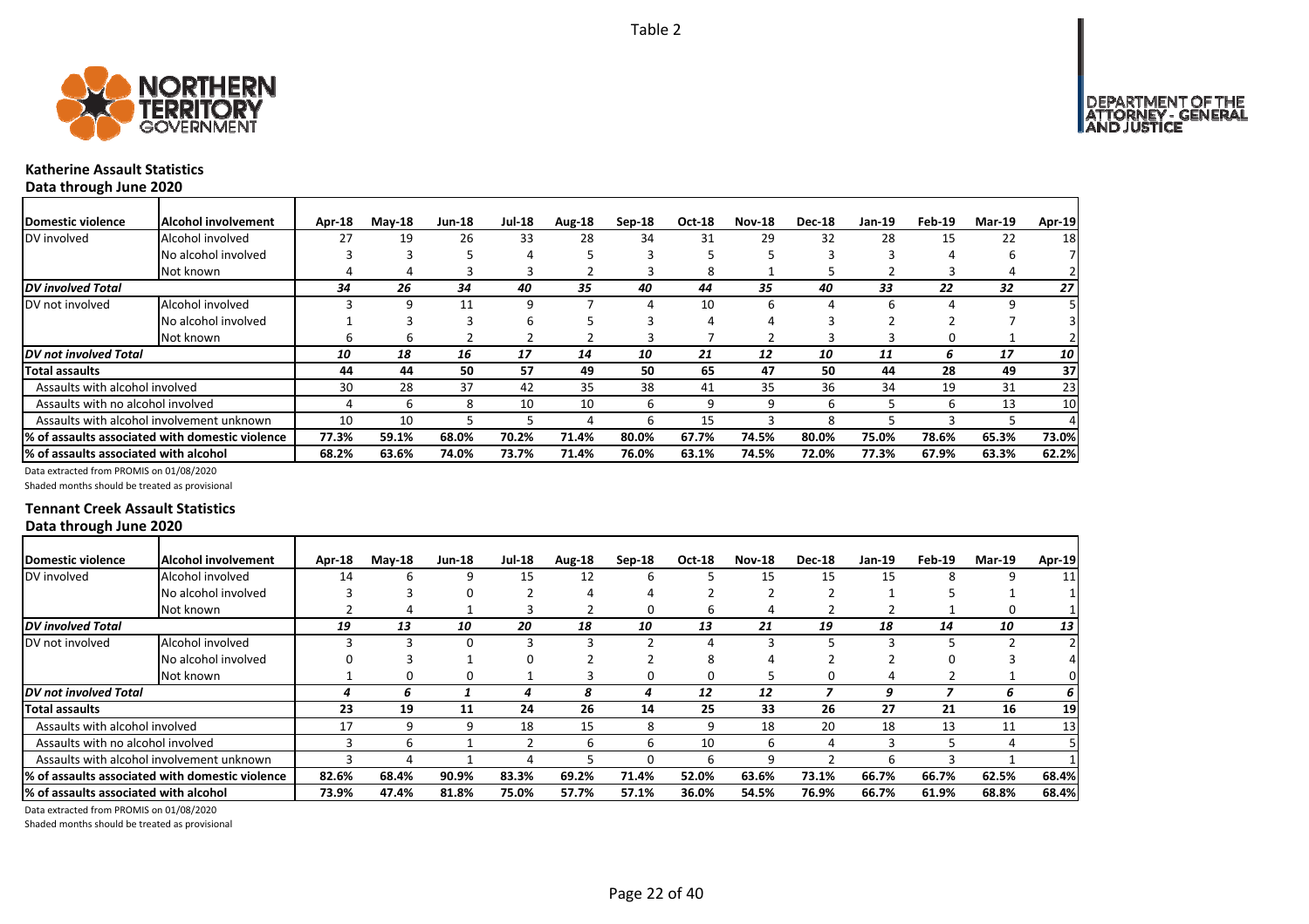Table 2

NORTHERN TERRITORY GOVERNMENT

DEPARTMENT OF THE ATTORNEY - GENERAL AND JUSTICE

### Katherine Assault Statistics

**Data through June 2020**

| Domestic violence | Alcohol involvement | Apr-18 | May-18 | Jun-18 | Jul-18 | Aug-18 | Sep-18 | Oct-18 | Nov-18 | Dec-18 | Jan-19 | Feb-19 | Mar-19 | Apr-19 |
|---|---|---|---|---|---|---|---|---|---|---|---|---|---|---|
| DV involved | Alcohol involved | 27 | 19 | 26 | 33 | 28 | 34 | 31 | 29 | 32 | 28 | 15 | 22 | 18 |
| | No alcohol involved | 3 | 3 | 5 | 4 | 5 | 3 | 5 | 5 | 3 | 3 | 4 | 6 | 7 |
| | Not known | 4 | 4 | 3 | 3 | 2 | 3 | 8 | 1 | 5 | 2 | 3 | 4 | 2 |
| ***DV involved Total*** | | ***34*** | ***26*** | ***34*** | ***40*** | ***35*** | ***40*** | ***44*** | ***35*** | ***40*** | ***33*** | ***22*** | ***32*** | ***27*** |
| DV not involved | Alcohol involved | 3 | 9 | 11 | 9 | 7 | 4 | 10 | 6 | 4 | 6 | 4 | 9 | 5 |
| | No alcohol involved | 1 | 3 | 3 | 6 | 5 | 3 | 4 | 4 | 3 | 2 | 2 | 7 | 3 |
| | Not known | 6 | 6 | 2 | 2 | 2 | 3 | 7 | 2 | 3 | 3 | 0 | 1 | 2 |
| ***DV not involved Total*** | | ***10*** | ***18*** | ***16*** | ***17*** | ***14*** | ***10*** | ***21*** | ***12*** | ***10*** | ***11*** | ***6*** | ***17*** | ***10*** |
| **Total assaults** | | **44** | **44** | **50** | **57** | **49** | **50** | **65** | **47** | **50** | **44** | **28** | **49** | **37** |
| Assaults with alcohol involved | | 30 | 28 | 37 | 42 | 35 | 38 | 41 | 35 | 36 | 34 | 19 | 31 | 23 |
| Assaults with no alcohol involved | | 4 | 6 | 8 | 10 | 10 | 6 | 9 | 9 | 6 | 5 | 6 | 13 | 10 |
| Assaults with alcohol involvement unknown | | 10 | 10 | 5 | 5 | 4 | 6 | 15 | 3 | 8 | 5 | 3 | 5 | 4 |
| **% of assaults associated with domestic violence** | | **77.3%** | **59.1%** | **68.0%** | **70.2%** | **71.4%** | **80.0%** | **67.7%** | **74.5%** | **80.0%** | **75.0%** | **78.6%** | **65.3%** | **73.0%** |
| **% of assaults associated with alcohol** | | **68.2%** | **63.6%** | **74.0%** | **73.7%** | **71.4%** | **76.0%** | **63.1%** | **74.5%** | **72.0%** | **77.3%** | **67.9%** | **63.3%** | **62.2%** |

Data extracted from PROMIS on 01/08/2020

Shaded months should be treated as provisional

### Tennant Creek Assault Statistics

**Data through June 2020**

| Domestic violence | Alcohol involvement | Apr-18 | May-18 | Jun-18 | Jul-18 | Aug-18 | Sep-18 | Oct-18 | Nov-18 | Dec-18 | Jan-19 | Feb-19 | Mar-19 | Apr-19 |
|---|---|---|---|---|---|---|---|---|---|---|---|---|---|---|
| DV involved | Alcohol involved | 14 | 6 | 9 | 15 | 12 | 6 | 5 | 15 | 15 | 15 | 8 | 9 | 11 |
| | No alcohol involved | 3 | 3 | 0 | 2 | 4 | 4 | 2 | 2 | 2 | 1 | 5 | 1 | 1 |
| | Not known | 2 | 4 | 1 | 3 | 2 | 0 | 6 | 4 | 2 | 2 | 1 | 0 | 1 |
| ***DV involved Total*** | | ***19*** | ***13*** | ***10*** | ***20*** | ***18*** | ***10*** | ***13*** | ***21*** | ***19*** | ***18*** | ***14*** | ***10*** | ***13*** |
| DV not involved | Alcohol involved | 3 | 3 | 0 | 3 | 3 | 2 | 4 | 3 | 5 | 3 | 5 | 2 | 2 |
| | No alcohol involved | 0 | 3 | 1 | 0 | 2 | 2 | 8 | 4 | 2 | 2 | 0 | 3 | 4 |
| | Not known | 1 | 0 | 0 | 1 | 3 | 0 | 0 | 5 | 0 | 4 | 2 | 1 | 0 |
| ***DV not involved Total*** | | ***4*** | ***6*** | ***1*** | ***4*** | ***8*** | ***4*** | ***12*** | ***12*** | ***7*** | ***9*** | ***7*** | ***6*** | ***6*** |
| **Total assaults** | | **23** | **19** | **11** | **24** | **26** | **14** | **25** | **33** | **26** | **27** | **21** | **16** | **19** |
| Assaults with alcohol involved | | 17 | 9 | 9 | 18 | 15 | 8 | 9 | 18 | 20 | 18 | 13 | 11 | 13 |
| Assaults with no alcohol involved | | 3 | 6 | 1 | 2 | 6 | 6 | 10 | 6 | 4 | 3 | 5 | 4 | 5 |
| Assaults with alcohol involvement unknown | | 3 | 4 | 1 | 4 | 5 | 0 | 6 | 9 | 2 | 6 | 3 | 1 | 1 |
| **% of assaults associated with domestic violence** | | **82.6%** | **68.4%** | **90.9%** | **83.3%** | **69.2%** | **71.4%** | **52.0%** | **63.6%** | **73.1%** | **66.7%** | **66.7%** | **62.5%** | **68.4%** |
| **% of assaults associated with alcohol** | | **73.9%** | **47.4%** | **81.8%** | **75.0%** | **57.7%** | **57.1%** | **36.0%** | **54.5%** | **76.9%** | **66.7%** | **61.9%** | **68.8%** | **68.4%** |

Data extracted from PROMIS on 01/08/2020

Shaded months should be treated as provisional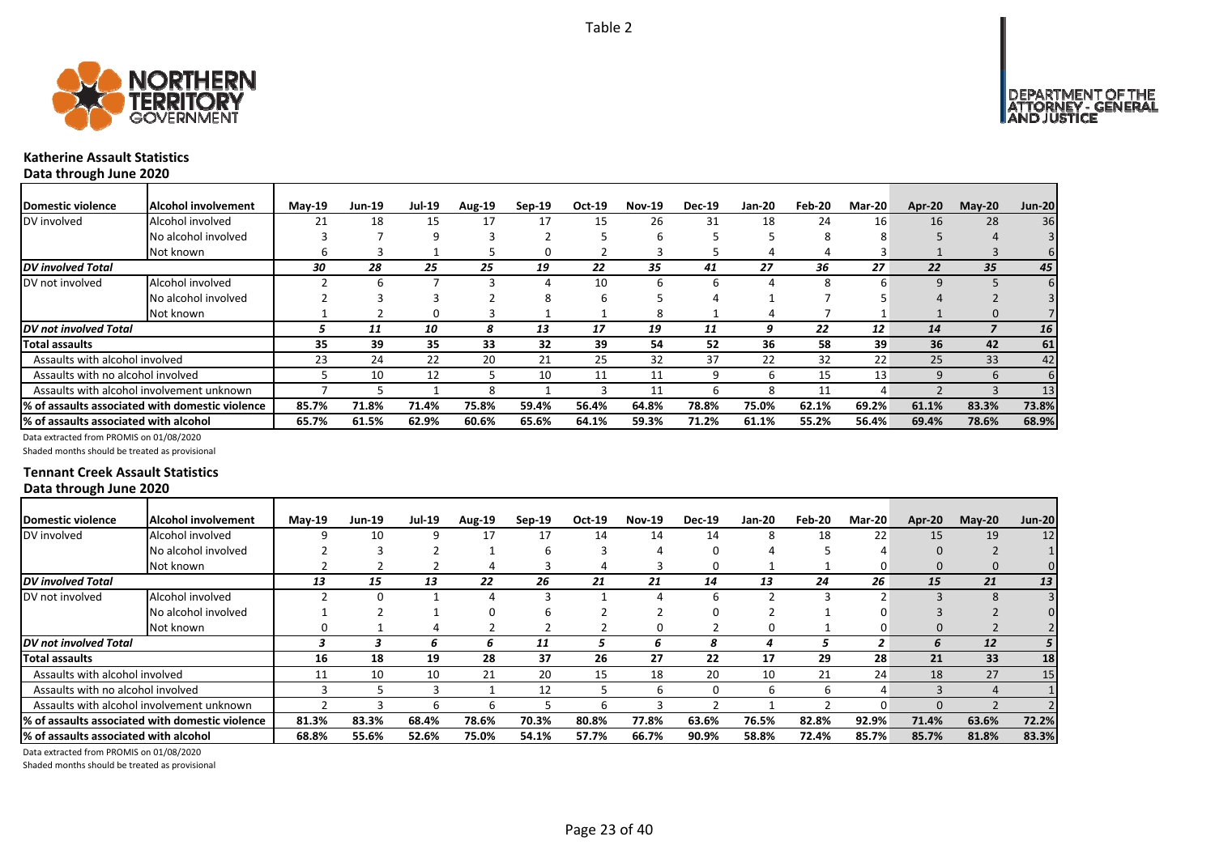Table 2

## Katherine Assault Statistics

### Data through June 2020

| Domestic violence | Alcohol involvement | May-19 | Jun-19 | Jul-19 | Aug-19 | Sep-19 | Oct-19 | Nov-19 | Dec-19 | Jan-20 | Feb-20 | Mar-20 | Apr-20 | May-20 | Jun-20 |
|---|---|---|---|---|---|---|---|---|---|---|---|---|---|---|---|
| DV involved | Alcohol involved | 21 | 18 | 15 | 17 | 17 | 15 | 26 | 31 | 18 | 24 | 16 | 16 | 28 | 36 |
| | No alcohol involved | 3 | 7 | 9 | 3 | 2 | 5 | 6 | 5 | 5 | 8 | 8 | 5 | 4 | 3 |
| | Not known | 6 | 3 | 1 | 5 | 0 | 2 | 3 | 5 | 4 | 4 | 3 | 1 | 3 | 6 |
| ***DV involved Total*** | | ***30*** | ***28*** | ***25*** | ***25*** | ***19*** | ***22*** | ***35*** | ***41*** | ***27*** | ***36*** | ***27*** | ***22*** | ***35*** | ***45*** |
| DV not involved | Alcohol involved | 2 | 6 | 7 | 3 | 4 | 10 | 6 | 6 | 4 | 8 | 6 | 9 | 5 | 6 |
| | No alcohol involved | 2 | 3 | 3 | 2 | 8 | 6 | 5 | 4 | 1 | 7 | 5 | 4 | 2 | 3 |
| | Not known | 1 | 2 | 0 | 3 | 1 | 1 | 8 | 1 | 4 | 7 | 1 | 1 | 0 | 7 |
| ***DV not involved Total*** | | ***5*** | ***11*** | ***10*** | ***8*** | ***13*** | ***17*** | ***19*** | ***11*** | ***9*** | ***22*** | ***12*** | ***14*** | ***7*** | ***16*** |
| **Total assaults** | | **35** | **39** | **35** | **33** | **32** | **39** | **54** | **52** | **36** | **58** | **39** | **36** | **42** | **61** |
| Assaults with alcohol involved | | 23 | 24 | 22 | 20 | 21 | 25 | 32 | 37 | 22 | 32 | 22 | 25 | 33 | 42 |
| Assaults with no alcohol involved | | 5 | 10 | 12 | 5 | 10 | 11 | 11 | 9 | 6 | 15 | 13 | 9 | 6 | 6 |
| Assaults with alcohol involvement unknown | | 7 | 5 | 1 | 8 | 1 | 3 | 11 | 6 | 8 | 11 | 4 | 2 | 3 | 13 |
| **% of assaults associated with domestic violence** | | **85.7%** | **71.8%** | **71.4%** | **75.8%** | **59.4%** | **56.4%** | **64.8%** | **78.8%** | **75.0%** | **62.1%** | **69.2%** | **61.1%** | **83.3%** | **73.8%** |
| **% of assaults associated with alcohol** | | **65.7%** | **61.5%** | **62.9%** | **60.6%** | **65.6%** | **64.1%** | **59.3%** | **71.2%** | **61.1%** | **55.2%** | **56.4%** | **69.4%** | **78.6%** | **68.9%** |

Data extracted from PROMIS on 01/08/2020

Shaded months should be treated as provisional

## Tennant Creek Assault Statistics

### Data through June 2020

| Domestic violence | Alcohol involvement | May-19 | Jun-19 | Jul-19 | Aug-19 | Sep-19 | Oct-19 | Nov-19 | Dec-19 | Jan-20 | Feb-20 | Mar-20 | Apr-20 | May-20 | Jun-20 |
|---|---|---|---|---|---|---|---|---|---|---|---|---|---|---|---|
| DV involved | Alcohol involved | 9 | 10 | 9 | 17 | 17 | 14 | 14 | 14 | 8 | 18 | 22 | 15 | 19 | 12 |
| | No alcohol involved | 2 | 3 | 2 | 1 | 6 | 3 | 4 | 0 | 4 | 5 | 4 | 0 | 2 | 1 |
| | Not known | 2 | 2 | 2 | 4 | 3 | 4 | 3 | 0 | 1 | 1 | 0 | 0 | 0 | 0 |
| ***DV involved Total*** | | ***13*** | ***15*** | ***13*** | ***22*** | ***26*** | ***21*** | ***21*** | ***14*** | ***13*** | ***24*** | ***26*** | ***15*** | ***21*** | ***13*** |
| DV not involved | Alcohol involved | 2 | 0 | 1 | 4 | 3 | 1 | 4 | 6 | 2 | 3 | 2 | 3 | 8 | 3 |
| | No alcohol involved | 1 | 2 | 1 | 0 | 6 | 2 | 2 | 0 | 2 | 1 | 0 | 3 | 2 | 0 |
| | Not known | 0 | 1 | 4 | 2 | 2 | 2 | 0 | 2 | 0 | 1 | 0 | 0 | 2 | 2 |
| ***DV not involved Total*** | | ***3*** | ***3*** | ***6*** | ***6*** | ***11*** | ***5*** | ***6*** | ***8*** | ***4*** | ***5*** | ***2*** | ***6*** | ***12*** | ***5*** |
| **Total assaults** | | **16** | **18** | **19** | **28** | **37** | **26** | **27** | **22** | **17** | **29** | **28** | **21** | **33** | **18** |
| Assaults with alcohol involved | | 11 | 10 | 10 | 21 | 20 | 15 | 18 | 20 | 10 | 21 | 24 | 18 | 27 | 15 |
| Assaults with no alcohol involved | | 3 | 5 | 3 | 1 | 12 | 5 | 6 | 0 | 6 | 6 | 4 | 3 | 4 | 1 |
| Assaults with alcohol involvement unknown | | 2 | 3 | 6 | 6 | 5 | 6 | 3 | 2 | 1 | 2 | 0 | 0 | 2 | 2 |
| **% of assaults associated with domestic violence** | | **81.3%** | **83.3%** | **68.4%** | **78.6%** | **70.3%** | **80.8%** | **77.8%** | **63.6%** | **76.5%** | **82.8%** | **92.9%** | **71.4%** | **63.6%** | **72.2%** |
| **% of assaults associated with alcohol** | | **68.8%** | **55.6%** | **52.6%** | **75.0%** | **54.1%** | **57.7%** | **66.7%** | **90.9%** | **58.8%** | **72.4%** | **85.7%** | **85.7%** | **81.8%** | **83.3%** |

Data extracted from PROMIS on 01/08/2020

Shaded months should be treated as provisional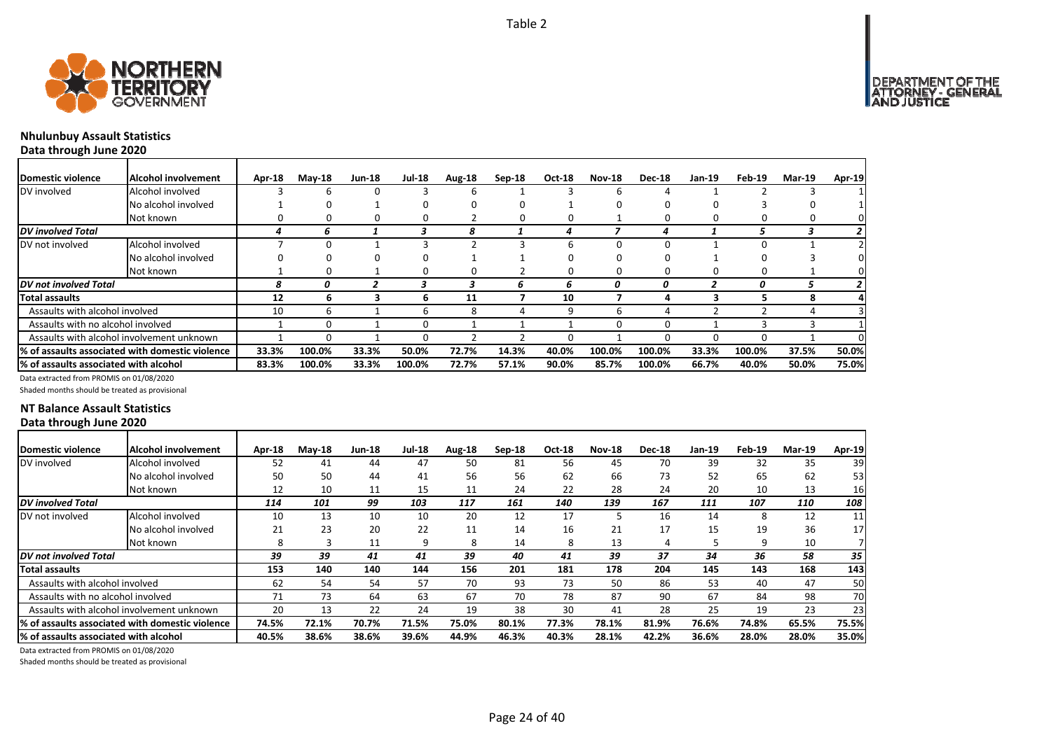Table 2

## Nhulunbuy Assault Statistics

**Data through June 2020**

| Domestic violence | Alcohol involvement | Apr-18 | May-18 | Jun-18 | Jul-18 | Aug-18 | Sep-18 | Oct-18 | Nov-18 | Dec-18 | Jan-19 | Feb-19 | Mar-19 | Apr-19 |
|---|---|---|---|---|---|---|---|---|---|---|---|---|---|---|
| DV involved | Alcohol involved | 3 | 6 | 0 | 3 | 6 | 1 | 3 | 6 | 4 | 1 | 2 | 3 | 1 |
| | No alcohol involved | 1 | 0 | 1 | 0 | 0 | 0 | 1 | 0 | 0 | 0 | 3 | 0 | 1 |
| | Not known | 0 | 0 | 0 | 0 | 2 | 0 | 0 | 1 | 0 | 0 | 0 | 0 | 0 |
| ***DV involved Total*** | | *4* | *6* | *1* | *3* | *8* | *1* | *4* | *7* | *4* | *1* | *5* | *3* | *2* |
| DV not involved | Alcohol involved | 7 | 0 | 1 | 3 | 2 | 3 | 6 | 0 | 0 | 1 | 0 | 1 | 2 |
| | No alcohol involved | 0 | 0 | 0 | 0 | 1 | 1 | 0 | 0 | 0 | 1 | 0 | 3 | 0 |
| | Not known | 1 | 0 | 1 | 0 | 0 | 2 | 0 | 0 | 0 | 0 | 0 | 1 | 0 |
| ***DV not involved Total*** | | *8* | *0* | *2* | *3* | *3* | *6* | *6* | *0* | *0* | *2* | *0* | *5* | *2* |
| **Total assaults** | | **12** | **6** | **3** | **6** | **11** | **7** | **10** | **7** | **4** | **3** | **5** | **8** | **4** |
| Assaults with alcohol involved | | 10 | 6 | 1 | 6 | 8 | 4 | 9 | 6 | 4 | 2 | 2 | 4 | 3 |
| Assaults with no alcohol involved | | 1 | 0 | 1 | 0 | 1 | 1 | 1 | 0 | 0 | 1 | 3 | 3 | 1 |
| Assaults with alcohol involvement unknown | | 1 | 0 | 1 | 0 | 2 | 2 | 0 | 1 | 0 | 0 | 0 | 1 | 0 |
| **% of assaults associated with domestic violence** | | **33.3%** | **100.0%** | **33.3%** | **50.0%** | **72.7%** | **14.3%** | **40.0%** | **100.0%** | **100.0%** | **33.3%** | **100.0%** | **37.5%** | **50.0%** |
| **% of assaults associated with alcohol** | | **83.3%** | **100.0%** | **33.3%** | **100.0%** | **72.7%** | **57.1%** | **90.0%** | **85.7%** | **100.0%** | **66.7%** | **40.0%** | **50.0%** | **75.0%** |

Data extracted from PROMIS on 01/08/2020

Shaded months should be treated as provisional

## NT Balance Assault Statistics

**Data through June 2020**

| Domestic violence | Alcohol involvement | Apr-18 | May-18 | Jun-18 | Jul-18 | Aug-18 | Sep-18 | Oct-18 | Nov-18 | Dec-18 | Jan-19 | Feb-19 | Mar-19 | Apr-19 |
|---|---|---|---|---|---|---|---|---|---|---|---|---|---|---|
| DV involved | Alcohol involved | 52 | 41 | 44 | 47 | 50 | 81 | 56 | 45 | 70 | 39 | 32 | 35 | 39 |
| | No alcohol involved | 50 | 50 | 44 | 41 | 56 | 56 | 62 | 66 | 73 | 52 | 65 | 62 | 53 |
| | Not known | 12 | 10 | 11 | 15 | 11 | 24 | 22 | 28 | 24 | 20 | 10 | 13 | 16 |
| ***DV involved Total*** | | *114* | *101* | *99* | *103* | *117* | *161* | *140* | *139* | *167* | *111* | *107* | *110* | *108* |
| DV not involved | Alcohol involved | 10 | 13 | 10 | 10 | 20 | 12 | 17 | 5 | 16 | 14 | 8 | 12 | 11 |
| | No alcohol involved | 21 | 23 | 20 | 22 | 11 | 14 | 16 | 21 | 17 | 15 | 19 | 36 | 17 |
| | Not known | 8 | 3 | 11 | 9 | 8 | 14 | 8 | 13 | 4 | 5 | 9 | 10 | 7 |
| ***DV not involved Total*** | | *39* | *39* | *41* | *41* | *39* | *40* | *41* | *39* | *37* | *34* | *36* | *58* | *35* |
| **Total assaults** | | **153** | **140** | **140** | **144** | **156** | **201** | **181** | **178** | **204** | **145** | **143** | **168** | **143** |
| Assaults with alcohol involved | | 62 | 54 | 54 | 57 | 70 | 93 | 73 | 50 | 86 | 53 | 40 | 47 | 50 |
| Assaults with no alcohol involved | | 71 | 73 | 64 | 63 | 67 | 70 | 78 | 87 | 90 | 67 | 84 | 98 | 70 |
| Assaults with alcohol involvement unknown | | 20 | 13 | 22 | 24 | 19 | 38 | 30 | 41 | 28 | 25 | 19 | 23 | 23 |
| **% of assaults associated with domestic violence** | | **74.5%** | **72.1%** | **70.7%** | **71.5%** | **75.0%** | **80.1%** | **77.3%** | **78.1%** | **81.9%** | **76.6%** | **74.8%** | **65.5%** | **75.5%** |
| **% of assaults associated with alcohol** | | **40.5%** | **38.6%** | **38.6%** | **39.6%** | **44.9%** | **46.3%** | **40.3%** | **28.1%** | **42.2%** | **36.6%** | **28.0%** | **28.0%** | **35.0%** |

Data extracted from PROMIS on 01/08/2020

Shaded months should be treated as provisional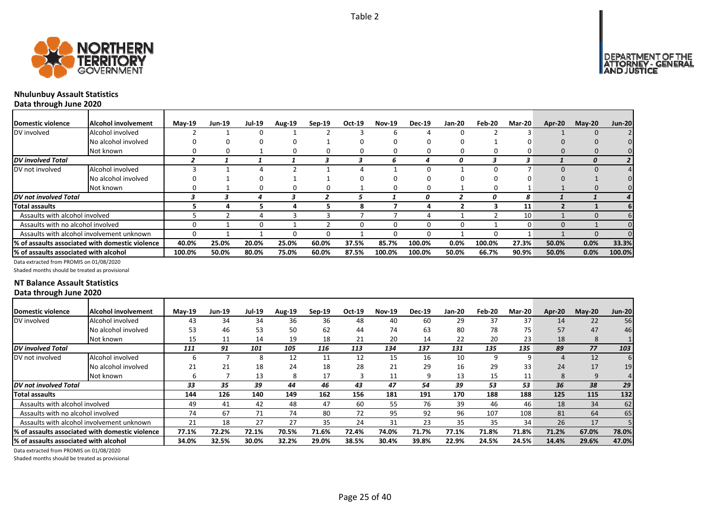Table 2

## Nhulunbuy Assault Statistics

**Data through June 2020**

| Domestic violence | Alcohol involvement | May-19 | Jun-19 | Jul-19 | Aug-19 | Sep-19 | Oct-19 | Nov-19 | Dec-19 | Jan-20 | Feb-20 | Mar-20 | Apr-20 | May-20 | Jun-20 |
|---|---|---|---|---|---|---|---|---|---|---|---|---|---|---|---|
| DV involved | Alcohol involved | 2 | 1 | 0 | 1 | 2 | 3 | 6 | 4 | 0 | 2 | 3 | 1 | 0 | 2 |
| | No alcohol involved | 0 | 0 | 0 | 0 | 1 | 0 | 0 | 0 | 0 | 1 | 0 | 0 | 0 | 0 |
| | Not known | 0 | 0 | 1 | 0 | 0 | 0 | 0 | 0 | 0 | 0 | 0 | 0 | 0 | 0 |
| ***DV involved Total*** | | *2* | *1* | *1* | *1* | *3* | *3* | *6* | *4* | *0* | *3* | *3* | *1* | *0* | *2* |
| DV not involved | Alcohol involved | 3 | 1 | 4 | 2 | 1 | 4 | 1 | 0 | 1 | 0 | 7 | 0 | 0 | 4 |
| | No alcohol involved | 0 | 1 | 0 | 1 | 1 | 0 | 0 | 0 | 0 | 0 | 0 | 0 | 1 | 0 |
| | Not known | 0 | 1 | 0 | 0 | 0 | 1 | 0 | 0 | 1 | 0 | 1 | 1 | 0 | 0 |
| ***DV not involved Total*** | | *3* | *3* | *4* | *3* | *2* | *5* | *1* | *0* | *2* | *0* | *8* | *1* | *1* | *4* |
| **Total assaults** | | **5** | **4** | **5** | **4** | **5** | **8** | **7** | **4** | **2** | **3** | **11** | **2** | **1** | **6** |
| Assaults with alcohol involved | | 5 | 2 | 4 | 3 | 3 | 7 | 7 | 4 | 1 | 2 | 10 | 1 | 0 | 6 |
| Assaults with no alcohol involved | | 0 | 1 | 0 | 1 | 2 | 0 | 0 | 0 | 0 | 1 | 0 | 0 | 1 | 0 |
| Assaults with alcohol involvement unknown | | 0 | 1 | 1 | 0 | 0 | 1 | 0 | 0 | 1 | 0 | 1 | 1 | 0 | 0 |
| **% of assaults associated with domestic violence** | | **40.0%** | **25.0%** | **20.0%** | **25.0%** | **60.0%** | **37.5%** | **85.7%** | **100.0%** | **0.0%** | **100.0%** | **27.3%** | **50.0%** | **0.0%** | **33.3%** |
| **% of assaults associated with alcohol** | | **100.0%** | **50.0%** | **80.0%** | **75.0%** | **60.0%** | **87.5%** | **100.0%** | **100.0%** | **50.0%** | **66.7%** | **90.9%** | **50.0%** | **0.0%** | **100.0%** |

Data extracted from PROMIS on 01/08/2020

Shaded months should be treated as provisional

## NT Balance Assault Statistics

**Data through June 2020**

| Domestic violence | Alcohol involvement | May-19 | Jun-19 | Jul-19 | Aug-19 | Sep-19 | Oct-19 | Nov-19 | Dec-19 | Jan-20 | Feb-20 | Mar-20 | Apr-20 | May-20 | Jun-20 |
|---|---|---|---|---|---|---|---|---|---|---|---|---|---|---|---|
| DV involved | Alcohol involved | 43 | 34 | 34 | 36 | 36 | 48 | 40 | 60 | 29 | 37 | 37 | 14 | 22 | 56 |
| | No alcohol involved | 53 | 46 | 53 | 50 | 62 | 44 | 74 | 63 | 80 | 78 | 75 | 57 | 47 | 46 |
| | Not known | 15 | 11 | 14 | 19 | 18 | 21 | 20 | 14 | 22 | 20 | 23 | 18 | 8 | 1 |
| ***DV involved Total*** | | *111* | *91* | *101* | *105* | *116* | *113* | *134* | *137* | *131* | *135* | *135* | *89* | *77* | *103* |
| DV not involved | Alcohol involved | 6 | 7 | 8 | 12 | 11 | 12 | 15 | 16 | 10 | 9 | 9 | 4 | 12 | 6 |
| | No alcohol involved | 21 | 21 | 18 | 24 | 18 | 28 | 21 | 29 | 16 | 29 | 33 | 24 | 17 | 19 |
| | Not known | 6 | 7 | 13 | 8 | 17 | 3 | 11 | 9 | 13 | 15 | 11 | 8 | 9 | 4 |
| ***DV not involved Total*** | | *33* | *35* | *39* | *44* | *46* | *43* | *47* | *54* | *39* | *53* | *53* | *36* | *38* | *29* |
| **Total assaults** | | **144** | **126** | **140** | **149** | **162** | **156** | **181** | **191** | **170** | **188** | **188** | **125** | **115** | **132** |
| Assaults with alcohol involved | | 49 | 41 | 42 | 48 | 47 | 60 | 55 | 76 | 39 | 46 | 46 | 18 | 34 | 62 |
| Assaults with no alcohol involved | | 74 | 67 | 71 | 74 | 80 | 72 | 95 | 92 | 96 | 107 | 108 | 81 | 64 | 65 |
| Assaults with alcohol involvement unknown | | 21 | 18 | 27 | 27 | 35 | 24 | 31 | 23 | 35 | 35 | 34 | 26 | 17 | 5 |
| **% of assaults associated with domestic violence** | | **77.1%** | **72.2%** | **72.1%** | **70.5%** | **71.6%** | **72.4%** | **74.0%** | **71.7%** | **77.1%** | **71.8%** | **71.8%** | **71.2%** | **67.0%** | **78.0%** |
| **% of assaults associated with alcohol** | | **34.0%** | **32.5%** | **30.0%** | **32.2%** | **29.0%** | **38.5%** | **30.4%** | **39.8%** | **22.9%** | **24.5%** | **24.5%** | **14.4%** | **29.6%** | **47.0%** |

Data extracted from PROMIS on 01/08/2020

Shaded months should be treated as provisional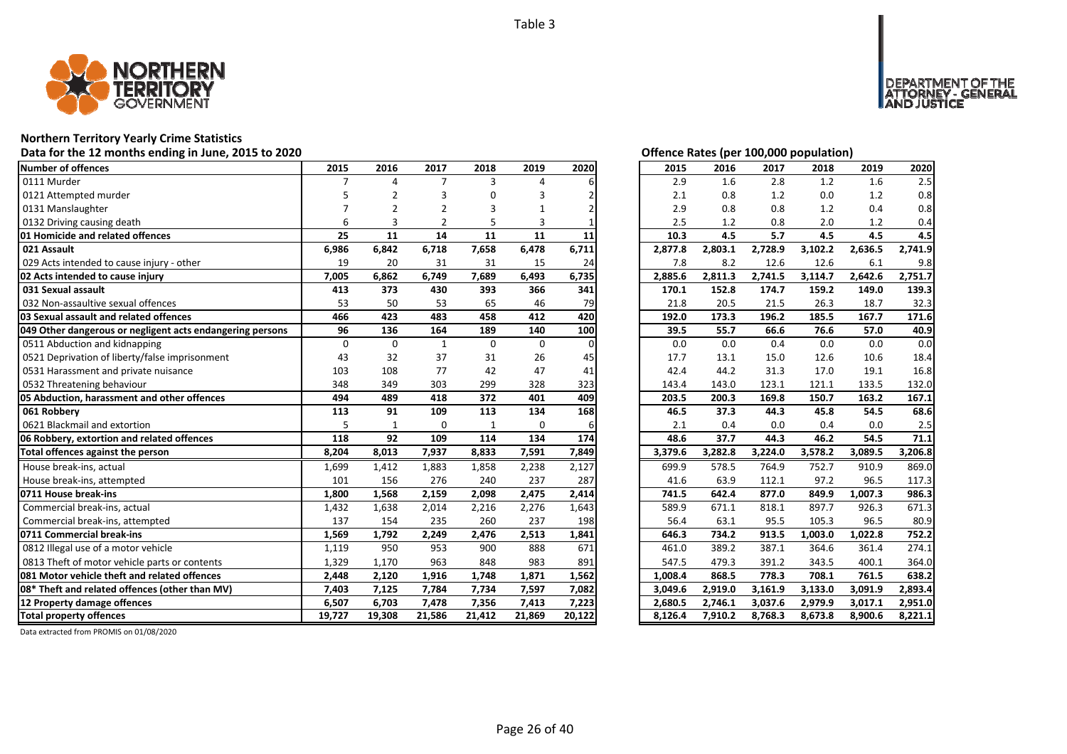Table 3

# Northern Territory Yearly Crime Statistics

## Data for the 12 months ending in June, 2015 to 2020

| Number of offences | 2015 | 2016 | 2017 | 2018 | 2019 | 2020 |
|---|---|---|---|---|---|---|
| 0111 Murder | 7 | 4 | 7 | 3 | 4 | 6 |
| 0121 Attempted murder | 5 | 2 | 3 | 0 | 3 | 2 |
| 0131 Manslaughter | 7 | 2 | 2 | 3 | 1 | 2 |
| 0132 Driving causing death | 6 | 3 | 2 | 5 | 3 | 1 |
| **01 Homicide and related offences** | **25** | **11** | **14** | **11** | **11** | **11** |
| **021 Assault** | **6,986** | **6,842** | **6,718** | **7,658** | **6,478** | **6,711** |
| 029 Acts intended to cause injury - other | 19 | 20 | 31 | 31 | 15 | 24 |
| **02 Acts intended to cause injury** | **7,005** | **6,862** | **6,749** | **7,689** | **6,493** | **6,735** |
| **031 Sexual assault** | **413** | **373** | **430** | **393** | **366** | **341** |
| 032 Non-assaultive sexual offences | 53 | 50 | 53 | 65 | 46 | 79 |
| **03 Sexual assault and related offences** | **466** | **423** | **483** | **458** | **412** | **420** |
| **049 Other dangerous or negligent acts endangering persons** | **96** | **136** | **164** | **189** | **140** | **100** |
| 0511 Abduction and kidnapping | 0 | 0 | 1 | 0 | 0 | 0 |
| 0521 Deprivation of liberty/false imprisonment | 43 | 32 | 37 | 31 | 26 | 45 |
| 0531 Harassment and private nuisance | 103 | 108 | 77 | 42 | 47 | 41 |
| 0532 Threatening behaviour | 348 | 349 | 303 | 299 | 328 | 323 |
| **05 Abduction, harassment and other offences** | **494** | **489** | **418** | **372** | **401** | **409** |
| **061 Robbery** | **113** | **91** | **109** | **113** | **134** | **168** |
| 0621 Blackmail and extortion | 5 | 1 | 0 | 1 | 0 | 6 |
| **06 Robbery, extortion and related offences** | **118** | **92** | **109** | **114** | **134** | **174** |
| **Total offences against the person** | **8,204** | **8,013** | **7,937** | **8,833** | **7,591** | **7,849** |
| House break-ins, actual | 1,699 | 1,412 | 1,883 | 1,858 | 2,238 | 2,127 |
| House break-ins, attempted | 101 | 156 | 276 | 240 | 237 | 287 |
| **0711 House break-ins** | **1,800** | **1,568** | **2,159** | **2,098** | **2,475** | **2,414** |
| Commercial break-ins, actual | 1,432 | 1,638 | 2,014 | 2,216 | 2,276 | 1,643 |
| Commercial break-ins, attempted | 137 | 154 | 235 | 260 | 237 | 198 |
| **0711 Commercial break-ins** | **1,569** | **1,792** | **2,249** | **2,476** | **2,513** | **1,841** |
| 0812 Illegal use of a motor vehicle | 1,119 | 950 | 953 | 900 | 888 | 671 |
| 0813 Theft of motor vehicle parts or contents | 1,329 | 1,170 | 963 | 848 | 983 | 891 |
| **081 Motor vehicle theft and related offences** | **2,448** | **2,120** | **1,916** | **1,748** | **1,871** | **1,562** |
| **08* Theft and related offences (other than MV)** | **7,403** | **7,125** | **7,784** | **7,734** | **7,597** | **7,082** |
| **12 Property damage offences** | **6,507** | **6,703** | **7,478** | **7,356** | **7,413** | **7,223** |
| **Total property offences** | **19,727** | **19,308** | **21,586** | **21,412** | **21,869** | **20,122** |

## Offence Rates (per 100,000 population)

| Number of offences | 2015 | 2016 | 2017 | 2018 | 2019 | 2020 |
|---|---|---|---|---|---|---|
| 0111 Murder | 2.9 | 1.6 | 2.8 | 1.2 | 1.6 | 2.5 |
| 0121 Attempted murder | 2.1 | 0.8 | 1.2 | 0.0 | 1.2 | 0.8 |
| 0131 Manslaughter | 2.9 | 0.8 | 0.8 | 1.2 | 0.4 | 0.8 |
| 0132 Driving causing death | 2.5 | 1.2 | 0.8 | 2.0 | 1.2 | 0.4 |
| **01 Homicide and related offences** | **10.3** | **4.5** | **5.7** | **4.5** | **4.5** | **4.5** |
| **021 Assault** | **2,877.8** | **2,803.1** | **2,728.9** | **3,102.2** | **2,636.5** | **2,741.9** |
| 029 Acts intended to cause injury - other | 7.8 | 8.2 | 12.6 | 12.6 | 6.1 | 9.8 |
| **02 Acts intended to cause injury** | **2,885.6** | **2,811.3** | **2,741.5** | **3,114.7** | **2,642.6** | **2,751.7** |
| **031 Sexual assault** | **170.1** | **152.8** | **174.7** | **159.2** | **149.0** | **139.3** |
| 032 Non-assaultive sexual offences | 21.8 | 20.5 | 21.5 | 26.3 | 18.7 | 32.3 |
| **03 Sexual assault and related offences** | **192.0** | **173.3** | **196.2** | **185.5** | **167.7** | **171.6** |
| **049 Other dangerous or negligent acts endangering persons** | **39.5** | **55.7** | **66.6** | **76.6** | **57.0** | **40.9** |
| 0511 Abduction and kidnapping | 0.0 | 0.0 | 0.4 | 0.0 | 0.0 | 0.0 |
| 0521 Deprivation of liberty/false imprisonment | 17.7 | 13.1 | 15.0 | 12.6 | 10.6 | 18.4 |
| 0531 Harassment and private nuisance | 42.4 | 44.2 | 31.3 | 17.0 | 19.1 | 16.8 |
| 0532 Threatening behaviour | 143.4 | 143.0 | 123.1 | 121.1 | 133.5 | 132.0 |
| **05 Abduction, harassment and other offences** | **203.5** | **200.3** | **169.8** | **150.7** | **163.2** | **167.1** |
| **061 Robbery** | **46.5** | **37.3** | **44.3** | **45.8** | **54.5** | **68.6** |
| 0621 Blackmail and extortion | 2.1 | 0.4 | 0.0 | 0.4 | 0.0 | 2.5 |
| **06 Robbery, extortion and related offences** | **48.6** | **37.7** | **44.3** | **46.2** | **54.5** | **71.1** |
| **Total offences against the person** | **3,379.6** | **3,282.8** | **3,224.0** | **3,578.2** | **3,089.5** | **3,206.8** |
| House break-ins, actual | 699.9 | 578.5 | 764.9 | 752.7 | 910.9 | 869.0 |
| House break-ins, attempted | 41.6 | 63.9 | 112.1 | 97.2 | 96.5 | 117.3 |
| **0711 House break-ins** | **741.5** | **642.4** | **877.0** | **849.9** | **1,007.3** | **986.3** |
| Commercial break-ins, actual | 589.9 | 671.1 | 818.1 | 897.7 | 926.3 | 671.3 |
| Commercial break-ins, attempted | 56.4 | 63.1 | 95.5 | 105.3 | 96.5 | 80.9 |
| **0711 Commercial break-ins** | **646.3** | **734.2** | **913.5** | **1,003.0** | **1,022.8** | **752.2** |
| 0812 Illegal use of a motor vehicle | 461.0 | 389.2 | 387.1 | 364.6 | 361.4 | 274.1 |
| 0813 Theft of motor vehicle parts or contents | 547.5 | 479.3 | 391.2 | 343.5 | 400.1 | 364.0 |
| **081 Motor vehicle theft and related offences** | **1,008.4** | **868.5** | **778.3** | **708.1** | **761.5** | **638.2** |
| **08* Theft and related offences (other than MV)** | **3,049.6** | **2,919.0** | **3,161.9** | **3,133.0** | **3,091.9** | **2,893.4** |
| **12 Property damage offences** | **2,680.5** | **2,746.1** | **3,037.6** | **2,979.9** | **3,017.1** | **2,951.0** |
| **Total property offences** | **8,126.4** | **7,910.2** | **8,768.3** | **8,673.8** | **8,900.6** | **8,221.1** |

Data extracted from PROMIS on 01/08/2020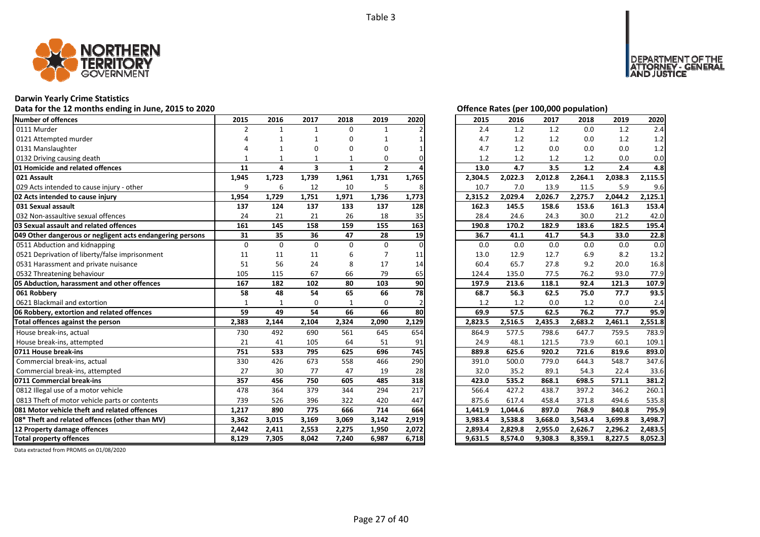Table 3

# Darwin Yearly Crime Statistics

## Data for the 12 months ending in June, 2015 to 2020

| Number of offences | 2015 | 2016 | 2017 | 2018 | 2019 | 2020 |
|---|---|---|---|---|---|---|
| 0111 Murder | 2 | 1 | 1 | 0 | 1 | 2 |
| 0121 Attempted murder | 4 | 1 | 1 | 0 | 1 | 1 |
| 0131 Manslaughter | 4 | 1 | 0 | 0 | 0 | 1 |
| 0132 Driving causing death | 1 | 1 | 1 | 1 | 0 | 0 |
| **01 Homicide and related offences** | **11** | **4** | **3** | **1** | **2** | **4** |
| **021 Assault** | **1,945** | **1,723** | **1,739** | **1,961** | **1,731** | **1,765** |
| 029 Acts intended to cause injury - other | 9 | 6 | 12 | 10 | 5 | 8 |
| **02 Acts intended to cause injury** | **1,954** | **1,729** | **1,751** | **1,971** | **1,736** | **1,773** |
| **031 Sexual assault** | **137** | **124** | **137** | **133** | **137** | **128** |
| 032 Non-assaultive sexual offences | 24 | 21 | 21 | 26 | 18 | 35 |
| **03 Sexual assault and related offences** | **161** | **145** | **158** | **159** | **155** | **163** |
| **049 Other dangerous or negligent acts endangering persons** | **31** | **35** | **36** | **47** | **28** | **19** |
| 0511 Abduction and kidnapping | 0 | 0 | 0 | 0 | 0 | 0 |
| 0521 Deprivation of liberty/false imprisonment | 11 | 11 | 11 | 6 | 7 | 11 |
| 0531 Harassment and private nuisance | 51 | 56 | 24 | 8 | 17 | 14 |
| 0532 Threatening behaviour | 105 | 115 | 67 | 66 | 79 | 65 |
| **05 Abduction, harassment and other offences** | **167** | **182** | **102** | **80** | **103** | **90** |
| **061 Robbery** | **58** | **48** | **54** | **65** | **66** | **78** |
| 0621 Blackmail and extortion | 1 | 1 | 0 | 1 | 0 | 2 |
| **06 Robbery, extortion and related offences** | **59** | **49** | **54** | **66** | **66** | **80** |
| **Total offences against the person** | **2,383** | **2,144** | **2,104** | **2,324** | **2,090** | **2,129** |
| House break-ins, actual | 730 | 492 | 690 | 561 | 645 | 654 |
| House break-ins, attempted | 21 | 41 | 105 | 64 | 51 | 91 |
| **0711 House break-ins** | **751** | **533** | **795** | **625** | **696** | **745** |
| Commercial break-ins, actual | 330 | 426 | 673 | 558 | 466 | 290 |
| Commercial break-ins, attempted | 27 | 30 | 77 | 47 | 19 | 28 |
| **0711 Commercial break-ins** | **357** | **456** | **750** | **605** | **485** | **318** |
| 0812 Illegal use of a motor vehicle | 478 | 364 | 379 | 344 | 294 | 217 |
| 0813 Theft of motor vehicle parts or contents | 739 | 526 | 396 | 322 | 420 | 447 |
| **081 Motor vehicle theft and related offences** | **1,217** | **890** | **775** | **666** | **714** | **664** |
| **08* Theft and related offences (other than MV)** | **3,362** | **3,015** | **3,169** | **3,069** | **3,142** | **2,919** |
| **12 Property damage offences** | **2,442** | **2,411** | **2,553** | **2,275** | **1,950** | **2,072** |
| **Total property offences** | **8,129** | **7,305** | **8,042** | **7,240** | **6,987** | **6,718** |

## Offence Rates (per 100,000 population)

| Number of offences | 2015 | 2016 | 2017 | 2018 | 2019 | 2020 |
|---|---|---|---|---|---|---|
| 0111 Murder | 2.4 | 1.2 | 1.2 | 0.0 | 1.2 | 2.4 |
| 0121 Attempted murder | 4.7 | 1.2 | 1.2 | 0.0 | 1.2 | 1.2 |
| 0131 Manslaughter | 4.7 | 1.2 | 0.0 | 0.0 | 0.0 | 1.2 |
| 0132 Driving causing death | 1.2 | 1.2 | 1.2 | 1.2 | 0.0 | 0.0 |
| **01 Homicide and related offences** | **13.0** | **4.7** | **3.5** | **1.2** | **2.4** | **4.8** |
| **021 Assault** | **2,304.5** | **2,022.3** | **2,012.8** | **2,264.1** | **2,038.3** | **2,115.5** |
| 029 Acts intended to cause injury - other | 10.7 | 7.0 | 13.9 | 11.5 | 5.9 | 9.6 |
| **02 Acts intended to cause injury** | **2,315.2** | **2,029.4** | **2,026.7** | **2,275.7** | **2,044.2** | **2,125.1** |
| **031 Sexual assault** | **162.3** | **145.5** | **158.6** | **153.6** | **161.3** | **153.4** |
| 032 Non-assaultive sexual offences | 28.4 | 24.6 | 24.3 | 30.0 | 21.2 | 42.0 |
| **03 Sexual assault and related offences** | **190.8** | **170.2** | **182.9** | **183.6** | **182.5** | **195.4** |
| **049 Other dangerous or negligent acts endangering persons** | **36.7** | **41.1** | **41.7** | **54.3** | **33.0** | **22.8** |
| 0511 Abduction and kidnapping | 0.0 | 0.0 | 0.0 | 0.0 | 0.0 | 0.0 |
| 0521 Deprivation of liberty/false imprisonment | 13.0 | 12.9 | 12.7 | 6.9 | 8.2 | 13.2 |
| 0531 Harassment and private nuisance | 60.4 | 65.7 | 27.8 | 9.2 | 20.0 | 16.8 |
| 0532 Threatening behaviour | 124.4 | 135.0 | 77.5 | 76.2 | 93.0 | 77.9 |
| **05 Abduction, harassment and other offences** | **197.9** | **213.6** | **118.1** | **92.4** | **121.3** | **107.9** |
| **061 Robbery** | **68.7** | **56.3** | **62.5** | **75.0** | **77.7** | **93.5** |
| 0621 Blackmail and extortion | 1.2 | 1.2 | 0.0 | 1.2 | 0.0 | 2.4 |
| **06 Robbery, extortion and related offences** | **69.9** | **57.5** | **62.5** | **76.2** | **77.7** | **95.9** |
| **Total offences against the person** | **2,823.5** | **2,516.5** | **2,435.3** | **2,683.2** | **2,461.1** | **2,551.8** |
| House break-ins, actual | 864.9 | 577.5 | 798.6 | 647.7 | 759.5 | 783.9 |
| House break-ins, attempted | 24.9 | 48.1 | 121.5 | 73.9 | 60.1 | 109.1 |
| **0711 House break-ins** | **889.8** | **625.6** | **920.2** | **721.6** | **819.6** | **893.0** |
| Commercial break-ins, actual | 391.0 | 500.0 | 779.0 | 644.3 | 548.7 | 347.6 |
| Commercial break-ins, attempted | 32.0 | 35.2 | 89.1 | 54.3 | 22.4 | 33.6 |
| **0711 Commercial break-ins** | **423.0** | **535.2** | **868.1** | **698.5** | **571.1** | **381.2** |
| 0812 Illegal use of a motor vehicle | 566.4 | 427.2 | 438.7 | 397.2 | 346.2 | 260.1 |
| 0813 Theft of motor vehicle parts or contents | 875.6 | 617.4 | 458.4 | 371.8 | 494.6 | 535.8 |
| **081 Motor vehicle theft and related offences** | **1,441.9** | **1,044.6** | **897.0** | **768.9** | **840.8** | **795.9** |
| **08* Theft and related offences (other than MV)** | **3,983.4** | **3,538.8** | **3,668.0** | **3,543.4** | **3,699.8** | **3,498.7** |
| **12 Property damage offences** | **2,893.4** | **2,829.8** | **2,955.0** | **2,626.7** | **2,296.2** | **2,483.5** |
| **Total property offences** | **9,631.5** | **8,574.0** | **9,308.3** | **8,359.1** | **8,227.5** | **8,052.3** |

Data extracted from PROMIS on 01/08/2020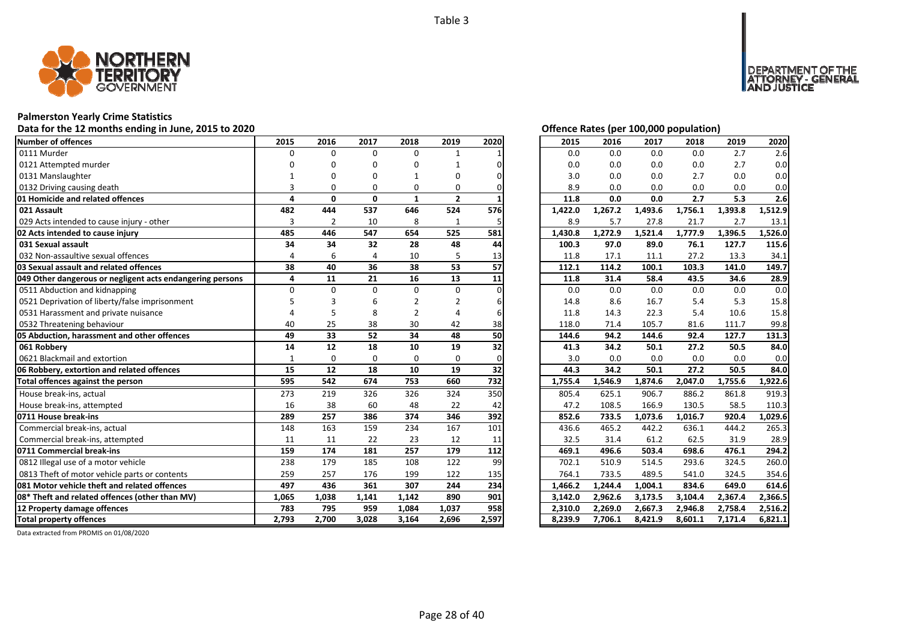Table 3

## Palmerston Yearly Crime Statistics

**Data for the 12 months ending in June, 2015 to 2020**

**Offence Rates (per 100,000 population)**

| Number of offences | 2015 | 2016 | 2017 | 2018 | 2019 | 2020 | 2015 | 2016 | 2017 | 2018 | 2019 | 2020 |
|---|---|---|---|---|---|---|---|---|---|---|---|---|
| 0111 Murder | 0 | 0 | 0 | 0 | 1 | 1 | 0.0 | 0.0 | 0.0 | 0.0 | 2.7 | 2.6 |
| 0121 Attempted murder | 0 | 0 | 0 | 0 | 1 | 0 | 0.0 | 0.0 | 0.0 | 0.0 | 2.7 | 0.0 |
| 0131 Manslaughter | 1 | 0 | 0 | 1 | 0 | 0 | 3.0 | 0.0 | 0.0 | 2.7 | 0.0 | 0.0 |
| 0132 Driving causing death | 3 | 0 | 0 | 0 | 0 | 0 | 8.9 | 0.0 | 0.0 | 0.0 | 0.0 | 0.0 |
| **01 Homicide and related offences** | **4** | **0** | **0** | **1** | **2** | **1** | **11.8** | **0.0** | **0.0** | **2.7** | **5.3** | **2.6** |
| **021 Assault** | **482** | **444** | **537** | **646** | **524** | **576** | **1,422.0** | **1,267.2** | **1,493.6** | **1,756.1** | **1,393.8** | **1,512.9** |
| 029 Acts intended to cause injury - other | 3 | 2 | 10 | 8 | 1 | 5 | 8.9 | 5.7 | 27.8 | 21.7 | 2.7 | 13.1 |
| **02 Acts intended to cause injury** | **485** | **446** | **547** | **654** | **525** | **581** | **1,430.8** | **1,272.9** | **1,521.4** | **1,777.9** | **1,396.5** | **1,526.0** |
| **031 Sexual assault** | **34** | **34** | **32** | **28** | **48** | **44** | **100.3** | **97.0** | **89.0** | **76.1** | **127.7** | **115.6** |
| 032 Non-assaultive sexual offences | 4 | 6 | 4 | 10 | 5 | 13 | 11.8 | 17.1 | 11.1 | 27.2 | 13.3 | 34.1 |
| **03 Sexual assault and related offences** | **38** | **40** | **36** | **38** | **53** | **57** | **112.1** | **114.2** | **100.1** | **103.3** | **141.0** | **149.7** |
| **049 Other dangerous or negligent acts endangering persons** | **4** | **11** | **21** | **16** | **13** | **11** | **11.8** | **31.4** | **58.4** | **43.5** | **34.6** | **28.9** |
| 0511 Abduction and kidnapping | 0 | 0 | 0 | 0 | 0 | 0 | 0.0 | 0.0 | 0.0 | 0.0 | 0.0 | 0.0 |
| 0521 Deprivation of liberty/false imprisonment | 5 | 3 | 6 | 2 | 2 | 6 | 14.8 | 8.6 | 16.7 | 5.4 | 5.3 | 15.8 |
| 0531 Harassment and private nuisance | 4 | 5 | 8 | 2 | 4 | 6 | 11.8 | 14.3 | 22.3 | 5.4 | 10.6 | 15.8 |
| 0532 Threatening behaviour | 40 | 25 | 38 | 30 | 42 | 38 | 118.0 | 71.4 | 105.7 | 81.6 | 111.7 | 99.8 |
| **05 Abduction, harassment and other offences** | **49** | **33** | **52** | **34** | **48** | **50** | **144.6** | **94.2** | **144.6** | **92.4** | **127.7** | **131.3** |
| **061 Robbery** | **14** | **12** | **18** | **10** | **19** | **32** | **41.3** | **34.2** | **50.1** | **27.2** | **50.5** | **84.0** |
| 0621 Blackmail and extortion | 1 | 0 | 0 | 0 | 0 | 0 | 3.0 | 0.0 | 0.0 | 0.0 | 0.0 | 0.0 |
| **06 Robbery, extortion and related offences** | **15** | **12** | **18** | **10** | **19** | **32** | **44.3** | **34.2** | **50.1** | **27.2** | **50.5** | **84.0** |
| **Total offences against the person** | **595** | **542** | **674** | **753** | **660** | **732** | **1,755.4** | **1,546.9** | **1,874.6** | **2,047.0** | **1,755.6** | **1,922.6** |
| House break-ins, actual | 273 | 219 | 326 | 326 | 324 | 350 | 805.4 | 625.1 | 906.7 | 886.2 | 861.8 | 919.3 |
| House break-ins, attempted | 16 | 38 | 60 | 48 | 22 | 42 | 47.2 | 108.5 | 166.9 | 130.5 | 58.5 | 110.3 |
| **0711 House break-ins** | **289** | **257** | **386** | **374** | **346** | **392** | **852.6** | **733.5** | **1,073.6** | **1,016.7** | **920.4** | **1,029.6** |
| Commercial break-ins, actual | 148 | 163 | 159 | 234 | 167 | 101 | 436.6 | 465.2 | 442.2 | 636.1 | 444.2 | 265.3 |
| Commercial break-ins, attempted | 11 | 11 | 22 | 23 | 12 | 11 | 32.5 | 31.4 | 61.2 | 62.5 | 31.9 | 28.9 |
| **0711 Commercial break-ins** | **159** | **174** | **181** | **257** | **179** | **112** | **469.1** | **496.6** | **503.4** | **698.6** | **476.1** | **294.2** |
| 0812 Illegal use of a motor vehicle | 238 | 179 | 185 | 108 | 122 | 99 | 702.1 | 510.9 | 514.5 | 293.6 | 324.5 | 260.0 |
| 0813 Theft of motor vehicle parts or contents | 259 | 257 | 176 | 199 | 122 | 135 | 764.1 | 733.5 | 489.5 | 541.0 | 324.5 | 354.6 |
| **081 Motor vehicle theft and related offences** | **497** | **436** | **361** | **307** | **244** | **234** | **1,466.2** | **1,244.4** | **1,004.1** | **834.6** | **649.0** | **614.6** |
| **08* Theft and related offences (other than MV)** | **1,065** | **1,038** | **1,141** | **1,142** | **890** | **901** | **3,142.0** | **2,962.6** | **3,173.5** | **3,104.4** | **2,367.4** | **2,366.5** |
| **12 Property damage offences** | **783** | **795** | **959** | **1,084** | **1,037** | **958** | **2,310.0** | **2,269.0** | **2,667.3** | **2,946.8** | **2,758.4** | **2,516.2** |
| **Total property offences** | **2,793** | **2,700** | **3,028** | **3,164** | **2,696** | **2,597** | **8,239.9** | **7,706.1** | **8,421.9** | **8,601.1** | **7,171.4** | **6,821.1** |

Data extracted from PROMIS on 01/08/2020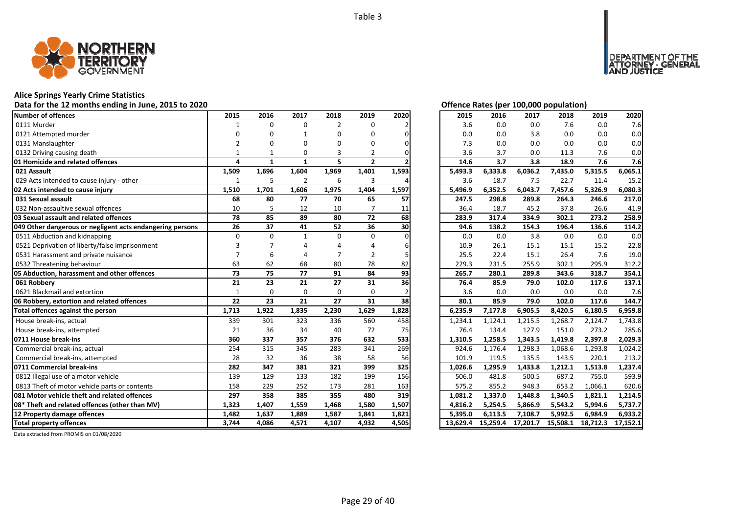Table 3

# Alice Springs Yearly Crime Statistics

## Data for the 12 months ending in June, 2015 to 2020

| Number of offences | 2015 | 2016 | 2017 | 2018 | 2019 | 2020 |
|---|---|---|---|---|---|---|
| 0111 Murder | 1 | 0 | 0 | 2 | 0 | 2 |
| 0121 Attempted murder | 0 | 0 | 1 | 0 | 0 | 0 |
| 0131 Manslaughter | 2 | 0 | 0 | 0 | 0 | 0 |
| 0132 Driving causing death | 1 | 1 | 0 | 3 | 2 | 0 |
| **01 Homicide and related offences** | **4** | **1** | **1** | **5** | **2** | **2** |
| **021 Assault** | **1,509** | **1,696** | **1,604** | **1,969** | **1,401** | **1,593** |
| 029 Acts intended to cause injury - other | 1 | 5 | 2 | 6 | 3 | 4 |
| **02 Acts intended to cause injury** | **1,510** | **1,701** | **1,606** | **1,975** | **1,404** | **1,597** |
| **031 Sexual assault** | **68** | **80** | **77** | **70** | **65** | **57** |
| 032 Non-assaultive sexual offences | 10 | 5 | 12 | 10 | 7 | 11 |
| **03 Sexual assault and related offences** | **78** | **85** | **89** | **80** | **72** | **68** |
| **049 Other dangerous or negligent acts endangering persons** | **26** | **37** | **41** | **52** | **36** | **30** |
| 0511 Abduction and kidnapping | 0 | 0 | 1 | 0 | 0 | 0 |
| 0521 Deprivation of liberty/false imprisonment | 3 | 7 | 4 | 4 | 4 | 6 |
| 0531 Harassment and private nuisance | 7 | 6 | 4 | 7 | 2 | 5 |
| 0532 Threatening behaviour | 63 | 62 | 68 | 80 | 78 | 82 |
| **05 Abduction, harassment and other offences** | **73** | **75** | **77** | **91** | **84** | **93** |
| **061 Robbery** | **21** | **23** | **21** | **27** | **31** | **36** |
| 0621 Blackmail and extortion | 1 | 0 | 0 | 0 | 0 | 2 |
| **06 Robbery, extortion and related offences** | **22** | **23** | **21** | **27** | **31** | **38** |
| **Total offences against the person** | **1,713** | **1,922** | **1,835** | **2,230** | **1,629** | **1,828** |
| House break-ins, actual | 339 | 301 | 323 | 336 | 560 | 458 |
| House break-ins, attempted | 21 | 36 | 34 | 40 | 72 | 75 |
| **0711 House break-ins** | **360** | **337** | **357** | **376** | **632** | **533** |
| Commercial break-ins, actual | 254 | 315 | 345 | 283 | 341 | 269 |
| Commercial break-ins, attempted | 28 | 32 | 36 | 38 | 58 | 56 |
| **0711 Commercial break-ins** | **282** | **347** | **381** | **321** | **399** | **325** |
| 0812 Illegal use of a motor vehicle | 139 | 129 | 133 | 182 | 199 | 156 |
| 0813 Theft of motor vehicle parts or contents | 158 | 229 | 252 | 173 | 281 | 163 |
| **081 Motor vehicle theft and related offences** | **297** | **358** | **385** | **355** | **480** | **319** |
| **08* Theft and related offences (other than MV)** | **1,323** | **1,407** | **1,559** | **1,468** | **1,580** | **1,507** |
| **12 Property damage offences** | **1,482** | **1,637** | **1,889** | **1,587** | **1,841** | **1,821** |
| **Total property offences** | **3,744** | **4,086** | **4,571** | **4,107** | **4,932** | **4,505** |

## Offence Rates (per 100,000 population)

| Number of offences | 2015 | 2016 | 2017 | 2018 | 2019 | 2020 |
|---|---|---|---|---|---|---|
| 0111 Murder | 3.6 | 0.0 | 0.0 | 7.6 | 0.0 | 7.6 |
| 0121 Attempted murder | 0.0 | 0.0 | 3.8 | 0.0 | 0.0 | 0.0 |
| 0131 Manslaughter | 7.3 | 0.0 | 0.0 | 0.0 | 0.0 | 0.0 |
| 0132 Driving causing death | 3.6 | 3.7 | 0.0 | 11.3 | 7.6 | 0.0 |
| **01 Homicide and related offences** | **14.6** | **3.7** | **3.8** | **18.9** | **7.6** | **7.6** |
| **021 Assault** | **5,493.3** | **6,333.8** | **6,036.2** | **7,435.0** | **5,315.5** | **6,065.1** |
| 029 Acts intended to cause injury - other | 3.6 | 18.7 | 7.5 | 22.7 | 11.4 | 15.2 |
| **02 Acts intended to cause injury** | **5,496.9** | **6,352.5** | **6,043.7** | **7,457.6** | **5,326.9** | **6,080.3** |
| **031 Sexual assault** | **247.5** | **298.8** | **289.8** | **264.3** | **246.6** | **217.0** |
| 032 Non-assaultive sexual offences | 36.4 | 18.7 | 45.2 | 37.8 | 26.6 | 41.9 |
| **03 Sexual assault and related offences** | **283.9** | **317.4** | **334.9** | **302.1** | **273.2** | **258.9** |
| **049 Other dangerous or negligent acts endangering persons** | **94.6** | **138.2** | **154.3** | **196.4** | **136.6** | **114.2** |
| 0511 Abduction and kidnapping | 0.0 | 0.0 | 3.8 | 0.0 | 0.0 | 0.0 |
| 0521 Deprivation of liberty/false imprisonment | 10.9 | 26.1 | 15.1 | 15.1 | 15.2 | 22.8 |
| 0531 Harassment and private nuisance | 25.5 | 22.4 | 15.1 | 26.4 | 7.6 | 19.0 |
| 0532 Threatening behaviour | 229.3 | 231.5 | 255.9 | 302.1 | 295.9 | 312.2 |
| **05 Abduction, harassment and other offences** | **265.7** | **280.1** | **289.8** | **343.6** | **318.7** | **354.1** |
| **061 Robbery** | **76.4** | **85.9** | **79.0** | **102.0** | **117.6** | **137.1** |
| 0621 Blackmail and extortion | 3.6 | 0.0 | 0.0 | 0.0 | 0.0 | 7.6 |
| **06 Robbery, extortion and related offences** | **80.1** | **85.9** | **79.0** | **102.0** | **117.6** | **144.7** |
| **Total offences against the person** | **6,235.9** | **7,177.8** | **6,905.5** | **8,420.5** | **6,180.5** | **6,959.8** |
| House break-ins, actual | 1,234.1 | 1,124.1 | 1,215.5 | 1,268.7 | 2,124.7 | 1,743.8 |
| House break-ins, attempted | 76.4 | 134.4 | 127.9 | 151.0 | 273.2 | 285.6 |
| **0711 House break-ins** | **1,310.5** | **1,258.5** | **1,343.5** | **1,419.8** | **2,397.8** | **2,029.3** |
| Commercial break-ins, actual | 924.6 | 1,176.4 | 1,298.3 | 1,068.6 | 1,293.8 | 1,024.2 |
| Commercial break-ins, attempted | 101.9 | 119.5 | 135.5 | 143.5 | 220.1 | 213.2 |
| **0711 Commercial break-ins** | **1,026.6** | **1,295.9** | **1,433.8** | **1,212.1** | **1,513.8** | **1,237.4** |
| 0812 Illegal use of a motor vehicle | 506.0 | 481.8 | 500.5 | 687.2 | 755.0 | 593.9 |
| 0813 Theft of motor vehicle parts or contents | 575.2 | 855.2 | 948.3 | 653.2 | 1,066.1 | 620.6 |
| **081 Motor vehicle theft and related offences** | **1,081.2** | **1,337.0** | **1,448.8** | **1,340.5** | **1,821.1** | **1,214.5** |
| **08* Theft and related offences (other than MV)** | **4,816.2** | **5,254.5** | **5,866.9** | **5,543.2** | **5,994.6** | **5,737.7** |
| **12 Property damage offences** | **5,395.0** | **6,113.5** | **7,108.7** | **5,992.5** | **6,984.9** | **6,933.2** |
| **Total property offences** | **13,629.4** | **15,259.4** | **17,201.7** | **15,508.1** | **18,712.3** | **17,152.1** |

Data extracted from PROMIS on 01/08/2020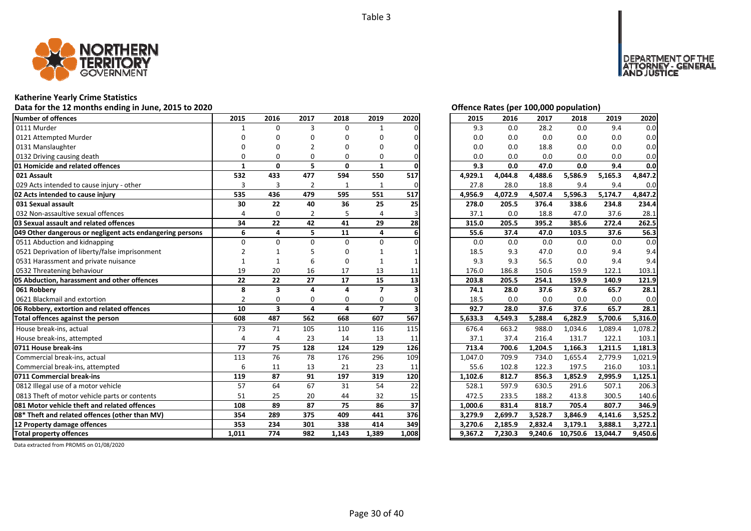Table 3

# Katherine Yearly Crime Statistics

Data for the 12 months ending in June, 2015 to 2020

Offence Rates (per 100,000 population)

| Number of offences | 2015 | 2016 | 2017 | 2018 | 2019 | 2020 | 2015 | 2016 | 2017 | 2018 | 2019 | 2020 |
|---|---|---|---|---|---|---|---|---|---|---|---|---|
| 0111 Murder | 1 | 0 | 3 | 0 | 1 | 0 | 9.3 | 0.0 | 28.2 | 0.0 | 9.4 | 0.0 |
| 0121 Attempted Murder | 0 | 0 | 0 | 0 | 0 | 0 | 0.0 | 0.0 | 0.0 | 0.0 | 0.0 | 0.0 |
| 0131 Manslaughter | 0 | 0 | 2 | 0 | 0 | 0 | 0.0 | 0.0 | 18.8 | 0.0 | 0.0 | 0.0 |
| 0132 Driving causing death | 0 | 0 | 0 | 0 | 0 | 0 | 0.0 | 0.0 | 0.0 | 0.0 | 0.0 | 0.0 |
| **01 Homicide and related offences** | **1** | **0** | **5** | **0** | **1** | **0** | **9.3** | **0.0** | **47.0** | **0.0** | **9.4** | **0.0** |
| **021 Assault** | **532** | **433** | **477** | **594** | **550** | **517** | **4,929.1** | **4,044.8** | **4,488.6** | **5,586.9** | **5,165.3** | **4,847.2** |
| 029 Acts intended to cause injury - other | 3 | 3 | 2 | 1 | 1 | 0 | 27.8 | 28.0 | 18.8 | 9.4 | 9.4 | 0.0 |
| **02 Acts intended to cause injury** | **535** | **436** | **479** | **595** | **551** | **517** | **4,956.9** | **4,072.9** | **4,507.4** | **5,596.3** | **5,174.7** | **4,847.2** |
| **031 Sexual assault** | **30** | **22** | **40** | **36** | **25** | **25** | **278.0** | **205.5** | **376.4** | **338.6** | **234.8** | **234.4** |
| 032 Non-assaultive sexual offences | 4 | 0 | 2 | 5 | 4 | 3 | 37.1 | 0.0 | 18.8 | 47.0 | 37.6 | 28.1 |
| **03 Sexual assault and related offences** | **34** | **22** | **42** | **41** | **29** | **28** | **315.0** | **205.5** | **395.2** | **385.6** | **272.4** | **262.5** |
| **049 Other dangerous or negligent acts endangering persons** | **6** | **4** | **5** | **11** | **4** | **6** | **55.6** | **37.4** | **47.0** | **103.5** | **37.6** | **56.3** |
| 0511 Abduction and kidnapping | 0 | 0 | 0 | 0 | 0 | 0 | 0.0 | 0.0 | 0.0 | 0.0 | 0.0 | 0.0 |
| 0521 Deprivation of liberty/false imprisonment | 2 | 1 | 5 | 0 | 1 | 1 | 18.5 | 9.3 | 47.0 | 0.0 | 9.4 | 9.4 |
| 0531 Harassment and private nuisance | 1 | 1 | 6 | 0 | 1 | 1 | 9.3 | 9.3 | 56.5 | 0.0 | 9.4 | 9.4 |
| 0532 Threatening behaviour | 19 | 20 | 16 | 17 | 13 | 11 | 176.0 | 186.8 | 150.6 | 159.9 | 122.1 | 103.1 |
| **05 Abduction, harassment and other offences** | **22** | **22** | **27** | **17** | **15** | **13** | **203.8** | **205.5** | **254.1** | **159.9** | **140.9** | **121.9** |
| **061 Robbery** | **8** | **3** | **4** | **4** | **7** | **3** | **74.1** | **28.0** | **37.6** | **37.6** | **65.7** | **28.1** |
| 0621 Blackmail and extortion | 2 | 0 | 0 | 0 | 0 | 0 | 18.5 | 0.0 | 0.0 | 0.0 | 0.0 | 0.0 |
| **06 Robbery, extortion and related offences** | **10** | **3** | **4** | **4** | **7** | **3** | **92.7** | **28.0** | **37.6** | **37.6** | **65.7** | **28.1** |
| **Total offences against the person** | **608** | **487** | **562** | **668** | **607** | **567** | **5,633.3** | **4,549.3** | **5,288.4** | **6,282.9** | **5,700.6** | **5,316.0** |
| House break-ins, actual | 73 | 71 | 105 | 110 | 116 | 115 | 676.4 | 663.2 | 988.0 | 1,034.6 | 1,089.4 | 1,078.2 |
| House break-ins, attempted | 4 | 4 | 23 | 14 | 13 | 11 | 37.1 | 37.4 | 216.4 | 131.7 | 122.1 | 103.1 |
| **0711 House break-ins** | **77** | **75** | **128** | **124** | **129** | **126** | **713.4** | **700.6** | **1,204.5** | **1,166.3** | **1,211.5** | **1,181.3** |
| Commercial break-ins, actual | 113 | 76 | 78 | 176 | 296 | 109 | 1,047.0 | 709.9 | 734.0 | 1,655.4 | 2,779.9 | 1,021.9 |
| Commercial break-ins, attempted | 6 | 11 | 13 | 21 | 23 | 11 | 55.6 | 102.8 | 122.3 | 197.5 | 216.0 | 103.1 |
| **0711 Commercial break-ins** | **119** | **87** | **91** | **197** | **319** | **120** | **1,102.6** | **812.7** | **856.3** | **1,852.9** | **2,995.9** | **1,125.1** |
| 0812 Illegal use of a motor vehicle | 57 | 64 | 67 | 31 | 54 | 22 | 528.1 | 597.9 | 630.5 | 291.6 | 507.1 | 206.3 |
| 0813 Theft of motor vehicle parts or contents | 51 | 25 | 20 | 44 | 32 | 15 | 472.5 | 233.5 | 188.2 | 413.8 | 300.5 | 140.6 |
| **081 Motor vehicle theft and related offences** | **108** | **89** | **87** | **75** | **86** | **37** | **1,000.6** | **831.4** | **818.7** | **705.4** | **807.7** | **346.9** |
| **08* Theft and related offences (other than MV)** | **354** | **289** | **375** | **409** | **441** | **376** | **3,279.9** | **2,699.7** | **3,528.7** | **3,846.9** | **4,141.6** | **3,525.2** |
| **12 Property damage offences** | **353** | **234** | **301** | **338** | **414** | **349** | **3,270.6** | **2,185.9** | **2,832.4** | **3,179.1** | **3,888.1** | **3,272.1** |
| **Total property offences** | **1,011** | **774** | **982** | **1,143** | **1,389** | **1,008** | **9,367.2** | **7,230.3** | **9,240.6** | **10,750.6** | **13,044.7** | **9,450.6** |

Data extracted from PROMIS on 01/08/2020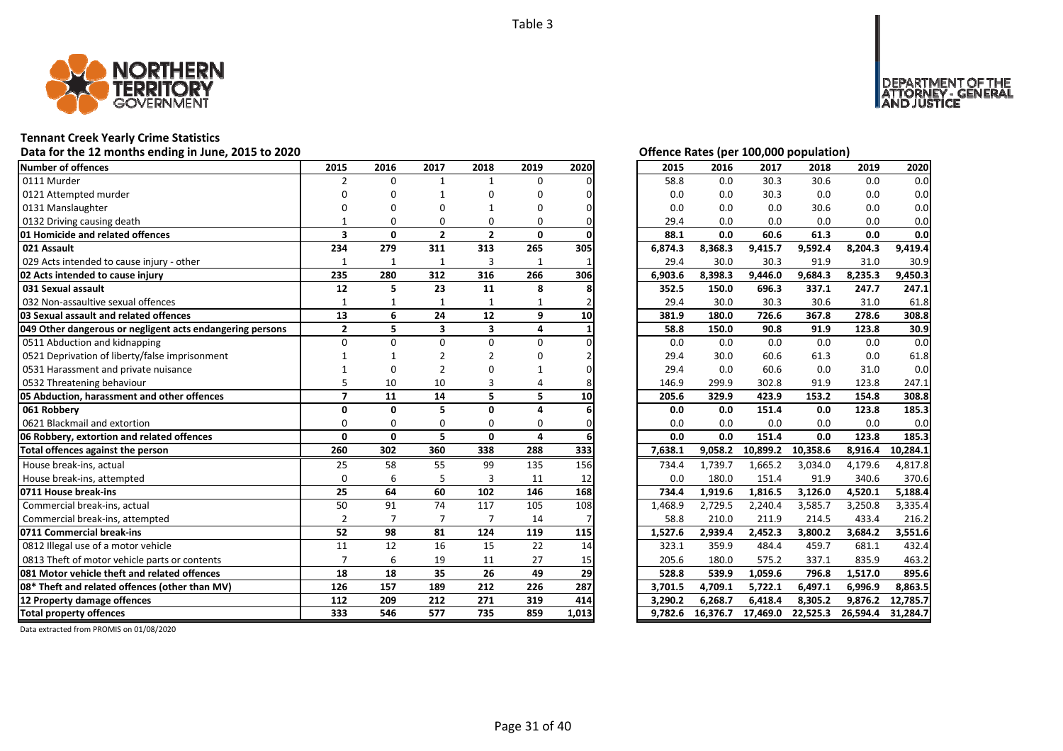Table 3

# Tennant Creek Yearly Crime Statistics

## Data for the 12 months ending in June, 2015 to 2020

**Offence Rates (per 100,000 population)**

| Number of offences | 2015 | 2016 | 2017 | 2018 | 2019 | 2020 | 2015 | 2016 | 2017 | 2018 | 2019 | 2020 |
|---|---|---|---|---|---|---|---|---|---|---|---|---|
| 0111 Murder | 2 | 0 | 1 | 1 | 0 | 0 | 58.8 | 0.0 | 30.3 | 30.6 | 0.0 | 0.0 |
| 0121 Attempted murder | 0 | 0 | 1 | 0 | 0 | 0 | 0.0 | 0.0 | 30.3 | 0.0 | 0.0 | 0.0 |
| 0131 Manslaughter | 0 | 0 | 0 | 1 | 0 | 0 | 0.0 | 0.0 | 0.0 | 30.6 | 0.0 | 0.0 |
| 0132 Driving causing death | 1 | 0 | 0 | 0 | 0 | 0 | 29.4 | 0.0 | 0.0 | 0.0 | 0.0 | 0.0 |
| **01 Homicide and related offences** | **3** | **0** | **2** | **2** | **0** | **0** | **88.1** | **0.0** | **60.6** | **61.3** | **0.0** | **0.0** |
| **021 Assault** | **234** | **279** | **311** | **313** | **265** | **305** | **6,874.3** | **8,368.3** | **9,415.7** | **9,592.4** | **8,204.3** | **9,419.4** |
| 029 Acts intended to cause injury - other | 1 | 1 | 1 | 3 | 1 | 1 | 29.4 | 30.0 | 30.3 | 91.9 | 31.0 | 30.9 |
| **02 Acts intended to cause injury** | **235** | **280** | **312** | **316** | **266** | **306** | **6,903.6** | **8,398.3** | **9,446.0** | **9,684.3** | **8,235.3** | **9,450.3** |
| **031 Sexual assault** | **12** | **5** | **23** | **11** | **8** | **8** | **352.5** | **150.0** | **696.3** | **337.1** | **247.7** | **247.1** |
| 032 Non-assaultive sexual offences | 1 | 1 | 1 | 1 | 1 | 2 | 29.4 | 30.0 | 30.3 | 30.6 | 31.0 | 61.8 |
| **03 Sexual assault and related offences** | **13** | **6** | **24** | **12** | **9** | **10** | **381.9** | **180.0** | **726.6** | **367.8** | **278.6** | **308.8** |
| **049 Other dangerous or negligent acts endangering persons** | **2** | **5** | **3** | **3** | **4** | **1** | **58.8** | **150.0** | **90.8** | **91.9** | **123.8** | **30.9** |
| 0511 Abduction and kidnapping | 0 | 0 | 0 | 0 | 0 | 0 | 0.0 | 0.0 | 0.0 | 0.0 | 0.0 | 0.0 |
| 0521 Deprivation of liberty/false imprisonment | 1 | 1 | 2 | 2 | 0 | 2 | 29.4 | 30.0 | 60.6 | 61.3 | 0.0 | 61.8 |
| 0531 Harassment and private nuisance | 1 | 0 | 2 | 0 | 1 | 0 | 29.4 | 0.0 | 60.6 | 0.0 | 31.0 | 0.0 |
| 0532 Threatening behaviour | 5 | 10 | 10 | 3 | 4 | 8 | 146.9 | 299.9 | 302.8 | 91.9 | 123.8 | 247.1 |
| **05 Abduction, harassment and other offences** | **7** | **11** | **14** | **5** | **5** | **10** | **205.6** | **329.9** | **423.9** | **153.2** | **154.8** | **308.8** |
| **061 Robbery** | **0** | **0** | **5** | **0** | **4** | **6** | **0.0** | **0.0** | **151.4** | **0.0** | **123.8** | **185.3** |
| 0621 Blackmail and extortion | 0 | 0 | 0 | 0 | 0 | 0 | 0.0 | 0.0 | 0.0 | 0.0 | 0.0 | 0.0 |
| **06 Robbery, extortion and related offences** | **0** | **0** | **5** | **0** | **4** | **6** | **0.0** | **0.0** | **151.4** | **0.0** | **123.8** | **185.3** |
| **Total offences against the person** | **260** | **302** | **360** | **338** | **288** | **333** | **7,638.1** | **9,058.2** | **10,899.2** | **10,358.6** | **8,916.4** | **10,284.1** |
| House break-ins, actual | 25 | 58 | 55 | 99 | 135 | 156 | 734.4 | 1,739.7 | 1,665.2 | 3,034.0 | 4,179.6 | 4,817.8 |
| House break-ins, attempted | 0 | 6 | 5 | 3 | 11 | 12 | 0.0 | 180.0 | 151.4 | 91.9 | 340.6 | 370.6 |
| **0711 House break-ins** | **25** | **64** | **60** | **102** | **146** | **168** | **734.4** | **1,919.6** | **1,816.5** | **3,126.0** | **4,520.1** | **5,188.4** |
| Commercial break-ins, actual | 50 | 91 | 74 | 117 | 105 | 108 | 1,468.9 | 2,729.5 | 2,240.4 | 3,585.7 | 3,250.8 | 3,335.4 |
| Commercial break-ins, attempted | 2 | 7 | 7 | 7 | 14 | 7 | 58.8 | 210.0 | 211.9 | 214.5 | 433.4 | 216.2 |
| **0711 Commercial break-ins** | **52** | **98** | **81** | **124** | **119** | **115** | **1,527.6** | **2,939.4** | **2,452.3** | **3,800.2** | **3,684.2** | **3,551.6** |
| 0812 Illegal use of a motor vehicle | 11 | 12 | 16 | 15 | 22 | 14 | 323.1 | 359.9 | 484.4 | 459.7 | 681.1 | 432.4 |
| 0813 Theft of motor vehicle parts or contents | 7 | 6 | 19 | 11 | 27 | 15 | 205.6 | 180.0 | 575.2 | 337.1 | 835.9 | 463.2 |
| **081 Motor vehicle theft and related offences** | **18** | **18** | **35** | **26** | **49** | **29** | **528.8** | **539.9** | **1,059.6** | **796.8** | **1,517.0** | **895.6** |
| **08* Theft and related offences (other than MV)** | **126** | **157** | **189** | **212** | **226** | **287** | **3,701.5** | **4,709.1** | **5,722.1** | **6,497.1** | **6,996.9** | **8,863.5** |
| **12 Property damage offences** | **112** | **209** | **212** | **271** | **319** | **414** | **3,290.2** | **6,268.7** | **6,418.4** | **8,305.2** | **9,876.2** | **12,785.7** |
| **Total property offences** | **333** | **546** | **577** | **735** | **859** | **1,013** | **9,782.6** | **16,376.7** | **17,469.0** | **22,525.3** | **26,594.4** | **31,284.7** |

Data extracted from PROMIS on 01/08/2020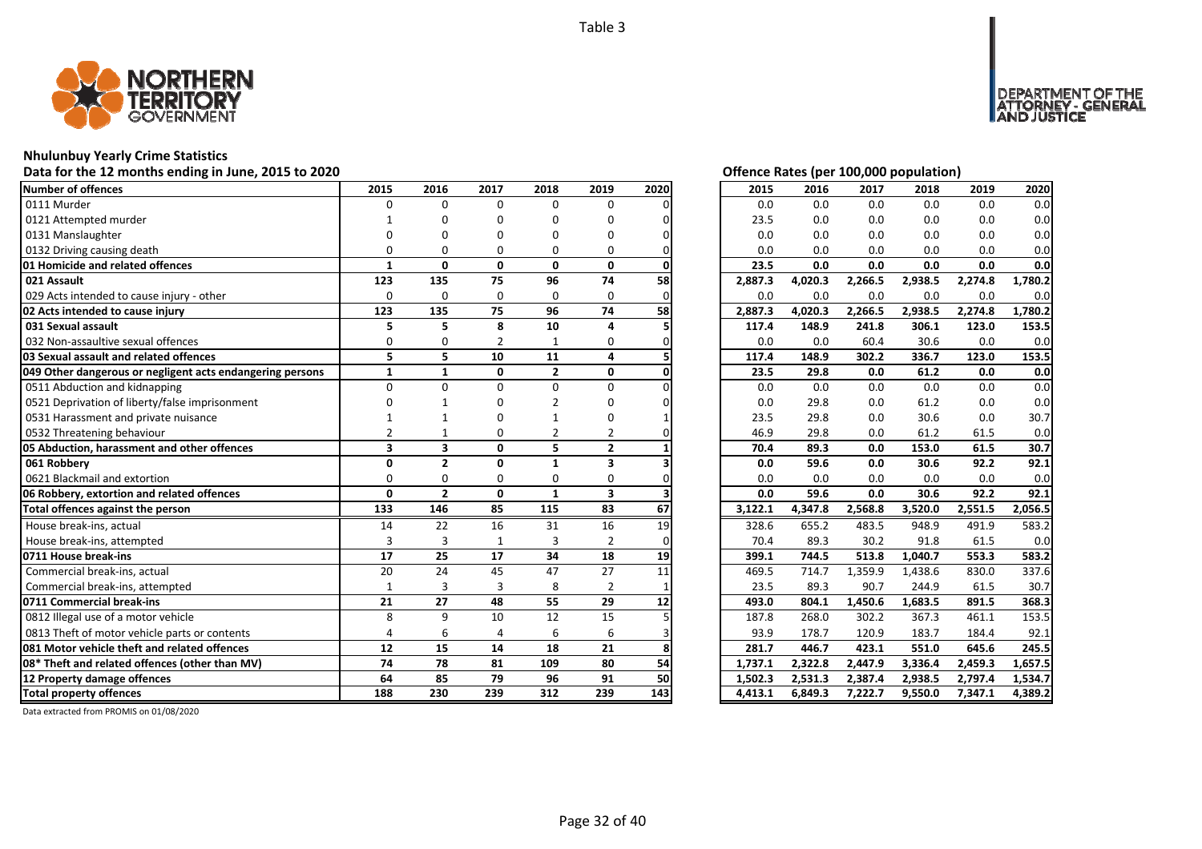Table 3

DEPARTMENT OF THE ATTORNEY - GENERAL AND JUSTICE

## Nhulunbuy Yearly Crime Statistics

Data for the 12 months ending in June, 2015 to 2020

Offence Rates (per 100,000 population)

| Number of offences | 2015 | 2016 | 2017 | 2018 | 2019 | 2020 | 2015 | 2016 | 2017 | 2018 | 2019 | 2020 |
|---|---|---|---|---|---|---|---|---|---|---|---|---|
| 0111 Murder | 0 | 0 | 0 | 0 | 0 | 0 | 0.0 | 0.0 | 0.0 | 0.0 | 0.0 | 0.0 |
| 0121 Attempted murder | 1 | 0 | 0 | 0 | 0 | 0 | 23.5 | 0.0 | 0.0 | 0.0 | 0.0 | 0.0 |
| 0131 Manslaughter | 0 | 0 | 0 | 0 | 0 | 0 | 0.0 | 0.0 | 0.0 | 0.0 | 0.0 | 0.0 |
| 0132 Driving causing death | 0 | 0 | 0 | 0 | 0 | 0 | 0.0 | 0.0 | 0.0 | 0.0 | 0.0 | 0.0 |
| **01 Homicide and related offences** | **1** | **0** | **0** | **0** | **0** | **0** | **23.5** | **0.0** | **0.0** | **0.0** | **0.0** | **0.0** |
| **021 Assault** | **123** | **135** | **75** | **96** | **74** | **58** | **2,887.3** | **4,020.3** | **2,266.5** | **2,938.5** | **2,274.8** | **1,780.2** |
| 029 Acts intended to cause injury - other | 0 | 0 | 0 | 0 | 0 | 0 | 0.0 | 0.0 | 0.0 | 0.0 | 0.0 | 0.0 |
| **02 Acts intended to cause injury** | **123** | **135** | **75** | **96** | **74** | **58** | **2,887.3** | **4,020.3** | **2,266.5** | **2,938.5** | **2,274.8** | **1,780.2** |
| **031 Sexual assault** | **5** | **5** | **8** | **10** | **4** | **5** | **117.4** | **148.9** | **241.8** | **306.1** | **123.0** | **153.5** |
| 032 Non-assaultive sexual offences | 0 | 0 | 2 | 1 | 0 | 0 | 0.0 | 0.0 | 60.4 | 30.6 | 0.0 | 0.0 |
| **03 Sexual assault and related offences** | **5** | **5** | **10** | **11** | **4** | **5** | **117.4** | **148.9** | **302.2** | **336.7** | **123.0** | **153.5** |
| **049 Other dangerous or negligent acts endangering persons** | **1** | **1** | **0** | **2** | **0** | **0** | **23.5** | **29.8** | **0.0** | **61.2** | **0.0** | **0.0** |
| 0511 Abduction and kidnapping | 0 | 0 | 0 | 0 | 0 | 0 | 0.0 | 0.0 | 0.0 | 0.0 | 0.0 | 0.0 |
| 0521 Deprivation of liberty/false imprisonment | 0 | 1 | 0 | 2 | 0 | 0 | 0.0 | 29.8 | 0.0 | 61.2 | 0.0 | 0.0 |
| 0531 Harassment and private nuisance | 1 | 1 | 0 | 1 | 0 | 1 | 23.5 | 29.8 | 0.0 | 30.6 | 0.0 | 30.7 |
| 0532 Threatening behaviour | 2 | 1 | 0 | 2 | 2 | 0 | 46.9 | 29.8 | 0.0 | 61.2 | 61.5 | 0.0 |
| **05 Abduction, harassment and other offences** | **3** | **3** | **0** | **5** | **2** | **1** | **70.4** | **89.3** | **0.0** | **153.0** | **61.5** | **30.7** |
| **061 Robbery** | **0** | **2** | **0** | **1** | **3** | **3** | **0.0** | **59.6** | **0.0** | **30.6** | **92.2** | **92.1** |
| 0621 Blackmail and extortion | 0 | 0 | 0 | 0 | 0 | 0 | 0.0 | 0.0 | 0.0 | 0.0 | 0.0 | 0.0 |
| **06 Robbery, extortion and related offences** | **0** | **2** | **0** | **1** | **3** | **3** | **0.0** | **59.6** | **0.0** | **30.6** | **92.2** | **92.1** |
| **Total offences against the person** | **133** | **146** | **85** | **115** | **83** | **67** | **3,122.1** | **4,347.8** | **2,568.8** | **3,520.0** | **2,551.5** | **2,056.5** |
| House break-ins, actual | 14 | 22 | 16 | 31 | 16 | 19 | 328.6 | 655.2 | 483.5 | 948.9 | 491.9 | 583.2 |
| House break-ins, attempted | 3 | 3 | 1 | 3 | 2 | 0 | 70.4 | 89.3 | 30.2 | 91.8 | 61.5 | 0.0 |
| **0711 House break-ins** | **17** | **25** | **17** | **34** | **18** | **19** | **399.1** | **744.5** | **513.8** | **1,040.7** | **553.3** | **583.2** |
| Commercial break-ins, actual | 20 | 24 | 45 | 47 | 27 | 11 | 469.5 | 714.7 | 1,359.9 | 1,438.6 | 830.0 | 337.6 |
| Commercial break-ins, attempted | 1 | 3 | 3 | 8 | 2 | 1 | 23.5 | 89.3 | 90.7 | 244.9 | 61.5 | 30.7 |
| **0711 Commercial break-ins** | **21** | **27** | **48** | **55** | **29** | **12** | **493.0** | **804.1** | **1,450.6** | **1,683.5** | **891.5** | **368.3** |
| 0812 Illegal use of a motor vehicle | 8 | 9 | 10 | 12 | 15 | 5 | 187.8 | 268.0 | 302.2 | 367.3 | 461.1 | 153.5 |
| 0813 Theft of motor vehicle parts or contents | 4 | 6 | 4 | 6 | 6 | 3 | 93.9 | 178.7 | 120.9 | 183.7 | 184.4 | 92.1 |
| **081 Motor vehicle theft and related offences** | **12** | **15** | **14** | **18** | **21** | **8** | **281.7** | **446.7** | **423.1** | **551.0** | **645.6** | **245.5** |
| **08* Theft and related offences (other than MV)** | **74** | **78** | **81** | **109** | **80** | **54** | **1,737.1** | **2,322.8** | **2,447.9** | **3,336.4** | **2,459.3** | **1,657.5** |
| **12 Property damage offences** | **64** | **85** | **79** | **96** | **91** | **50** | **1,502.3** | **2,531.3** | **2,387.4** | **2,938.5** | **2,797.4** | **1,534.7** |
| **Total property offences** | **188** | **230** | **239** | **312** | **239** | **143** | **4,413.1** | **6,849.3** | **7,222.7** | **9,550.0** | **7,347.1** | **4,389.2** |

Data extracted from PROMIS on 01/08/2020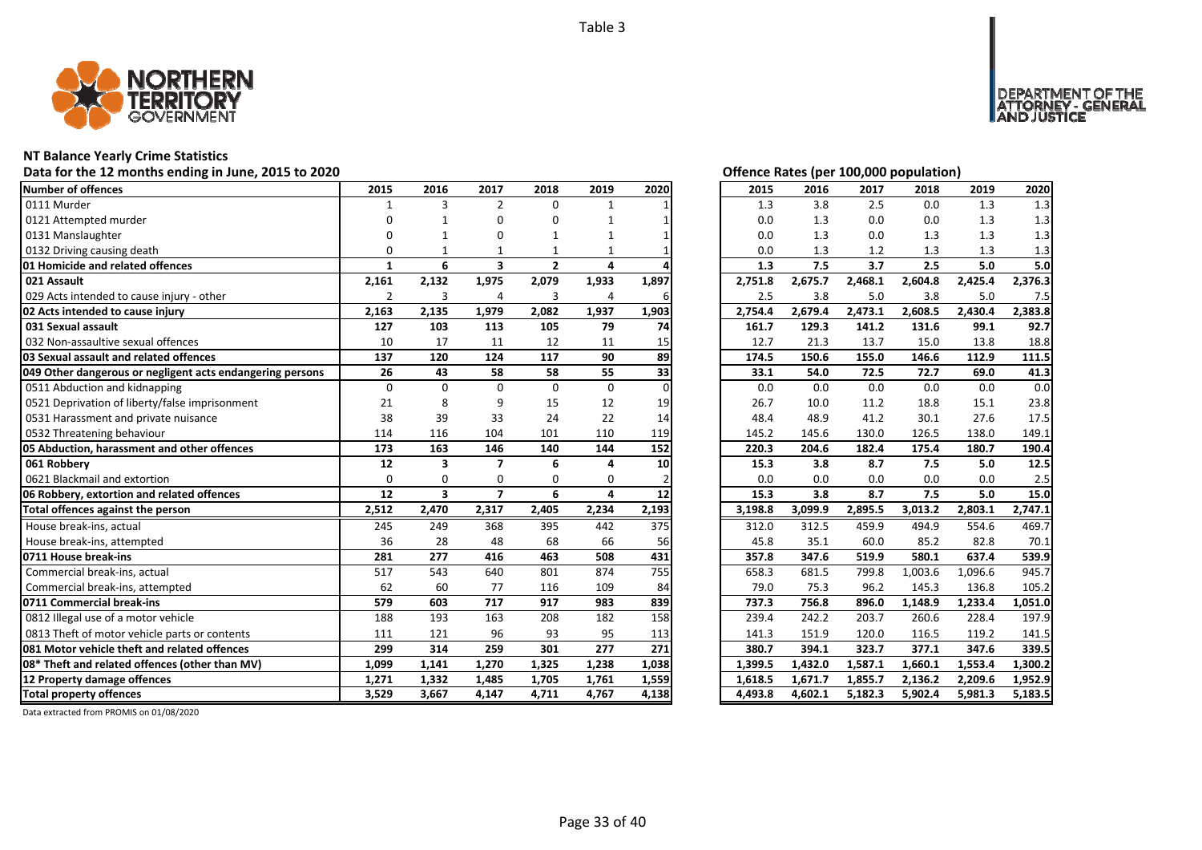Table 3

# NT Balance Yearly Crime Statistics

Data for the 12 months ending in June, 2015 to 2020

Offence Rates (per 100,000 population)

| Number of offences | 2015 | 2016 | 2017 | 2018 | 2019 | 2020 | 2015 | 2016 | 2017 | 2018 | 2019 | 2020 |
|---|---|---|---|---|---|---|---|---|---|---|---|---|
| 0111 Murder | 1 | 3 | 2 | 0 | 1 | 1 | 1.3 | 3.8 | 2.5 | 0.0 | 1.3 | 1.3 |
| 0121 Attempted murder | 0 | 1 | 0 | 0 | 1 | 1 | 0.0 | 1.3 | 0.0 | 0.0 | 1.3 | 1.3 |
| 0131 Manslaughter | 0 | 1 | 0 | 1 | 1 | 1 | 0.0 | 1.3 | 0.0 | 1.3 | 1.3 | 1.3 |
| 0132 Driving causing death | 0 | 1 | 1 | 1 | 1 | 1 | 0.0 | 1.3 | 1.2 | 1.3 | 1.3 | 1.3 |
| **01 Homicide and related offences** | **1** | **6** | **3** | **2** | **4** | **4** | **1.3** | **7.5** | **3.7** | **2.5** | **5.0** | **5.0** |
| **021 Assault** | **2,161** | **2,132** | **1,975** | **2,079** | **1,933** | **1,897** | **2,751.8** | **2,675.7** | **2,468.1** | **2,604.8** | **2,425.4** | **2,376.3** |
| 029 Acts intended to cause injury - other | 2 | 3 | 4 | 3 | 4 | 6 | 2.5 | 3.8 | 5.0 | 3.8 | 5.0 | 7.5 |
| **02 Acts intended to cause injury** | **2,163** | **2,135** | **1,979** | **2,082** | **1,937** | **1,903** | **2,754.4** | **2,679.4** | **2,473.1** | **2,608.5** | **2,430.4** | **2,383.8** |
| **031 Sexual assault** | **127** | **103** | **113** | **105** | **79** | **74** | **161.7** | **129.3** | **141.2** | **131.6** | **99.1** | **92.7** |
| 032 Non-assaultive sexual offences | 10 | 17 | 11 | 12 | 11 | 15 | 12.7 | 21.3 | 13.7 | 15.0 | 13.8 | 18.8 |
| **03 Sexual assault and related offences** | **137** | **120** | **124** | **117** | **90** | **89** | **174.5** | **150.6** | **155.0** | **146.6** | **112.9** | **111.5** |
| **049 Other dangerous or negligent acts endangering persons** | **26** | **43** | **58** | **58** | **55** | **33** | **33.1** | **54.0** | **72.5** | **72.7** | **69.0** | **41.3** |
| 0511 Abduction and kidnapping | 0 | 0 | 0 | 0 | 0 | 0 | 0.0 | 0.0 | 0.0 | 0.0 | 0.0 | 0.0 |
| 0521 Deprivation of liberty/false imprisonment | 21 | 8 | 9 | 15 | 12 | 19 | 26.7 | 10.0 | 11.2 | 18.8 | 15.1 | 23.8 |
| 0531 Harassment and private nuisance | 38 | 39 | 33 | 24 | 22 | 14 | 48.4 | 48.9 | 41.2 | 30.1 | 27.6 | 17.5 |
| 0532 Threatening behaviour | 114 | 116 | 104 | 101 | 110 | 119 | 145.2 | 145.6 | 130.0 | 126.5 | 138.0 | 149.1 |
| **05 Abduction, harassment and other offences** | **173** | **163** | **146** | **140** | **144** | **152** | **220.3** | **204.6** | **182.4** | **175.4** | **180.7** | **190.4** |
| **061 Robbery** | **12** | **3** | **7** | **6** | **4** | **10** | **15.3** | **3.8** | **8.7** | **7.5** | **5.0** | **12.5** |
| 0621 Blackmail and extortion | 0 | 0 | 0 | 0 | 0 | 2 | 0.0 | 0.0 | 0.0 | 0.0 | 0.0 | 2.5 |
| **06 Robbery, extortion and related offences** | **12** | **3** | **7** | **6** | **4** | **12** | **15.3** | **3.8** | **8.7** | **7.5** | **5.0** | **15.0** |
| **Total offences against the person** | **2,512** | **2,470** | **2,317** | **2,405** | **2,234** | **2,193** | **3,198.8** | **3,099.9** | **2,895.5** | **3,013.2** | **2,803.1** | **2,747.1** |
| House break-ins, actual | 245 | 249 | 368 | 395 | 442 | 375 | 312.0 | 312.5 | 459.9 | 494.9 | 554.6 | 469.7 |
| House break-ins, attempted | 36 | 28 | 48 | 68 | 66 | 56 | 45.8 | 35.1 | 60.0 | 85.2 | 82.8 | 70.1 |
| **0711 House break-ins** | **281** | **277** | **416** | **463** | **508** | **431** | **357.8** | **347.6** | **519.9** | **580.1** | **637.4** | **539.9** |
| Commercial break-ins, actual | 517 | 543 | 640 | 801 | 874 | 755 | 658.3 | 681.5 | 799.8 | 1,003.6 | 1,096.6 | 945.7 |
| Commercial break-ins, attempted | 62 | 60 | 77 | 116 | 109 | 84 | 79.0 | 75.3 | 96.2 | 145.3 | 136.8 | 105.2 |
| **0711 Commercial break-ins** | **579** | **603** | **717** | **917** | **983** | **839** | **737.3** | **756.8** | **896.0** | **1,148.9** | **1,233.4** | **1,051.0** |
| 0812 Illegal use of a motor vehicle | 188 | 193 | 163 | 208 | 182 | 158 | 239.4 | 242.2 | 203.7 | 260.6 | 228.4 | 197.9 |
| 0813 Theft of motor vehicle parts or contents | 111 | 121 | 96 | 93 | 95 | 113 | 141.3 | 151.9 | 120.0 | 116.5 | 119.2 | 141.5 |
| **081 Motor vehicle theft and related offences** | **299** | **314** | **259** | **301** | **277** | **271** | **380.7** | **394.1** | **323.7** | **377.1** | **347.6** | **339.5** |
| **08* Theft and related offences (other than MV)** | **1,099** | **1,141** | **1,270** | **1,325** | **1,238** | **1,038** | **1,399.5** | **1,432.0** | **1,587.1** | **1,660.1** | **1,553.4** | **1,300.2** |
| **12 Property damage offences** | **1,271** | **1,332** | **1,485** | **1,705** | **1,761** | **1,559** | **1,618.5** | **1,671.7** | **1,855.7** | **2,136.2** | **2,209.6** | **1,952.9** |
| **Total property offences** | **3,529** | **3,667** | **4,147** | **4,711** | **4,767** | **4,138** | **4,493.8** | **4,602.1** | **5,182.3** | **5,902.4** | **5,981.3** | **5,183.5** |

Data extracted from PROMIS on 01/08/2020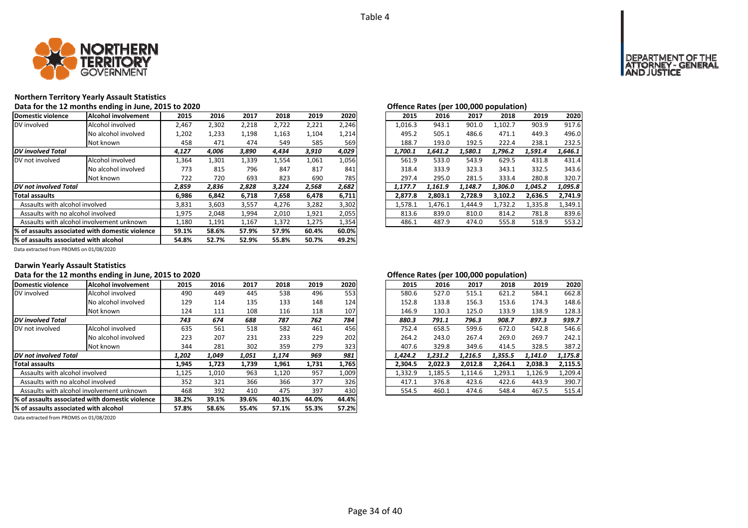Table 4

## Northern Territory Yearly Assault Statistics

### Data for the 12 months ending in June, 2015 to 2020

| Domestic violence | Alcohol involvement | 2015 | 2016 | 2017 | 2018 | 2019 | 2020 |
|---|---|---|---|---|---|---|---|
| DV involved | Alcohol involved | 2,467 | 2,302 | 2,218 | 2,722 | 2,221 | 2,246 |
| | No alcohol involved | 1,202 | 1,233 | 1,198 | 1,163 | 1,104 | 1,214 |
| | Not known | 458 | 471 | 474 | 549 | 585 | 569 |
| *DV involved Total* | | *4,127* | *4,006* | *3,890* | *4,434* | *3,910* | *4,029* |
| DV not involved | Alcohol involved | 1,364 | 1,301 | 1,339 | 1,554 | 1,061 | 1,056 |
| | No alcohol involved | 773 | 815 | 796 | 847 | 817 | 841 |
| | Not known | 722 | 720 | 693 | 823 | 690 | 785 |
| *DV not involved Total* | | *2,859* | *2,836* | *2,828* | *3,224* | *2,568* | *2,682* |
| **Total assaults** | | **6,986** | **6,842** | **6,718** | **7,658** | **6,478** | **6,711** |
| Assaults with alcohol involved | | 3,831 | 3,603 | 3,557 | 4,276 | 3,282 | 3,302 |
| Assaults with no alcohol involved | | 1,975 | 2,048 | 1,994 | 2,010 | 1,921 | 2,055 |
| Assaults with alcohol involvement unknown | | 1,180 | 1,191 | 1,167 | 1,372 | 1,275 | 1,354 |
| **% of assaults associated with domestic violence** | | **59.1%** | **58.6%** | **57.9%** | **57.9%** | **60.4%** | **60.0%** |
| **% of assaults associated with alcohol** | | **54.8%** | **52.7%** | **52.9%** | **55.8%** | **50.7%** | **49.2%** |

Data extracted from PROMIS on 01/08/2020

### Offence Rates (per 100,000 population)

| Domestic violence | Alcohol involvement | 2015 | 2016 | 2017 | 2018 | 2019 | 2020 |
|---|---|---|---|---|---|---|---|
| DV involved | Alcohol involved | 1,016.3 | 943.1 | 901.0 | 1,102.7 | 903.9 | 917.6 |
| | No alcohol involved | 495.2 | 505.1 | 486.6 | 471.1 | 449.3 | 496.0 |
| | Not known | 188.7 | 193.0 | 192.5 | 222.4 | 238.1 | 232.5 |
| *DV involved Total* | | *1,700.1* | *1,641.2* | *1,580.1* | *1,796.2* | *1,591.4* | *1,646.1* |
| DV not involved | Alcohol involved | 561.9 | 533.0 | 543.9 | 629.5 | 431.8 | 431.4 |
| | No alcohol involved | 318.4 | 333.9 | 323.3 | 343.1 | 332.5 | 343.6 |
| | Not known | 297.4 | 295.0 | 281.5 | 333.4 | 280.8 | 320.7 |
| *DV not involved Total* | | *1,177.7* | *1,161.9* | *1,148.7* | *1,306.0* | *1,045.2* | *1,095.8* |
| **Total assaults** | | **2,877.8** | **2,803.1** | **2,728.9** | **3,102.2** | **2,636.5** | **2,741.9** |
| Assaults with alcohol involved | | 1,578.1 | 1,476.1 | 1,444.9 | 1,732.2 | 1,335.8 | 1,349.1 |
| Assaults with no alcohol involved | | 813.6 | 839.0 | 810.0 | 814.2 | 781.8 | 839.6 |
| Assaults with alcohol involvement unknown | | 486.1 | 487.9 | 474.0 | 555.8 | 518.9 | 553.2 |

## Darwin Yearly Assault Statistics

### Data for the 12 months ending in June, 2015 to 2020

| Domestic violence | Alcohol involvement | 2015 | 2016 | 2017 | 2018 | 2019 | 2020 |
|---|---|---|---|---|---|---|---|
| DV involved | Alcohol involved | 490 | 449 | 445 | 538 | 496 | 553 |
| | No alcohol involved | 129 | 114 | 135 | 133 | 148 | 124 |
| | Not known | 124 | 111 | 108 | 116 | 118 | 107 |
| *DV involved Total* | | *743* | *674* | *688* | *787* | *762* | *784* |
| DV not involved | Alcohol involved | 635 | 561 | 518 | 582 | 461 | 456 |
| | No alcohol involved | 223 | 207 | 231 | 233 | 229 | 202 |
| | Not known | 344 | 281 | 302 | 359 | 279 | 323 |
| *DV not involved Total* | | *1,202* | *1,049* | *1,051* | *1,174* | *969* | *981* |
| **Total assaults** | | **1,945** | **1,723** | **1,739** | **1,961** | **1,731** | **1,765** |
| Assaults with alcohol involved | | 1,125 | 1,010 | 963 | 1,120 | 957 | 1,009 |
| Assaults with no alcohol involved | | 352 | 321 | 366 | 366 | 377 | 326 |
| Assaults with alcohol involvement unknown | | 468 | 392 | 410 | 475 | 397 | 430 |
| **% of assaults associated with domestic violence** | | **38.2%** | **39.1%** | **39.6%** | **40.1%** | **44.0%** | **44.4%** |
| **% of assaults associated with alcohol** | | **57.8%** | **58.6%** | **55.4%** | **57.1%** | **55.3%** | **57.2%** |

Data extracted from PROMIS on 01/08/2020

### Offence Rates (per 100,000 population)

| Domestic violence | Alcohol involvement | 2015 | 2016 | 2017 | 2018 | 2019 | 2020 |
|---|---|---|---|---|---|---|---|
| DV involved | Alcohol involved | 580.6 | 527.0 | 515.1 | 621.2 | 584.1 | 662.8 |
| | No alcohol involved | 152.8 | 133.8 | 156.3 | 153.6 | 174.3 | 148.6 |
| | Not known | 146.9 | 130.3 | 125.0 | 133.9 | 138.9 | 128.3 |
| *DV involved Total* | | *880.3* | *791.1* | *796.3* | *908.7* | *897.3* | *939.7* |
| DV not involved | Alcohol involved | 752.4 | 658.5 | 599.6 | 672.0 | 542.8 | 546.6 |
| | No alcohol involved | 264.2 | 243.0 | 267.4 | 269.0 | 269.7 | 242.1 |
| | Not known | 407.6 | 329.8 | 349.6 | 414.5 | 328.5 | 387.2 |
| *DV not involved Total* | | *1,424.2* | *1,231.2* | *1,216.5* | *1,355.5* | *1,141.0* | *1,175.8* |
| **Total assaults** | | **2,304.5** | **2,022.3** | **2,012.8** | **2,264.1** | **2,038.3** | **2,115.5** |
| Assaults with alcohol involved | | 1,332.9 | 1,185.5 | 1,114.6 | 1,293.1 | 1,126.9 | 1,209.4 |
| Assaults with no alcohol involved | | 417.1 | 376.8 | 423.6 | 422.6 | 443.9 | 390.7 |
| Assaults with alcohol involvement unknown | | 554.5 | 460.1 | 474.6 | 548.4 | 467.5 | 515.4 |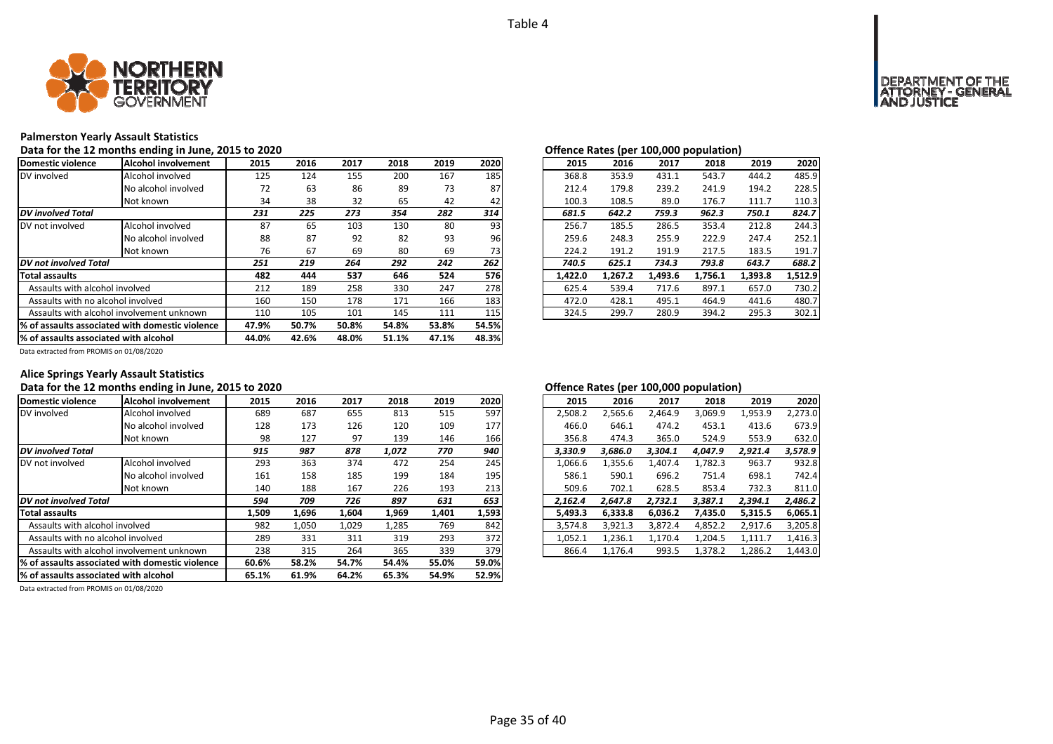Table 4

## Palmerston Yearly Assault Statistics

Data for the 12 months ending in June, 2015 to 2020

| Domestic violence | Alcohol involvement | 2015 | 2016 | 2017 | 2018 | 2019 | 2020 |
|---|---|---|---|---|---|---|---|
| DV involved | Alcohol involved | 125 | 124 | 155 | 200 | 167 | 185 |
| | No alcohol involved | 72 | 63 | 86 | 89 | 73 | 87 |
| | Not known | 34 | 38 | 32 | 65 | 42 | 42 |
| ***DV involved Total*** | | ***231*** | ***225*** | ***273*** | ***354*** | ***282*** | ***314*** |
| DV not involved | Alcohol involved | 87 | 65 | 103 | 130 | 80 | 93 |
| | No alcohol involved | 88 | 87 | 92 | 82 | 93 | 96 |
| | Not known | 76 | 67 | 69 | 80 | 69 | 73 |
| ***DV not involved Total*** | | ***251*** | ***219*** | ***264*** | ***292*** | ***242*** | ***262*** |
| **Total assaults** | | **482** | **444** | **537** | **646** | **524** | **576** |
| Assaults with alcohol involved | | 212 | 189 | 258 | 330 | 247 | 278 |
| Assaults with no alcohol involved | | 160 | 150 | 178 | 171 | 166 | 183 |
| Assaults with alcohol involvement unknown | | 110 | 105 | 101 | 145 | 111 | 115 |
| **% of assaults associated with domestic violence** | | **47.9%** | **50.7%** | **50.8%** | **54.8%** | **53.8%** | **54.5%** |
| **% of assaults associated with alcohol** | | **44.0%** | **42.6%** | **48.0%** | **51.1%** | **47.1%** | **48.3%** |

Data extracted from PROMIS on 01/08/2020

Offence Rates (per 100,000 population)

| 2015 | 2016 | 2017 | 2018 | 2019 | 2020 |
|---|---|---|---|---|---|
| 368.8 | 353.9 | 431.1 | 543.7 | 444.2 | 485.9 |
| 212.4 | 179.8 | 239.2 | 241.9 | 194.2 | 228.5 |
| 100.3 | 108.5 | 89.0 | 176.7 | 111.7 | 110.3 |
| ***681.5*** | ***642.2*** | ***759.3*** | ***962.3*** | ***750.1*** | ***824.7*** |
| 256.7 | 185.5 | 286.5 | 353.4 | 212.8 | 244.3 |
| 259.6 | 248.3 | 255.9 | 222.9 | 247.4 | 252.1 |
| 224.2 | 191.2 | 191.9 | 217.5 | 183.5 | 191.7 |
| ***740.5*** | ***625.1*** | ***734.3*** | ***793.8*** | ***643.7*** | ***688.2*** |
| **1,422.0** | **1,267.2** | **1,493.6** | **1,756.1** | **1,393.8** | **1,512.9** |
| 625.4 | 539.4 | 717.6 | 897.1 | 657.0 | 730.2 |
| 472.0 | 428.1 | 495.1 | 464.9 | 441.6 | 480.7 |
| 324.5 | 299.7 | 280.9 | 394.2 | 295.3 | 302.1 |

## Alice Springs Yearly Assault Statistics

Data for the 12 months ending in June, 2015 to 2020

| Domestic violence | Alcohol involvement | 2015 | 2016 | 2017 | 2018 | 2019 | 2020 |
|---|---|---|---|---|---|---|---|
| DV involved | Alcohol involved | 689 | 687 | 655 | 813 | 515 | 597 |
| | No alcohol involved | 128 | 173 | 126 | 120 | 109 | 177 |
| | Not known | 98 | 127 | 97 | 139 | 146 | 166 |
| ***DV involved Total*** | | ***915*** | ***987*** | ***878*** | ***1,072*** | ***770*** | ***940*** |
| DV not involved | Alcohol involved | 293 | 363 | 374 | 472 | 254 | 245 |
| | No alcohol involved | 161 | 158 | 185 | 199 | 184 | 195 |
| | Not known | 140 | 188 | 167 | 226 | 193 | 213 |
| ***DV not involved Total*** | | ***594*** | ***709*** | ***726*** | ***897*** | ***631*** | ***653*** |
| **Total assaults** | | **1,509** | **1,696** | **1,604** | **1,969** | **1,401** | **1,593** |
| Assaults with alcohol involved | | 982 | 1,050 | 1,029 | 1,285 | 769 | 842 |
| Assaults with no alcohol involved | | 289 | 331 | 311 | 319 | 293 | 372 |
| Assaults with alcohol involvement unknown | | 238 | 315 | 264 | 365 | 339 | 379 |
| **% of assaults associated with domestic violence** | | **60.6%** | **58.2%** | **54.7%** | **54.4%** | **55.0%** | **59.0%** |
| **% of assaults associated with alcohol** | | **65.1%** | **61.9%** | **64.2%** | **65.3%** | **54.9%** | **52.9%** |

Data extracted from PROMIS on 01/08/2020

Offence Rates (per 100,000 population)

| 2015 | 2016 | 2017 | 2018 | 2019 | 2020 |
|---|---|---|---|---|---|
| 2,508.2 | 2,565.6 | 2,464.9 | 3,069.9 | 1,953.9 | 2,273.0 |
| 466.0 | 646.1 | 474.2 | 453.1 | 413.6 | 673.9 |
| 356.8 | 474.3 | 365.0 | 524.9 | 553.9 | 632.0 |
| ***3,330.9*** | ***3,686.0*** | ***3,304.1*** | ***4,047.9*** | ***2,921.4*** | ***3,578.9*** |
| 1,066.6 | 1,355.6 | 1,407.4 | 1,782.3 | 963.7 | 932.8 |
| 586.1 | 590.1 | 696.2 | 751.4 | 698.1 | 742.4 |
| 509.6 | 702.1 | 628.5 | 853.4 | 732.3 | 811.0 |
| ***2,162.4*** | ***2,647.8*** | ***2,732.1*** | ***3,387.1*** | ***2,394.1*** | ***2,486.2*** |
| **5,493.3** | **6,333.8** | **6,036.2** | **7,435.0** | **5,315.5** | **6,065.1** |
| 3,574.8 | 3,921.3 | 3,872.4 | 4,852.2 | 2,917.6 | 3,205.8 |
| 1,052.1 | 1,236.1 | 1,170.4 | 1,204.5 | 1,111.7 | 1,416.3 |
| 866.4 | 1,176.4 | 993.5 | 1,378.2 | 1,286.2 | 1,443.0 |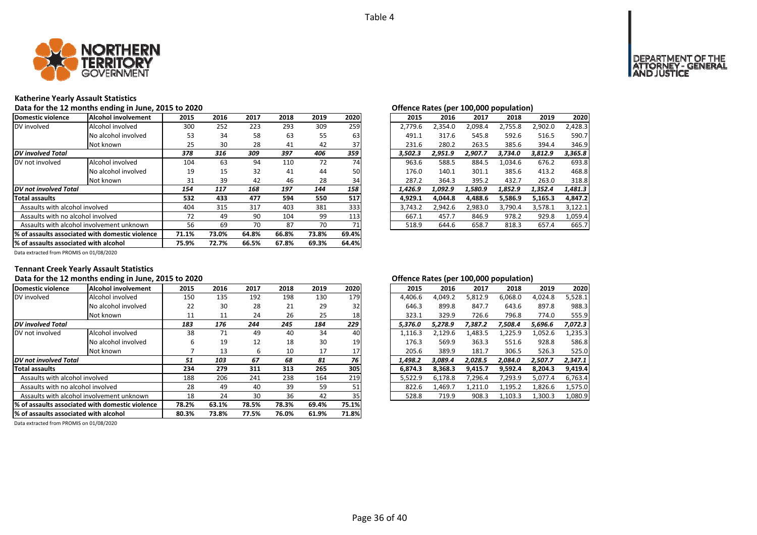Table 4

## Katherine Yearly Assault Statistics

### Data for the 12 months ending in June, 2015 to 2020

| Domestic violence | Alcohol involvement | 2015 | 2016 | 2017 | 2018 | 2019 | 2020 |
|---|---|---|---|---|---|---|---|
| DV involved | Alcohol involved | 300 | 252 | 223 | 293 | 309 | 259 |
| | No alcohol involved | 53 | 34 | 58 | 63 | 55 | 63 |
| | Not known | 25 | 30 | 28 | 41 | 42 | 37 |
| ***DV involved Total*** | | ***378*** | ***316*** | ***309*** | ***397*** | ***406*** | ***359*** |
| DV not involved | Alcohol involved | 104 | 63 | 94 | 110 | 72 | 74 |
| | No alcohol involved | 19 | 15 | 32 | 41 | 44 | 50 |
| | Not known | 31 | 39 | 42 | 46 | 28 | 34 |
| ***DV not involved Total*** | | ***154*** | ***117*** | ***168*** | ***197*** | ***144*** | ***158*** |
| **Total assaults** | | **532** | **433** | **477** | **594** | **550** | **517** |
| Assaults with alcohol involved | | 404 | 315 | 317 | 403 | 381 | 333 |
| Assaults with no alcohol involved | | 72 | 49 | 90 | 104 | 99 | 113 |
| Assaults with alcohol involvement unknown | | 56 | 69 | 70 | 87 | 70 | 71 |
| **% of assaults associated with domestic violence** | | **71.1%** | **73.0%** | **64.8%** | **66.8%** | **73.8%** | **69.4%** |
| **% of assaults associated with alcohol** | | **75.9%** | **72.7%** | **66.5%** | **67.8%** | **69.3%** | **64.4%** |

Data extracted from PROMIS on 01/08/2020

### Offence Rates (per 100,000 population)

| Domestic violence | Alcohol involvement | 2015 | 2016 | 2017 | 2018 | 2019 | 2020 |
|---|---|---|---|---|---|---|---|
| DV involved | Alcohol involved | 2,779.6 | 2,354.0 | 2,098.4 | 2,755.8 | 2,902.0 | 2,428.3 |
| | No alcohol involved | 491.1 | 317.6 | 545.8 | 592.6 | 516.5 | 590.7 |
| | Not known | 231.6 | 280.2 | 263.5 | 385.6 | 394.4 | 346.9 |
| ***DV involved Total*** | | ***3,502.3*** | ***2,951.9*** | ***2,907.7*** | ***3,734.0*** | ***3,812.9*** | ***3,365.8*** |
| DV not involved | Alcohol involved | 963.6 | 588.5 | 884.5 | 1,034.6 | 676.2 | 693.8 |
| | No alcohol involved | 176.0 | 140.1 | 301.1 | 385.6 | 413.2 | 468.8 |
| | Not known | 287.2 | 364.3 | 395.2 | 432.7 | 263.0 | 318.8 |
| ***DV not involved Total*** | | ***1,426.9*** | ***1,092.9*** | ***1,580.9*** | ***1,852.9*** | ***1,352.4*** | ***1,481.3*** |
| **Total assaults** | | **4,929.1** | **4,044.8** | **4,488.6** | **5,586.9** | **5,165.3** | **4,847.2** |
| Assaults with alcohol involved | | 3,743.2 | 2,942.6 | 2,983.0 | 3,790.4 | 3,578.1 | 3,122.1 |
| Assaults with no alcohol involved | | 667.1 | 457.7 | 846.9 | 978.2 | 929.8 | 1,059.4 |
| Assaults with alcohol involvement unknown | | 518.9 | 644.6 | 658.7 | 818.3 | 657.4 | 665.7 |

## Tennant Creek Yearly Assault Statistics

### Data for the 12 months ending in June, 2015 to 2020

| Domestic violence | Alcohol involvement | 2015 | 2016 | 2017 | 2018 | 2019 | 2020 |
|---|---|---|---|---|---|---|---|
| DV involved | Alcohol involved | 150 | 135 | 192 | 198 | 130 | 179 |
| | No alcohol involved | 22 | 30 | 28 | 21 | 29 | 32 |
| | Not known | 11 | 11 | 24 | 26 | 25 | 18 |
| ***DV involved Total*** | | ***183*** | ***176*** | ***244*** | ***245*** | ***184*** | ***229*** |
| DV not involved | Alcohol involved | 38 | 71 | 49 | 40 | 34 | 40 |
| | No alcohol involved | 6 | 19 | 12 | 18 | 30 | 19 |
| | Not known | 7 | 13 | 6 | 10 | 17 | 17 |
| ***DV not involved Total*** | | ***51*** | ***103*** | ***67*** | ***68*** | ***81*** | ***76*** |
| **Total assaults** | | **234** | **279** | **311** | **313** | **265** | **305** |
| Assaults with alcohol involved | | 188 | 206 | 241 | 238 | 164 | 219 |
| Assaults with no alcohol involved | | 28 | 49 | 40 | 39 | 59 | 51 |
| Assaults with alcohol involvement unknown | | 18 | 24 | 30 | 36 | 42 | 35 |
| **% of assaults associated with domestic violence** | | **78.2%** | **63.1%** | **78.5%** | **78.3%** | **69.4%** | **75.1%** |
| **% of assaults associated with alcohol** | | **80.3%** | **73.8%** | **77.5%** | **76.0%** | **61.9%** | **71.8%** |

Data extracted from PROMIS on 01/08/2020

### Offence Rates (per 100,000 population)

| Domestic violence | Alcohol involvement | 2015 | 2016 | 2017 | 2018 | 2019 | 2020 |
|---|---|---|---|---|---|---|---|
| DV involved | Alcohol involved | 4,406.6 | 4,049.2 | 5,812.9 | 6,068.0 | 4,024.8 | 5,528.1 |
| | No alcohol involved | 646.3 | 899.8 | 847.7 | 643.6 | 897.8 | 988.3 |
| | Not known | 323.1 | 329.9 | 726.6 | 796.8 | 774.0 | 555.9 |
| ***DV involved Total*** | | ***5,376.0*** | ***5,278.9*** | ***7,387.2*** | ***7,508.4*** | ***5,696.6*** | ***7,072.3*** |
| DV not involved | Alcohol involved | 1,116.3 | 2,129.6 | 1,483.5 | 1,225.9 | 1,052.6 | 1,235.3 |
| | No alcohol involved | 176.3 | 569.9 | 363.3 | 551.6 | 928.8 | 586.8 |
| | Not known | 205.6 | 389.9 | 181.7 | 306.5 | 526.3 | 525.0 |
| ***DV not involved Total*** | | ***1,498.2*** | ***3,089.4*** | ***2,028.5*** | ***2,084.0*** | ***2,507.7*** | ***2,347.1*** |
| **Total assaults** | | **6,874.3** | **8,368.3** | **9,415.7** | **9,592.4** | **8,204.3** | **9,419.4** |
| Assaults with alcohol involved | | 5,522.9 | 6,178.8 | 7,296.4 | 7,293.9 | 5,077.4 | 6,763.4 |
| Assaults with no alcohol involved | | 822.6 | 1,469.7 | 1,211.0 | 1,195.2 | 1,826.6 | 1,575.0 |
| Assaults with alcohol involvement unknown | | 528.8 | 719.9 | 908.3 | 1,103.3 | 1,300.3 | 1,080.9 |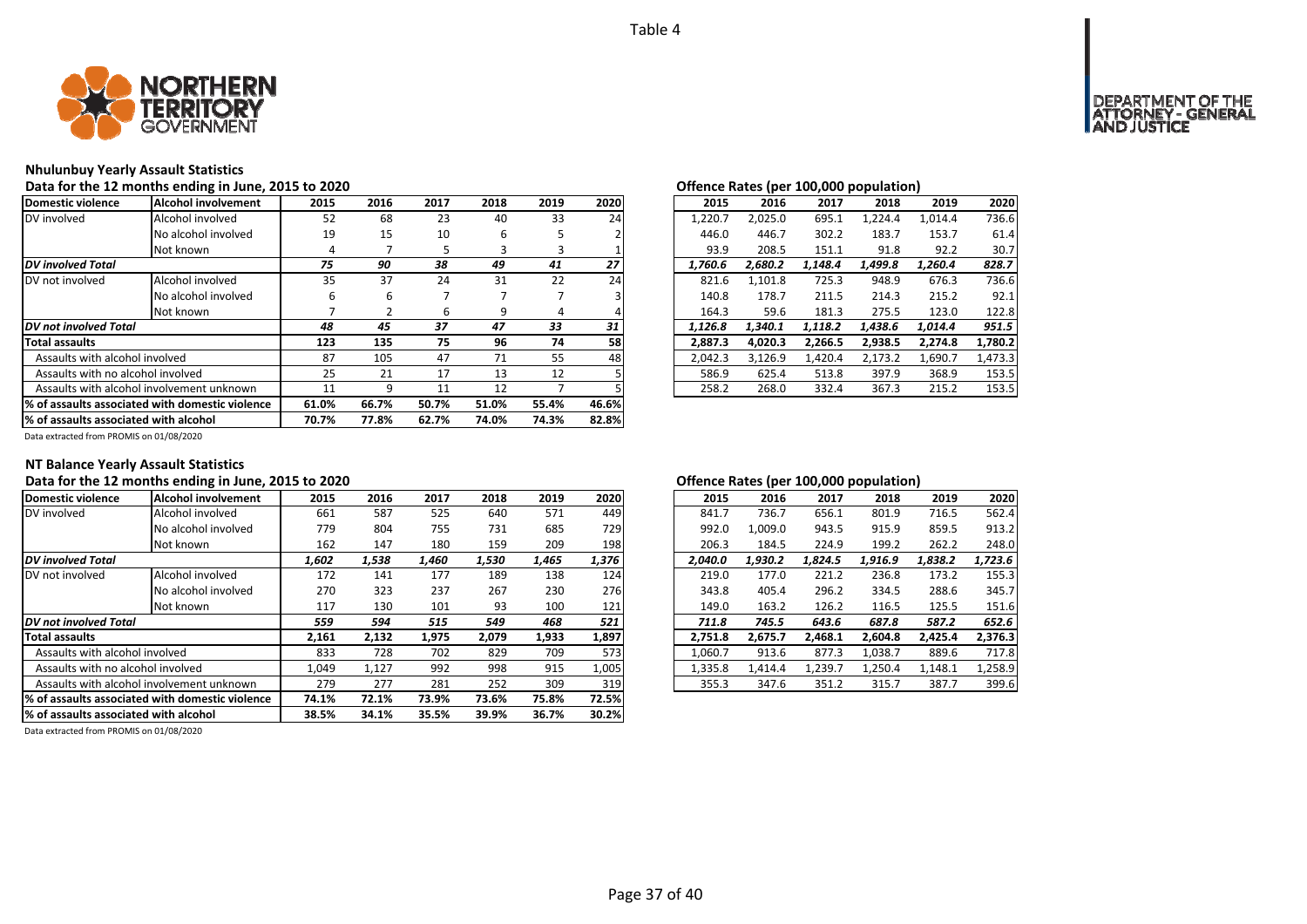Table 4

## Nhulunbuy Yearly Assault Statistics

### Data for the 12 months ending in June, 2015 to 2020

| Domestic violence | Alcohol involvement | 2015 | 2016 | 2017 | 2018 | 2019 | 2020 |
|---|---|---|---|---|---|---|---|
| DV involved | Alcohol involved | 52 | 68 | 23 | 40 | 33 | 24 |
| | No alcohol involved | 19 | 15 | 10 | 6 | 5 | 2 |
| | Not known | 4 | 7 | 5 | 3 | 3 | 1 |
| ***DV involved Total*** | | ***75*** | ***90*** | ***38*** | ***49*** | ***41*** | ***27*** |
| DV not involved | Alcohol involved | 35 | 37 | 24 | 31 | 22 | 24 |
| | No alcohol involved | 6 | 6 | 7 | 7 | 7 | 3 |
| | Not known | 7 | 2 | 6 | 9 | 4 | 4 |
| ***DV not involved Total*** | | ***48*** | ***45*** | ***37*** | ***47*** | ***33*** | ***31*** |
| **Total assaults** | | **123** | **135** | **75** | **96** | **74** | **58** |
| Assaults with alcohol involved | | 87 | 105 | 47 | 71 | 55 | 48 |
| Assaults with no alcohol involved | | 25 | 21 | 17 | 13 | 12 | 5 |
| Assaults with alcohol involvement unknown | | 11 | 9 | 11 | 12 | 7 | 5 |
| **% of assaults associated with domestic violence** | | **61.0%** | **66.7%** | **50.7%** | **51.0%** | **55.4%** | **46.6%** |
| **% of assaults associated with alcohol** | | **70.7%** | **77.8%** | **62.7%** | **74.0%** | **74.3%** | **82.8%** |

Data extracted from PROMIS on 01/08/2020

### Offence Rates (per 100,000 population)

| 2015 | 2016 | 2017 | 2018 | 2019 | 2020 |
|---|---|---|---|---|---|
| 1,220.7 | 2,025.0 | 695.1 | 1,224.4 | 1,014.4 | 736.6 |
| 446.0 | 446.7 | 302.2 | 183.7 | 153.7 | 61.4 |
| 93.9 | 208.5 | 151.1 | 91.8 | 92.2 | 30.7 |
| ***1,760.6*** | ***2,680.2*** | ***1,148.4*** | ***1,499.8*** | ***1,260.4*** | ***828.7*** |
| 821.6 | 1,101.8 | 725.3 | 948.9 | 676.3 | 736.6 |
| 140.8 | 178.7 | 211.5 | 214.3 | 215.2 | 92.1 |
| 164.3 | 59.6 | 181.3 | 275.5 | 123.0 | 122.8 |
| ***1,126.8*** | ***1,340.1*** | ***1,118.2*** | ***1,438.6*** | ***1,014.4*** | ***951.5*** |
| **2,887.3** | **4,020.3** | **2,266.5** | **2,938.5** | **2,274.8** | **1,780.2** |
| 2,042.3 | 3,126.9 | 1,420.4 | 2,173.2 | 1,690.7 | 1,473.3 |
| 586.9 | 625.4 | 513.8 | 397.9 | 368.9 | 153.5 |
| 258.2 | 268.0 | 332.4 | 367.3 | 215.2 | 153.5 |

## NT Balance Yearly Assault Statistics

### Data for the 12 months ending in June, 2015 to 2020

| Domestic violence | Alcohol involvement | 2015 | 2016 | 2017 | 2018 | 2019 | 2020 |
|---|---|---|---|---|---|---|---|
| DV involved | Alcohol involved | 661 | 587 | 525 | 640 | 571 | 449 |
| | No alcohol involved | 779 | 804 | 755 | 731 | 685 | 729 |
| | Not known | 162 | 147 | 180 | 159 | 209 | 198 |
| ***DV involved Total*** | | ***1,602*** | ***1,538*** | ***1,460*** | ***1,530*** | ***1,465*** | ***1,376*** |
| DV not involved | Alcohol involved | 172 | 141 | 177 | 189 | 138 | 124 |
| | No alcohol involved | 270 | 323 | 237 | 267 | 230 | 276 |
| | Not known | 117 | 130 | 101 | 93 | 100 | 121 |
| ***DV not involved Total*** | | ***559*** | ***594*** | ***515*** | ***549*** | ***468*** | ***521*** |
| **Total assaults** | | **2,161** | **2,132** | **1,975** | **2,079** | **1,933** | **1,897** |
| Assaults with alcohol involved | | 833 | 728 | 702 | 829 | 709 | 573 |
| Assaults with no alcohol involved | | 1,049 | 1,127 | 992 | 998 | 915 | 1,005 |
| Assaults with alcohol involvement unknown | | 279 | 277 | 281 | 252 | 309 | 319 |
| **% of assaults associated with domestic violence** | | **74.1%** | **72.1%** | **73.9%** | **73.6%** | **75.8%** | **72.5%** |
| **% of assaults associated with alcohol** | | **38.5%** | **34.1%** | **35.5%** | **39.9%** | **36.7%** | **30.2%** |

Data extracted from PROMIS on 01/08/2020

### Offence Rates (per 100,000 population)

| 2015 | 2016 | 2017 | 2018 | 2019 | 2020 |
|---|---|---|---|---|---|
| 841.7 | 736.7 | 656.1 | 801.9 | 716.5 | 562.4 |
| 992.0 | 1,009.0 | 943.5 | 915.9 | 859.5 | 913.2 |
| 206.3 | 184.5 | 224.9 | 199.2 | 262.2 | 248.0 |
| ***2,040.0*** | ***1,930.2*** | ***1,824.5*** | ***1,916.9*** | ***1,838.2*** | ***1,723.6*** |
| 219.0 | 177.0 | 221.2 | 236.8 | 173.2 | 155.3 |
| 343.8 | 405.4 | 296.2 | 334.5 | 288.6 | 345.7 |
| 149.0 | 163.2 | 126.2 | 116.5 | 125.5 | 151.6 |
| ***711.8*** | ***745.5*** | ***643.6*** | ***687.8*** | ***587.2*** | ***652.6*** |
| **2,751.8** | **2,675.7** | **2,468.1** | **2,604.8** | **2,425.4** | **2,376.3** |
| 1,060.7 | 913.6 | 877.3 | 1,038.7 | 889.6 | 717.8 |
| 1,335.8 | 1,414.4 | 1,239.7 | 1,250.4 | 1,148.1 | 1,258.9 |
| 355.3 | 347.6 | 351.2 | 315.7 | 387.7 | 399.6 |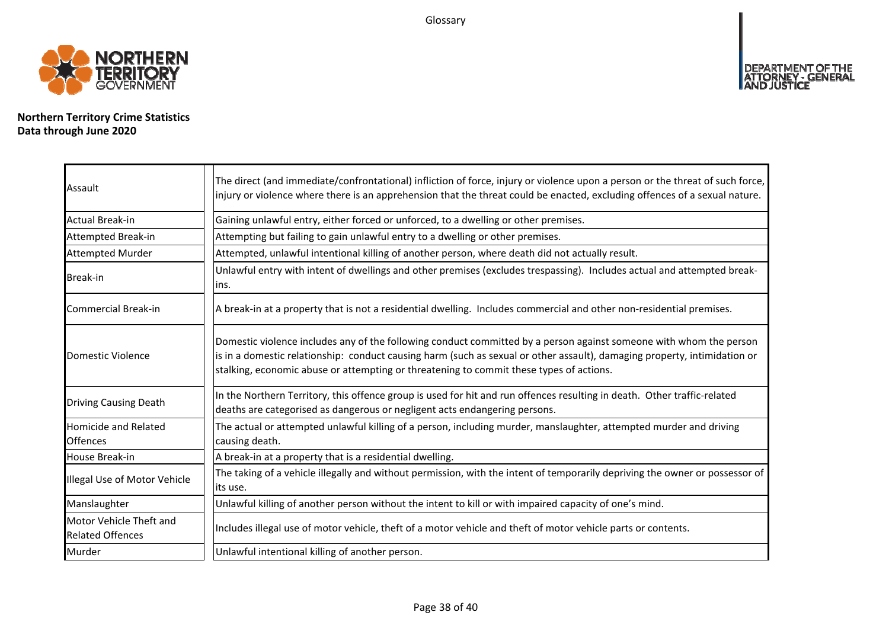Glossary

**Northern Territory Crime Statistics**
**Data through June 2020**

| Term | Definition |
|---|---|
| Assault | The direct (and immediate/confrontational) infliction of force, injury or violence upon a person or the threat of such force, injury or violence where there is an apprehension that the threat could be enacted, excluding offences of a sexual nature. |
| Actual Break-in | Gaining unlawful entry, either forced or unforced, to a dwelling or other premises. |
| Attempted Break-in | Attempting but failing to gain unlawful entry to a dwelling or other premises. |
| Attempted Murder | Attempted, unlawful intentional killing of another person, where death did not actually result. |
| Break-in | Unlawful entry with intent of dwellings and other premises (excludes trespassing). Includes actual and attempted break-ins. |
| Commercial Break-in | A break-in at a property that is not a residential dwelling. Includes commercial and other non-residential premises. |
| Domestic Violence | Domestic violence includes any of the following conduct committed by a person against someone with whom the person is in a domestic relationship: conduct causing harm (such as sexual or other assault), damaging property, intimidation or stalking, economic abuse or attempting or threatening to commit these types of actions. |
| Driving Causing Death | In the Northern Territory, this offence group is used for hit and run offences resulting in death. Other traffic-related deaths are categorised as dangerous or negligent acts endangering persons. |
| Homicide and Related Offences | The actual or attempted unlawful killing of a person, including murder, manslaughter, attempted murder and driving causing death. |
| House Break-in | A break-in at a property that is a residential dwelling. |
| Illegal Use of Motor Vehicle | The taking of a vehicle illegally and without permission, with the intent of temporarily depriving the owner or possessor of its use. |
| Manslaughter | Unlawful killing of another person without the intent to kill or with impaired capacity of one's mind. |
| Motor Vehicle Theft and Related Offences | Includes illegal use of motor vehicle, theft of a motor vehicle and theft of motor vehicle parts or contents. |
| Murder | Unlawful intentional killing of another person. |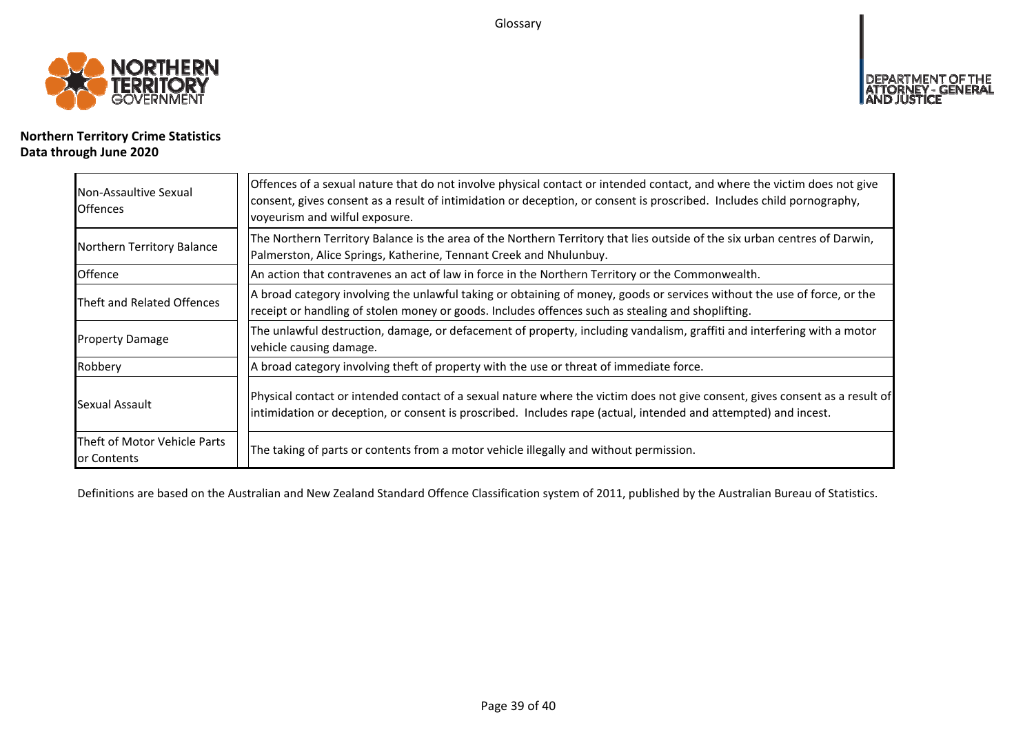**Northern Territory Crime Statistics**
**Data through June 2020**

| Term | Definition |
|---|---|
| Non-Assaultive Sexual Offences | Offences of a sexual nature that do not involve physical contact or intended contact, and where the victim does not give consent, gives consent as a result of intimidation or deception, or consent is proscribed. Includes child pornography, voyeurism and wilful exposure. |
| Northern Territory Balance | The Northern Territory Balance is the area of the Northern Territory that lies outside of the six urban centres of Darwin, Palmerston, Alice Springs, Katherine, Tennant Creek and Nhulunbuy. |
| Offence | An action that contravenes an act of law in force in the Northern Territory or the Commonwealth. |
| Theft and Related Offences | A broad category involving the unlawful taking or obtaining of money, goods or services without the use of force, or the receipt or handling of stolen money or goods. Includes offences such as stealing and shoplifting. |
| Property Damage | The unlawful destruction, damage, or defacement of property, including vandalism, graffiti and interfering with a motor vehicle causing damage. |
| Robbery | A broad category involving theft of property with the use or threat of immediate force. |
| Sexual Assault | Physical contact or intended contact of a sexual nature where the victim does not give consent, gives consent as a result of intimidation or deception, or consent is proscribed. Includes rape (actual, intended and attempted) and incest. |
| Theft of Motor Vehicle Parts or Contents | The taking of parts or contents from a motor vehicle illegally and without permission. |

Definitions are based on the Australian and New Zealand Standard Offence Classification system of 2011, published by the Australian Bureau of Statistics.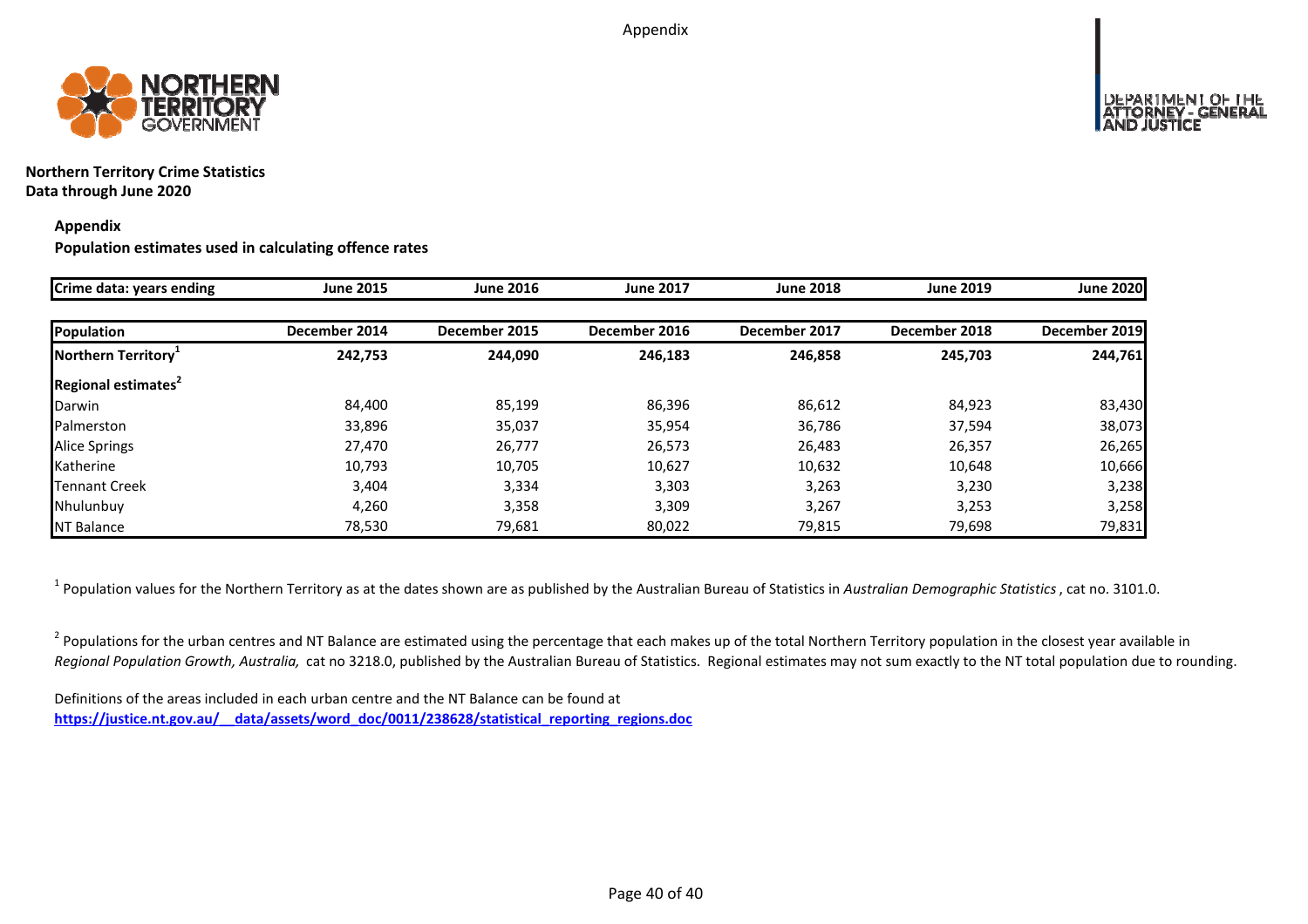**Northern Territory Crime Statistics**
**Data through June 2020**

### Appendix

**Population estimates used in calculating offence rates**

| Crime data: years ending | June 2015 | June 2016 | June 2017 | June 2018 | June 2019 | June 2020 |
|---|---|---|---|---|---|---|
| **Population** | **December 2014** | **December 2015** | **December 2016** | **December 2017** | **December 2018** | **December 2019** |
| **Northern Territory[1]** | **242,753** | **244,090** | **246,183** | **246,858** | **245,703** | **244,761** |
| **Regional estimates[2]** | | | | | | |
| Darwin | 84,400 | 85,199 | 86,396 | 86,612 | 84,923 | 83,430 |
| Palmerston | 33,896 | 35,037 | 35,954 | 36,786 | 37,594 | 38,073 |
| Alice Springs | 27,470 | 26,777 | 26,573 | 26,483 | 26,357 | 26,265 |
| Katherine | 10,793 | 10,705 | 10,627 | 10,632 | 10,648 | 10,666 |
| Tennant Creek | 3,404 | 3,334 | 3,303 | 3,263 | 3,230 | 3,238 |
| Nhulunbuy | 4,260 | 3,358 | 3,309 | 3,267 | 3,253 | 3,258 |
| NT Balance | 78,530 | 79,681 | 80,022 | 79,815 | 79,698 | 79,831 |

[1] Population values for the Northern Territory as at the dates shown are as published by the Australian Bureau of Statistics in *Australian Demographic Statistics* , cat no. 3101.0.

[2] Populations for the urban centres and NT Balance are estimated using the percentage that each makes up of the total Northern Territory population in the closest year available in *Regional Population Growth, Australia,* cat no 3218.0, published by the Australian Bureau of Statistics. Regional estimates may not sum exactly to the NT total population due to rounding.

Definitions of the areas included in each urban centre and the NT Balance can be found at
**https://justice.nt.gov.au/__data/assets/word_doc/0011/238628/statistical_reporting_regions.doc**